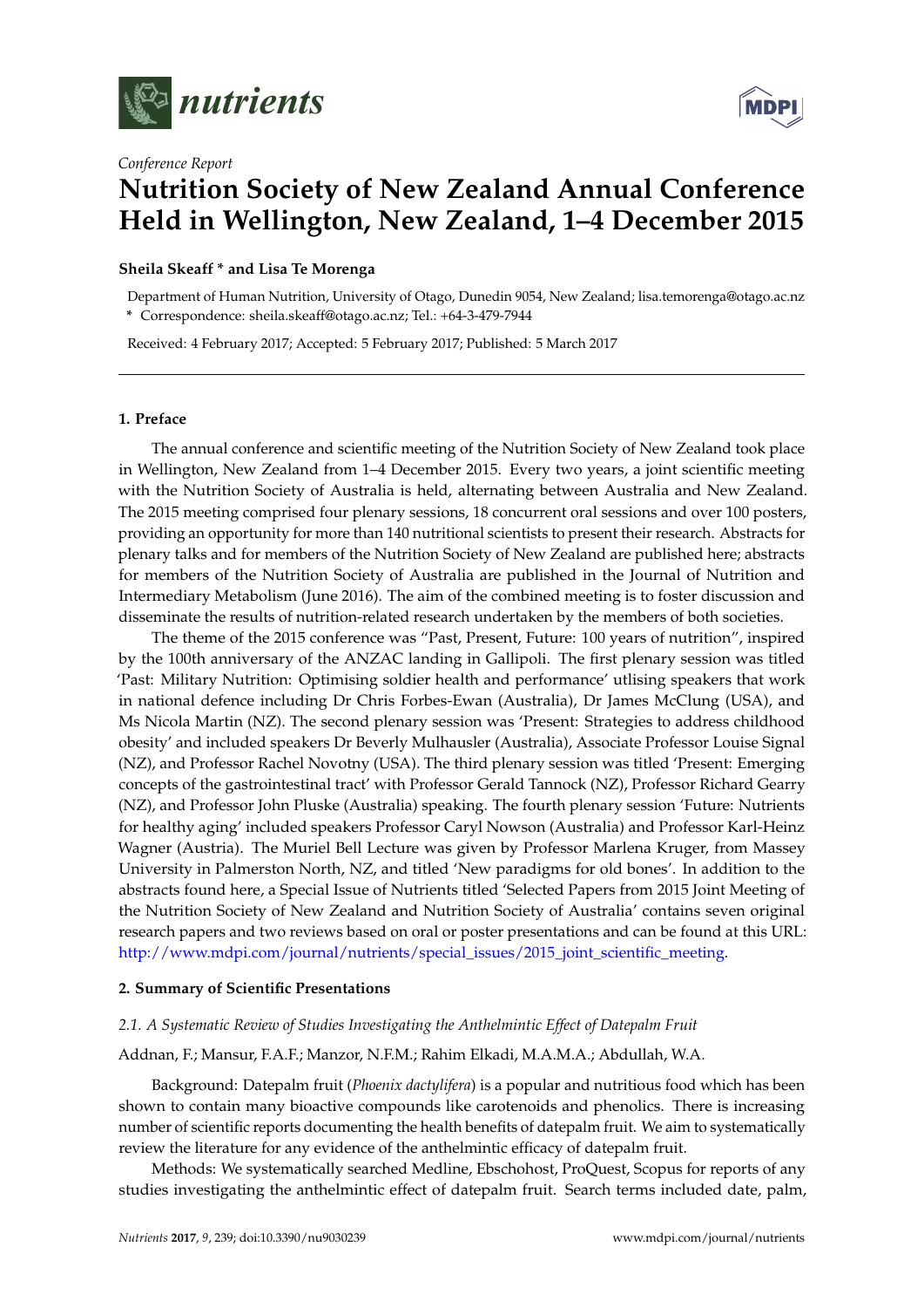*Conference Report*

# Nutrition Society of New Zealand Annual Conference Held in Wellington, New Zealand, 1–4 December 2015

**Sheila Skeaff * and Lisa Te Morenga**

Department of Human Nutrition, University of Otago, Dunedin 9054, New Zealand; lisa.temorenga@otago.ac.nz
* Correspondence: sheila.skeaff@otago.ac.nz; Tel.: +64-3-479-7944

Received: 4 February 2017; Accepted: 5 February 2017; Published: 5 March 2017

## 1. Preface

The annual conference and scientific meeting of the Nutrition Society of New Zealand took place in Wellington, New Zealand from 1–4 December 2015. Every two years, a joint scientific meeting with the Nutrition Society of Australia is held, alternating between Australia and New Zealand. The 2015 meeting comprised four plenary sessions, 18 concurrent oral sessions and over 100 posters, providing an opportunity for more than 140 nutritional scientists to present their research. Abstracts for plenary talks and for members of the Nutrition Society of New Zealand are published here; abstracts for members of the Nutrition Society of Australia are published in the Journal of Nutrition and Intermediary Metabolism (June 2016). The aim of the combined meeting is to foster discussion and disseminate the results of nutrition-related research undertaken by the members of both societies.

The theme of the 2015 conference was "Past, Present, Future: 100 years of nutrition", inspired by the 100th anniversary of the ANZAC landing in Gallipoli. The first plenary session was titled 'Past: Military Nutrition: Optimising soldier health and performance' utlising speakers that work in national defence including Dr Chris Forbes-Ewan (Australia), Dr James McClung (USA), and Ms Nicola Martin (NZ). The second plenary session was 'Present: Strategies to address childhood obesity' and included speakers Dr Beverly Mulhausler (Australia), Associate Professor Louise Signal (NZ), and Professor Rachel Novotny (USA). The third plenary session was titled 'Present: Emerging concepts of the gastrointestinal tract' with Professor Gerald Tannock (NZ), Professor Richard Gearry (NZ), and Professor John Pluske (Australia) speaking. The fourth plenary session 'Future: Nutrients for healthy aging' included speakers Professor Caryl Nowson (Australia) and Professor Karl-Heinz Wagner (Austria). The Muriel Bell Lecture was given by Professor Marlena Kruger, from Massey University in Palmerston North, NZ, and titled 'New paradigms for old bones'. In addition to the abstracts found here, a Special Issue of Nutrients titled 'Selected Papers from 2015 Joint Meeting of the Nutrition Society of New Zealand and Nutrition Society of Australia' contains seven original research papers and two reviews based on oral or poster presentations and can be found at this URL: http://www.mdpi.com/journal/nutrients/special_issues/2015_joint_scientific_meeting.

## 2. Summary of Scientific Presentations

### *2.1. A Systematic Review of Studies Investigating the Anthelmintic Effect of Datepalm Fruit*

Addnan, F.; Mansur, F.A.F.; Manzor, N.F.M.; Rahim Elkadi, M.A.M.A.; Abdullah, W.A.

Background: Datepalm fruit (*Phoenix dactylifera*) is a popular and nutritious food which has been shown to contain many bioactive compounds like carotenoids and phenolics. There is increasing number of scientific reports documenting the health benefits of datepalm fruit. We aim to systematically review the literature for any evidence of the anthelmintic efficacy of datepalm fruit.

Methods: We systematically searched Medline, Ebschohost, ProQuest, Scopus for reports of any studies investigating the anthelmintic effect of datepalm fruit. Search terms included date, palm,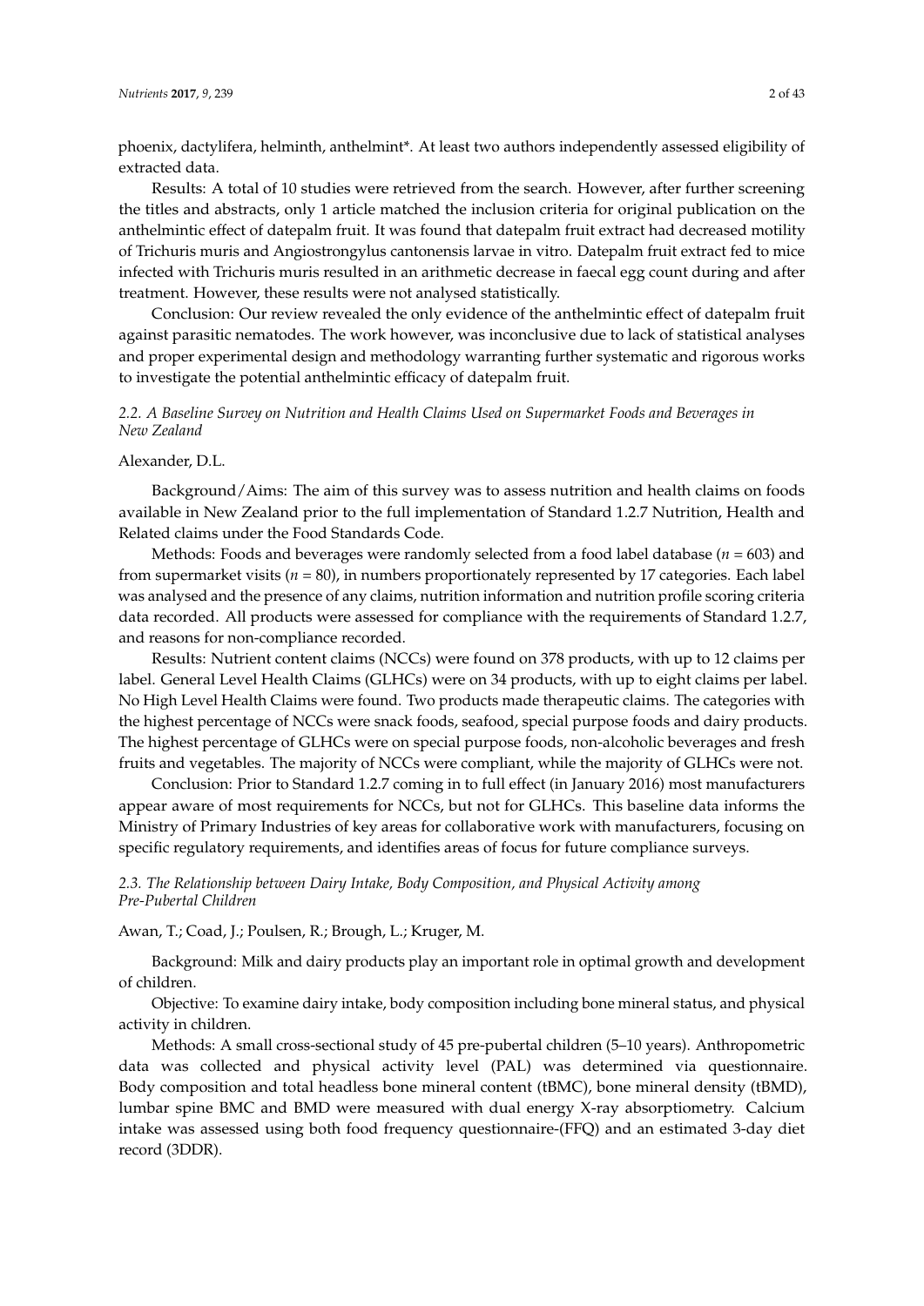phoenix, dactylifera, helminth, anthelmint*. At least two authors independently assessed eligibility of extracted data.

Results: A total of 10 studies were retrieved from the search. However, after further screening the titles and abstracts, only 1 article matched the inclusion criteria for original publication on the anthelmintic effect of datepalm fruit. It was found that datepalm fruit extract had decreased motility of Trichuris muris and Angiostrongylus cantonensis larvae in vitro. Datepalm fruit extract fed to mice infected with Trichuris muris resulted in an arithmetic decrease in faecal egg count during and after treatment. However, these results were not analysed statistically.

Conclusion: Our review revealed the only evidence of the anthelmintic effect of datepalm fruit against parasitic nematodes. The work however, was inconclusive due to lack of statistical analyses and proper experimental design and methodology warranting further systematic and rigorous works to investigate the potential anthelmintic efficacy of datepalm fruit.

### *2.2. A Baseline Survey on Nutrition and Health Claims Used on Supermarket Foods and Beverages in New Zealand*

Alexander, D.L.

Background/Aims: The aim of this survey was to assess nutrition and health claims on foods available in New Zealand prior to the full implementation of Standard 1.2.7 Nutrition, Health and Related claims under the Food Standards Code.

Methods: Foods and beverages were randomly selected from a food label database ($n$ = 603) and from supermarket visits ($n$ = 80), in numbers proportionately represented by 17 categories. Each label was analysed and the presence of any claims, nutrition information and nutrition profile scoring criteria data recorded. All products were assessed for compliance with the requirements of Standard 1.2.7, and reasons for non-compliance recorded.

Results: Nutrient content claims (NCCs) were found on 378 products, with up to 12 claims per label. General Level Health Claims (GLHCs) were on 34 products, with up to eight claims per label. No High Level Health Claims were found. Two products made therapeutic claims. The categories with the highest percentage of NCCs were snack foods, seafood, special purpose foods and dairy products. The highest percentage of GLHCs were on special purpose foods, non-alcoholic beverages and fresh fruits and vegetables. The majority of NCCs were compliant, while the majority of GLHCs were not.

Conclusion: Prior to Standard 1.2.7 coming in to full effect (in January 2016) most manufacturers appear aware of most requirements for NCCs, but not for GLHCs. This baseline data informs the Ministry of Primary Industries of key areas for collaborative work with manufacturers, focusing on specific regulatory requirements, and identifies areas of focus for future compliance surveys.

### *2.3. The Relationship between Dairy Intake, Body Composition, and Physical Activity among Pre-Pubertal Children*

Awan, T.; Coad, J.; Poulsen, R.; Brough, L.; Kruger, M.

Background: Milk and dairy products play an important role in optimal growth and development of children.

Objective: To examine dairy intake, body composition including bone mineral status, and physical activity in children.

Methods: A small cross-sectional study of 45 pre-pubertal children (5–10 years). Anthropometric data was collected and physical activity level (PAL) was determined via questionnaire. Body composition and total headless bone mineral content (tBMC), bone mineral density (tBMD), lumbar spine BMC and BMD were measured with dual energy X-ray absorptiometry. Calcium intake was assessed using both food frequency questionnaire-(FFQ) and an estimated 3-day diet record (3DDR).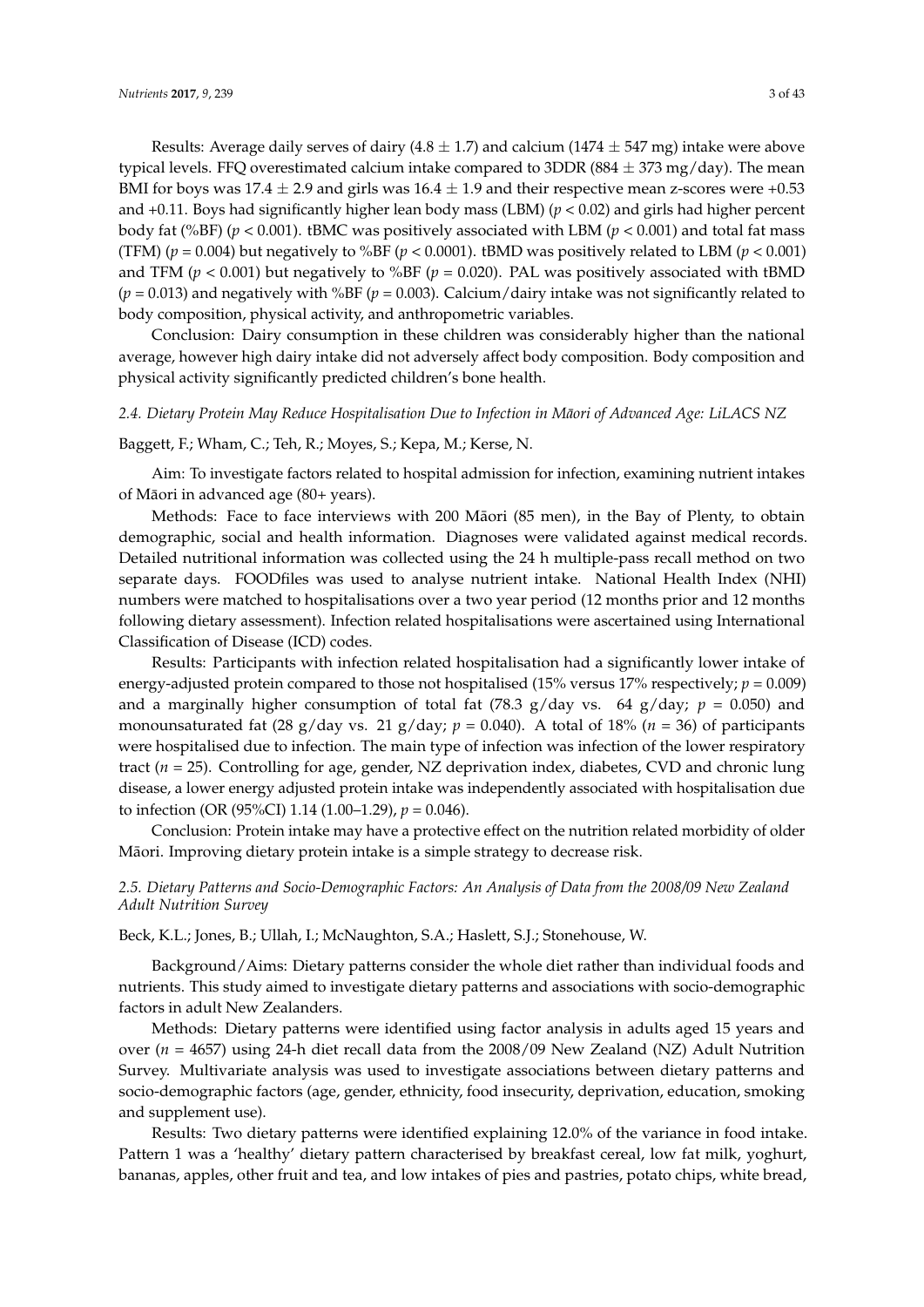Results: Average daily serves of dairy ($4.8 \pm 1.7$) and calcium ($1474 \pm 547$ mg) intake were above typical levels. FFQ overestimated calcium intake compared to 3DDR ($884 \pm 373$ mg/day). The mean BMI for boys was $17.4 \pm 2.9$ and girls was $16.4 \pm 1.9$ and their respective mean z-scores were +0.53 and +0.11. Boys had significantly higher lean body mass (LBM) ($p < 0.02$) and girls had higher percent body fat (%BF) ($p < 0.001$). tBMC was positively associated with LBM ($p < 0.001$) and total fat mass (TFM) ($p = 0.004$) but negatively to %BF ($p < 0.0001$). tBMD was positively related to LBM ($p < 0.001$) and TFM ($p < 0.001$) but negatively to %BF ($p = 0.020$). PAL was positively associated with tBMD ($p = 0.013$) and negatively with %BF ($p = 0.003$). Calcium/dairy intake was not significantly related to body composition, physical activity, and anthropometric variables.

Conclusion: Dairy consumption in these children was considerably higher than the national average, however high dairy intake did not adversely affect body composition. Body composition and physical activity significantly predicted children's bone health.

### *2.4. Dietary Protein May Reduce Hospitalisation Due to Infection in Māori of Advanced Age: LiLACS NZ*

Baggett, F.; Wham, C.; Teh, R.; Moyes, S.; Kepa, M.; Kerse, N.

Aim: To investigate factors related to hospital admission for infection, examining nutrient intakes of Māori in advanced age (80+ years).

Methods: Face to face interviews with 200 Māori (85 men), in the Bay of Plenty, to obtain demographic, social and health information. Diagnoses were validated against medical records. Detailed nutritional information was collected using the 24 h multiple-pass recall method on two separate days. FOODfiles was used to analyse nutrient intake. National Health Index (NHI) numbers were matched to hospitalisations over a two year period (12 months prior and 12 months following dietary assessment). Infection related hospitalisations were ascertained using International Classification of Disease (ICD) codes.

Results: Participants with infection related hospitalisation had a significantly lower intake of energy-adjusted protein compared to those not hospitalised (15% versus 17% respectively; $p = 0.009$) and a marginally higher consumption of total fat (78.3 g/day vs. 64 g/day; $p = 0.050$) and monounsaturated fat (28 g/day vs. 21 g/day; $p = 0.040$). A total of 18% ($n = 36$) of participants were hospitalised due to infection. The main type of infection was infection of the lower respiratory tract ($n = 25$). Controlling for age, gender, NZ deprivation index, diabetes, CVD and chronic lung disease, a lower energy adjusted protein intake was independently associated with hospitalisation due to infection (OR (95%CI) 1.14 (1.00–1.29), $p = 0.046$).

Conclusion: Protein intake may have a protective effect on the nutrition related morbidity of older Māori. Improving dietary protein intake is a simple strategy to decrease risk.

### *2.5. Dietary Patterns and Socio-Demographic Factors: An Analysis of Data from the 2008/09 New Zealand Adult Nutrition Survey*

Beck, K.L.; Jones, B.; Ullah, I.; McNaughton, S.A.; Haslett, S.J.; Stonehouse, W.

Background/Aims: Dietary patterns consider the whole diet rather than individual foods and nutrients. This study aimed to investigate dietary patterns and associations with socio-demographic factors in adult New Zealanders.

Methods: Dietary patterns were identified using factor analysis in adults aged 15 years and over ($n = 4657$) using 24-h diet recall data from the 2008/09 New Zealand (NZ) Adult Nutrition Survey. Multivariate analysis was used to investigate associations between dietary patterns and socio-demographic factors (age, gender, ethnicity, food insecurity, deprivation, education, smoking and supplement use).

Results: Two dietary patterns were identified explaining 12.0% of the variance in food intake. Pattern 1 was a 'healthy' dietary pattern characterised by breakfast cereal, low fat milk, yoghurt, bananas, apples, other fruit and tea, and low intakes of pies and pastries, potato chips, white bread,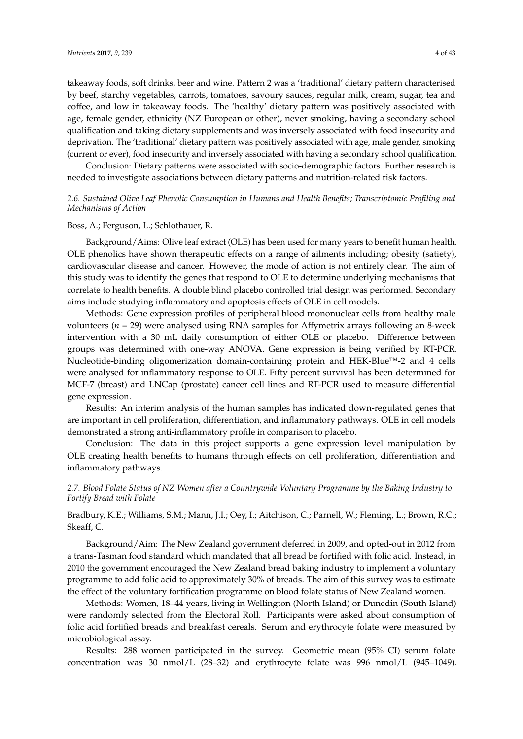takeaway foods, soft drinks, beer and wine. Pattern 2 was a 'traditional' dietary pattern characterised by beef, starchy vegetables, carrots, tomatoes, savoury sauces, regular milk, cream, sugar, tea and coffee, and low in takeaway foods. The 'healthy' dietary pattern was positively associated with age, female gender, ethnicity (NZ European or other), never smoking, having a secondary school qualification and taking dietary supplements and was inversely associated with food insecurity and deprivation. The 'traditional' dietary pattern was positively associated with age, male gender, smoking (current or ever), food insecurity and inversely associated with having a secondary school qualification.

Conclusion: Dietary patterns were associated with socio-demographic factors. Further research is needed to investigate associations between dietary patterns and nutrition-related risk factors.

### *2.6. Sustained Olive Leaf Phenolic Consumption in Humans and Health Benefits; Transcriptomic Profiling and Mechanisms of Action*

Boss, A.; Ferguson, L.; Schlothauer, R.

Background/Aims: Olive leaf extract (OLE) has been used for many years to benefit human health. OLE phenolics have shown therapeutic effects on a range of ailments including; obesity (satiety), cardiovascular disease and cancer. However, the mode of action is not entirely clear. The aim of this study was to identify the genes that respond to OLE to determine underlying mechanisms that correlate to health benefits. A double blind placebo controlled trial design was performed. Secondary aims include studying inflammatory and apoptosis effects of OLE in cell models.

Methods: Gene expression profiles of peripheral blood mononuclear cells from healthy male volunteers ($n$ = 29) were analysed using RNA samples for Affymetrix arrays following an 8-week intervention with a 30 mL daily consumption of either OLE or placebo. Difference between groups was determined with one-way ANOVA. Gene expression is being verified by RT-PCR. Nucleotide-binding oligomerization domain-containing protein and HEK-Blue™-2 and 4 cells were analysed for inflammatory response to OLE. Fifty percent survival has been determined for MCF-7 (breast) and LNCap (prostate) cancer cell lines and RT-PCR used to measure differential gene expression.

Results: An interim analysis of the human samples has indicated down-regulated genes that are important in cell proliferation, differentiation, and inflammatory pathways. OLE in cell models demonstrated a strong anti-inflammatory profile in comparison to placebo.

Conclusion: The data in this project supports a gene expression level manipulation by OLE creating health benefits to humans through effects on cell proliferation, differentiation and inflammatory pathways.

### *2.7. Blood Folate Status of NZ Women after a Countrywide Voluntary Programme by the Baking Industry to Fortify Bread with Folate*

Bradbury, K.E.; Williams, S.M.; Mann, J.I.; Oey, I.; Aitchison, C.; Parnell, W.; Fleming, L.; Brown, R.C.; Skeaff, C.

Background/Aim: The New Zealand government deferred in 2009, and opted-out in 2012 from a trans-Tasman food standard which mandated that all bread be fortified with folic acid. Instead, in 2010 the government encouraged the New Zealand bread baking industry to implement a voluntary programme to add folic acid to approximately 30% of breads. The aim of this survey was to estimate the effect of the voluntary fortification programme on blood folate status of New Zealand women.

Methods: Women, 18–44 years, living in Wellington (North Island) or Dunedin (South Island) were randomly selected from the Electoral Roll. Participants were asked about consumption of folic acid fortified breads and breakfast cereals. Serum and erythrocyte folate were measured by microbiological assay.

Results: 288 women participated in the survey. Geometric mean (95% CI) serum folate concentration was 30 nmol/L (28–32) and erythrocyte folate was 996 nmol/L (945–1049).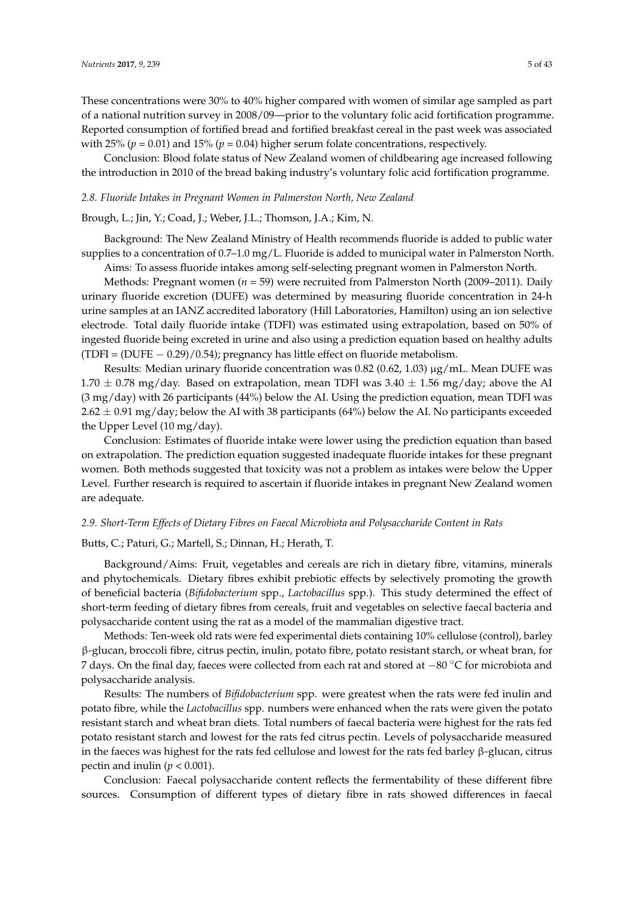These concentrations were 30% to 40% higher compared with women of similar age sampled as part of a national nutrition survey in 2008/09—prior to the voluntary folic acid fortification programme. Reported consumption of fortified bread and fortified breakfast cereal in the past week was associated with 25% ($p = 0.01$) and 15% ($p = 0.04$) higher serum folate concentrations, respectively.

Conclusion: Blood folate status of New Zealand women of childbearing age increased following the introduction in 2010 of the bread baking industry's voluntary folic acid fortification programme.

### *2.8. Fluoride Intakes in Pregnant Women in Palmerston North, New Zealand*

Brough, L.; Jin, Y.; Coad, J.; Weber, J.L.; Thomson, J.A.; Kim, N.

Background: The New Zealand Ministry of Health recommends fluoride is added to public water supplies to a concentration of 0.7–1.0 mg/L. Fluoride is added to municipal water in Palmerston North.

Aims: To assess fluoride intakes among self-selecting pregnant women in Palmerston North.

Methods: Pregnant women ($n = 59$) were recruited from Palmerston North (2009–2011). Daily urinary fluoride excretion (DUFE) was determined by measuring fluoride concentration in 24-h urine samples at an IANZ accredited laboratory (Hill Laboratories, Hamilton) using an ion selective electrode. Total daily fluoride intake (TDFI) was estimated using extrapolation, based on 50% of ingested fluoride being excreted in urine and also using a prediction equation based on healthy adults (TDFI = (DUFE − 0.29)/0.54); pregnancy has little effect on fluoride metabolism.

Results: Median urinary fluoride concentration was 0.82 (0.62, 1.03) μg/mL. Mean DUFE was 1.70 ± 0.78 mg/day. Based on extrapolation, mean TDFI was 3.40 ± 1.56 mg/day; above the AI (3 mg/day) with 26 participants (44%) below the AI. Using the prediction equation, mean TDFI was 2.62 ± 0.91 mg/day; below the AI with 38 participants (64%) below the AI. No participants exceeded the Upper Level (10 mg/day).

Conclusion: Estimates of fluoride intake were lower using the prediction equation than based on extrapolation. The prediction equation suggested inadequate fluoride intakes for these pregnant women. Both methods suggested that toxicity was not a problem as intakes were below the Upper Level. Further research is required to ascertain if fluoride intakes in pregnant New Zealand women are adequate.

### *2.9. Short-Term Effects of Dietary Fibres on Faecal Microbiota and Polysaccharide Content in Rats*

Butts, C.; Paturi, G.; Martell, S.; Dinnan, H.; Herath, T.

Background/Aims: Fruit, vegetables and cereals are rich in dietary fibre, vitamins, minerals and phytochemicals. Dietary fibres exhibit prebiotic effects by selectively promoting the growth of beneficial bacteria (*Bifidobacterium* spp., *Lactobacillus* spp.). This study determined the effect of short-term feeding of dietary fibres from cereals, fruit and vegetables on selective faecal bacteria and polysaccharide content using the rat as a model of the mammalian digestive tract.

Methods: Ten-week old rats were fed experimental diets containing 10% cellulose (control), barley β-glucan, broccoli fibre, citrus pectin, inulin, potato fibre, potato resistant starch, or wheat bran, for 7 days. On the final day, faeces were collected from each rat and stored at −80 °C for microbiota and polysaccharide analysis.

Results: The numbers of *Bifidobacterium* spp. were greatest when the rats were fed inulin and potato fibre, while the *Lactobacillus* spp. numbers were enhanced when the rats were given the potato resistant starch and wheat bran diets. Total numbers of faecal bacteria were highest for the rats fed potato resistant starch and lowest for the rats fed citrus pectin. Levels of polysaccharide measured in the faeces was highest for the rats fed cellulose and lowest for the rats fed barley β-glucan, citrus pectin and inulin ($p < 0.001$).

Conclusion: Faecal polysaccharide content reflects the fermentability of these different fibre sources. Consumption of different types of dietary fibre in rats showed differences in faecal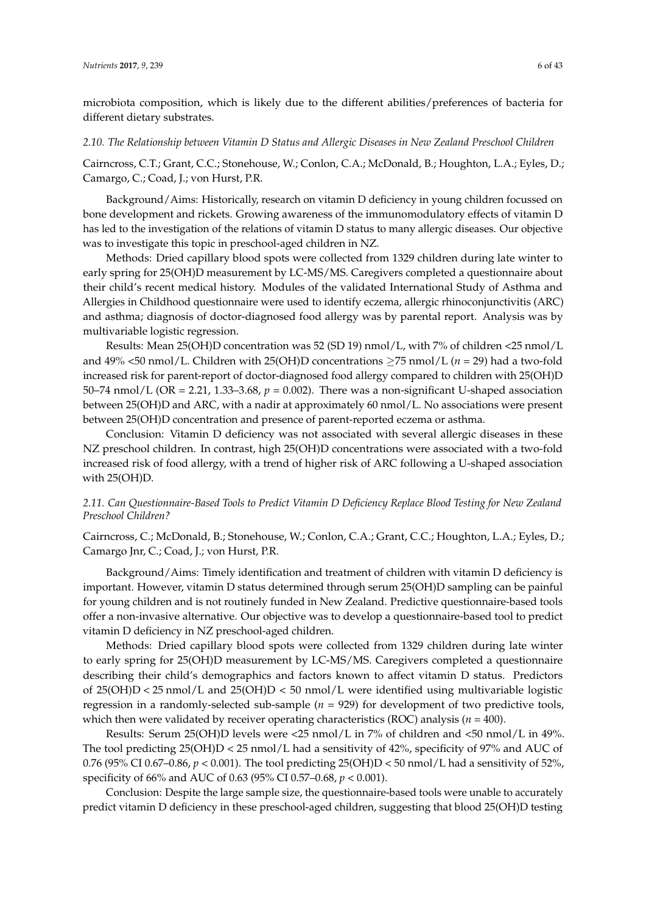microbiota composition, which is likely due to the different abilities/preferences of bacteria for different dietary substrates.

### *2.10. The Relationship between Vitamin D Status and Allergic Diseases in New Zealand Preschool Children*

Cairncross, C.T.; Grant, C.C.; Stonehouse, W.; Conlon, C.A.; McDonald, B.; Houghton, L.A.; Eyles, D.; Camargo, C.; Coad, J.; von Hurst, P.R.

Background/Aims: Historically, research on vitamin D deficiency in young children focussed on bone development and rickets. Growing awareness of the immunomodulatory effects of vitamin D has led to the investigation of the relations of vitamin D status to many allergic diseases. Our objective was to investigate this topic in preschool-aged children in NZ.

Methods: Dried capillary blood spots were collected from 1329 children during late winter to early spring for 25(OH)D measurement by LC-MS/MS. Caregivers completed a questionnaire about their child's recent medical history. Modules of the validated International Study of Asthma and Allergies in Childhood questionnaire were used to identify eczema, allergic rhinoconjunctivitis (ARC) and asthma; diagnosis of doctor-diagnosed food allergy was by parental report. Analysis was by multivariable logistic regression.

Results: Mean 25(OH)D concentration was 52 (SD 19) nmol/L, with 7% of children <25 nmol/L and 49% <50 nmol/L. Children with 25(OH)D concentrations $\geq$75 nmol/L ($n$ = 29) had a two-fold increased risk for parent-report of doctor-diagnosed food allergy compared to children with 25(OH)D 50–74 nmol/L (OR = 2.21, 1.33–3.68, $p$ = 0.002). There was a non-significant U-shaped association between 25(OH)D and ARC, with a nadir at approximately 60 nmol/L. No associations were present between 25(OH)D concentration and presence of parent-reported eczema or asthma.

Conclusion: Vitamin D deficiency was not associated with several allergic diseases in these NZ preschool children. In contrast, high 25(OH)D concentrations were associated with a two-fold increased risk of food allergy, with a trend of higher risk of ARC following a U-shaped association with 25(OH)D.

### *2.11. Can Questionnaire-Based Tools to Predict Vitamin D Deficiency Replace Blood Testing for New Zealand Preschool Children?*

Cairncross, C.; McDonald, B.; Stonehouse, W.; Conlon, C.A.; Grant, C.C.; Houghton, L.A.; Eyles, D.; Camargo Jnr, C.; Coad, J.; von Hurst, P.R.

Background/Aims: Timely identification and treatment of children with vitamin D deficiency is important. However, vitamin D status determined through serum 25(OH)D sampling can be painful for young children and is not routinely funded in New Zealand. Predictive questionnaire-based tools offer a non-invasive alternative. Our objective was to develop a questionnaire-based tool to predict vitamin D deficiency in NZ preschool-aged children.

Methods: Dried capillary blood spots were collected from 1329 children during late winter to early spring for 25(OH)D measurement by LC-MS/MS. Caregivers completed a questionnaire describing their child's demographics and factors known to affect vitamin D status. Predictors of 25(OH)D < 25 nmol/L and 25(OH)D < 50 nmol/L were identified using multivariable logistic regression in a randomly-selected sub-sample ($n$ = 929) for development of two predictive tools, which then were validated by receiver operating characteristics (ROC) analysis ($n$ = 400).

Results: Serum 25(OH)D levels were <25 nmol/L in 7% of children and <50 nmol/L in 49%. The tool predicting 25(OH)D < 25 nmol/L had a sensitivity of 42%, specificity of 97% and AUC of 0.76 (95% CI 0.67–0.86, $p$ < 0.001). The tool predicting 25(OH)D < 50 nmol/L had a sensitivity of 52%, specificity of 66% and AUC of 0.63 (95% CI 0.57–0.68, $p$ < 0.001).

Conclusion: Despite the large sample size, the questionnaire-based tools were unable to accurately predict vitamin D deficiency in these preschool-aged children, suggesting that blood 25(OH)D testing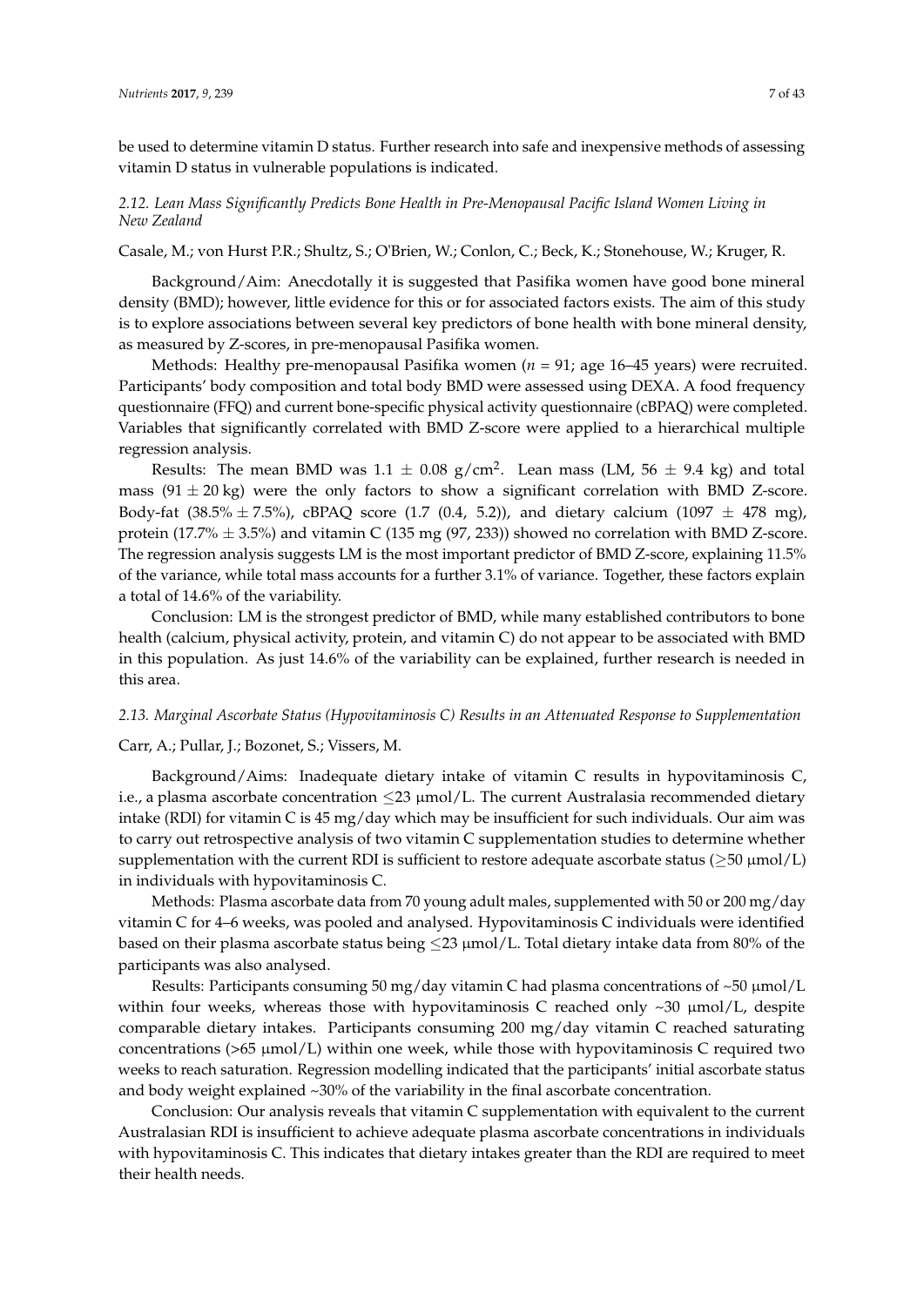be used to determine vitamin D status. Further research into safe and inexpensive methods of assessing vitamin D status in vulnerable populations is indicated.

### *2.12. Lean Mass Significantly Predicts Bone Health in Pre-Menopausal Pacific Island Women Living in New Zealand*

Casale, M.; von Hurst P.R.; Shultz, S.; O'Brien, W.; Conlon, C.; Beck, K.; Stonehouse, W.; Kruger, R.

Background/Aim: Anecdotally it is suggested that Pasifika women have good bone mineral density (BMD); however, little evidence for this or for associated factors exists. The aim of this study is to explore associations between several key predictors of bone health with bone mineral density, as measured by Z-scores, in pre-menopausal Pasifika women.

Methods: Healthy pre-menopausal Pasifika women ($n$ = 91; age 16–45 years) were recruited. Participants' body composition and total body BMD were assessed using DEXA. A food frequency questionnaire (FFQ) and current bone-specific physical activity questionnaire (cBPAQ) were completed. Variables that significantly correlated with BMD Z-score were applied to a hierarchical multiple regression analysis.

Results: The mean BMD was $1.1 \pm 0.08$ g/cm$^2$. Lean mass (LM, $56 \pm 9.4$ kg) and total mass ($91 \pm 20$ kg) were the only factors to show a significant correlation with BMD Z-score. Body-fat ($38.5\% \pm 7.5\%$), cBPAQ score (1.7 (0.4, 5.2)), and dietary calcium ($1097 \pm 478$ mg), protein ($17.7\% \pm 3.5\%$) and vitamin C (135 mg (97, 233)) showed no correlation with BMD Z-score. The regression analysis suggests LM is the most important predictor of BMD Z-score, explaining 11.5% of the variance, while total mass accounts for a further 3.1% of variance. Together, these factors explain a total of 14.6% of the variability.

Conclusion: LM is the strongest predictor of BMD, while many established contributors to bone health (calcium, physical activity, protein, and vitamin C) do not appear to be associated with BMD in this population. As just 14.6% of the variability can be explained, further research is needed in this area.

### *2.13. Marginal Ascorbate Status (Hypovitaminosis C) Results in an Attenuated Response to Supplementation*

Carr, A.; Pullar, J.; Bozonet, S.; Vissers, M.

Background/Aims: Inadequate dietary intake of vitamin C results in hypovitaminosis C, i.e., a plasma ascorbate concentration $\leq$23 μmol/L. The current Australasia recommended dietary intake (RDI) for vitamin C is 45 mg/day which may be insufficient for such individuals. Our aim was to carry out retrospective analysis of two vitamin C supplementation studies to determine whether supplementation with the current RDI is sufficient to restore adequate ascorbate status ($\geq$50 μmol/L) in individuals with hypovitaminosis C.

Methods: Plasma ascorbate data from 70 young adult males, supplemented with 50 or 200 mg/day vitamin C for 4–6 weeks, was pooled and analysed. Hypovitaminosis C individuals were identified based on their plasma ascorbate status being $\leq$23 μmol/L. Total dietary intake data from 80% of the participants was also analysed.

Results: Participants consuming 50 mg/day vitamin C had plasma concentrations of ~50 μmol/L within four weeks, whereas those with hypovitaminosis C reached only ~30 μmol/L, despite comparable dietary intakes. Participants consuming 200 mg/day vitamin C reached saturating concentrations (>65 μmol/L) within one week, while those with hypovitaminosis C required two weeks to reach saturation. Regression modelling indicated that the participants' initial ascorbate status and body weight explained ~30% of the variability in the final ascorbate concentration.

Conclusion: Our analysis reveals that vitamin C supplementation with equivalent to the current Australasian RDI is insufficient to achieve adequate plasma ascorbate concentrations in individuals with hypovitaminosis C. This indicates that dietary intakes greater than the RDI are required to meet their health needs.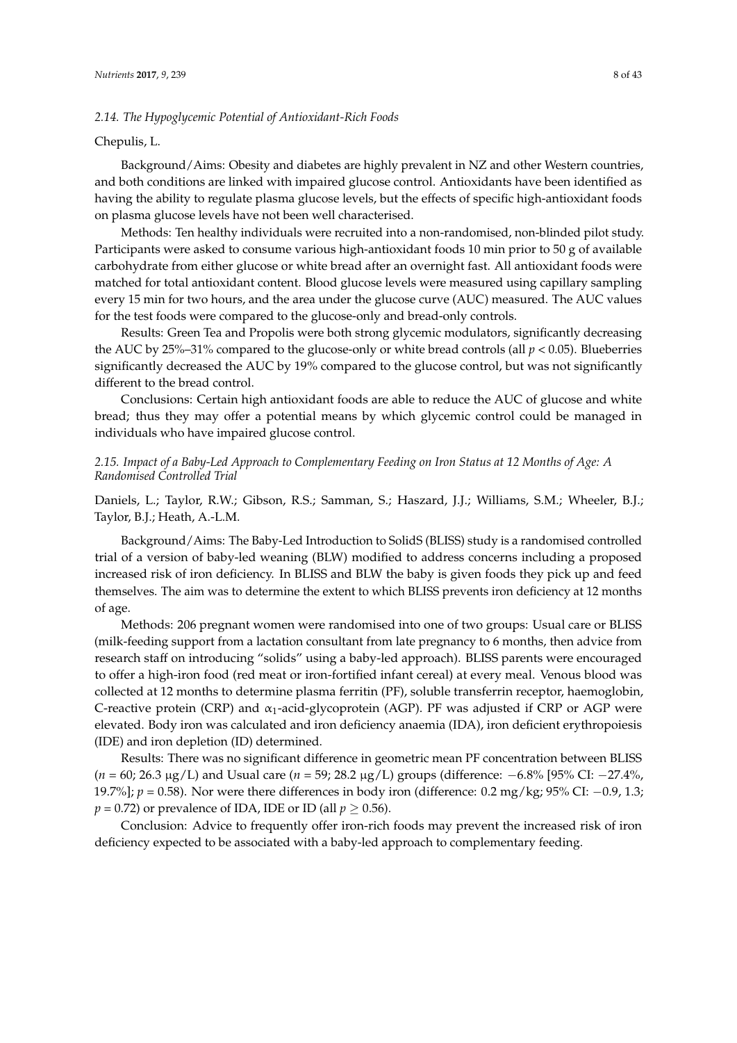### *2.14. The Hypoglycemic Potential of Antioxidant-Rich Foods*

Chepulis, L.

Background/Aims: Obesity and diabetes are highly prevalent in NZ and other Western countries, and both conditions are linked with impaired glucose control. Antioxidants have been identified as having the ability to regulate plasma glucose levels, but the effects of specific high-antioxidant foods on plasma glucose levels have not been well characterised.

Methods: Ten healthy individuals were recruited into a non-randomised, non-blinded pilot study. Participants were asked to consume various high-antioxidant foods 10 min prior to 50 g of available carbohydrate from either glucose or white bread after an overnight fast. All antioxidant foods were matched for total antioxidant content. Blood glucose levels were measured using capillary sampling every 15 min for two hours, and the area under the glucose curve (AUC) measured. The AUC values for the test foods were compared to the glucose-only and bread-only controls.

Results: Green Tea and Propolis were both strong glycemic modulators, significantly decreasing the AUC by 25%–31% compared to the glucose-only or white bread controls (all $p < 0.05$). Blueberries significantly decreased the AUC by 19% compared to the glucose control, but was not significantly different to the bread control.

Conclusions: Certain high antioxidant foods are able to reduce the AUC of glucose and white bread; thus they may offer a potential means by which glycemic control could be managed in individuals who have impaired glucose control.

### *2.15. Impact of a Baby-Led Approach to Complementary Feeding on Iron Status at 12 Months of Age: A Randomised Controlled Trial*

Daniels, L.; Taylor, R.W.; Gibson, R.S.; Samman, S.; Haszard, J.J.; Williams, S.M.; Wheeler, B.J.; Taylor, B.J.; Heath, A.-L.M.

Background/Aims: The Baby-Led Introduction to SolidS (BLISS) study is a randomised controlled trial of a version of baby-led weaning (BLW) modified to address concerns including a proposed increased risk of iron deficiency. In BLISS and BLW the baby is given foods they pick up and feed themselves. The aim was to determine the extent to which BLISS prevents iron deficiency at 12 months of age.

Methods: 206 pregnant women were randomised into one of two groups: Usual care or BLISS (milk-feeding support from a lactation consultant from late pregnancy to 6 months, then advice from research staff on introducing "solids" using a baby-led approach). BLISS parents were encouraged to offer a high-iron food (red meat or iron-fortified infant cereal) at every meal. Venous blood was collected at 12 months to determine plasma ferritin (PF), soluble transferrin receptor, haemoglobin, C-reactive protein (CRP) and $\alpha_1$-acid-glycoprotein (AGP). PF was adjusted if CRP or AGP were elevated. Body iron was calculated and iron deficiency anaemia (IDA), iron deficient erythropoiesis (IDE) and iron depletion (ID) determined.

Results: There was no significant difference in geometric mean PF concentration between BLISS ($n = 60$; 26.3 μg/L) and Usual care ($n = 59$; 28.2 μg/L) groups (difference: −6.8% [95% CI: −27.4%, 19.7%]; $p = 0.58$). Nor were there differences in body iron (difference: 0.2 mg/kg; 95% CI: −0.9, 1.3; $p = 0.72$) or prevalence of IDA, IDE or ID (all $p \geq 0.56$).

Conclusion: Advice to frequently offer iron-rich foods may prevent the increased risk of iron deficiency expected to be associated with a baby-led approach to complementary feeding.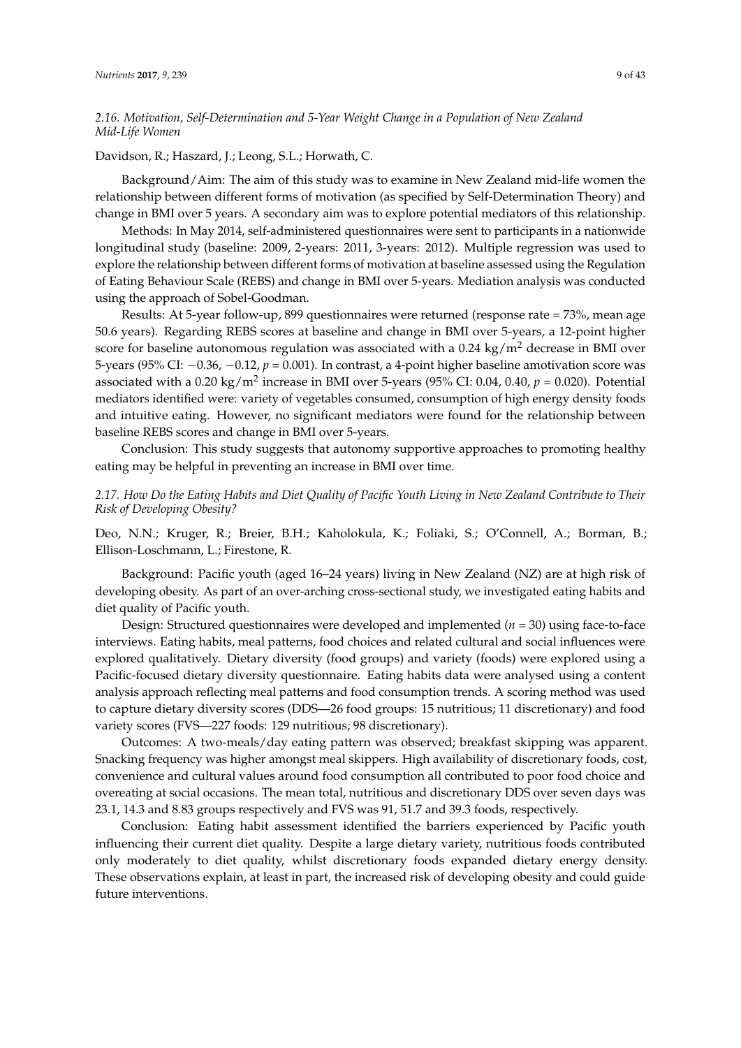### *2.16. Motivation, Self-Determination and 5-Year Weight Change in a Population of New Zealand Mid-Life Women*

Davidson, R.; Haszard, J.; Leong, S.L.; Horwath, C.

Background/Aim: The aim of this study was to examine in New Zealand mid-life women the relationship between different forms of motivation (as specified by Self-Determination Theory) and change in BMI over 5 years. A secondary aim was to explore potential mediators of this relationship.

Methods: In May 2014, self-administered questionnaires were sent to participants in a nationwide longitudinal study (baseline: 2009, 2-years: 2011, 3-years: 2012). Multiple regression was used to explore the relationship between different forms of motivation at baseline assessed using the Regulation of Eating Behaviour Scale (REBS) and change in BMI over 5-years. Mediation analysis was conducted using the approach of Sobel-Goodman.

Results: At 5-year follow-up, 899 questionnaires were returned (response rate = 73%, mean age 50.6 years). Regarding REBS scores at baseline and change in BMI over 5-years, a 12-point higher score for baseline autonomous regulation was associated with a 0.24 kg/m$^2$ decrease in BMI over 5-years (95% CI: −0.36, −0.12, $p = 0.001$). In contrast, a 4-point higher baseline amotivation score was associated with a 0.20 kg/m$^2$ increase in BMI over 5-years (95% CI: 0.04, 0.40, $p = 0.020$). Potential mediators identified were: variety of vegetables consumed, consumption of high energy density foods and intuitive eating. However, no significant mediators were found for the relationship between baseline REBS scores and change in BMI over 5-years.

Conclusion: This study suggests that autonomy supportive approaches to promoting healthy eating may be helpful in preventing an increase in BMI over time.

### *2.17. How Do the Eating Habits and Diet Quality of Pacific Youth Living in New Zealand Contribute to Their Risk of Developing Obesity?*

Deo, N.N.; Kruger, R.; Breier, B.H.; Kaholokula, K.; Foliaki, S.; O'Connell, A.; Borman, B.; Ellison-Loschmann, L.; Firestone, R.

Background: Pacific youth (aged 16–24 years) living in New Zealand (NZ) are at high risk of developing obesity. As part of an over-arching cross-sectional study, we investigated eating habits and diet quality of Pacific youth.

Design: Structured questionnaires were developed and implemented ($n = 30$) using face-to-face interviews. Eating habits, meal patterns, food choices and related cultural and social influences were explored qualitatively. Dietary diversity (food groups) and variety (foods) were explored using a Pacific-focused dietary diversity questionnaire. Eating habits data were analysed using a content analysis approach reflecting meal patterns and food consumption trends. A scoring method was used to capture dietary diversity scores (DDS—26 food groups: 15 nutritious; 11 discretionary) and food variety scores (FVS—227 foods: 129 nutritious; 98 discretionary).

Outcomes: A two-meals/day eating pattern was observed; breakfast skipping was apparent. Snacking frequency was higher amongst meal skippers. High availability of discretionary foods, cost, convenience and cultural values around food consumption all contributed to poor food choice and overeating at social occasions. The mean total, nutritious and discretionary DDS over seven days was 23.1, 14.3 and 8.83 groups respectively and FVS was 91, 51.7 and 39.3 foods, respectively.

Conclusion: Eating habit assessment identified the barriers experienced by Pacific youth influencing their current diet quality. Despite a large dietary variety, nutritious foods contributed only moderately to diet quality, whilst discretionary foods expanded dietary energy density. These observations explain, at least in part, the increased risk of developing obesity and could guide future interventions.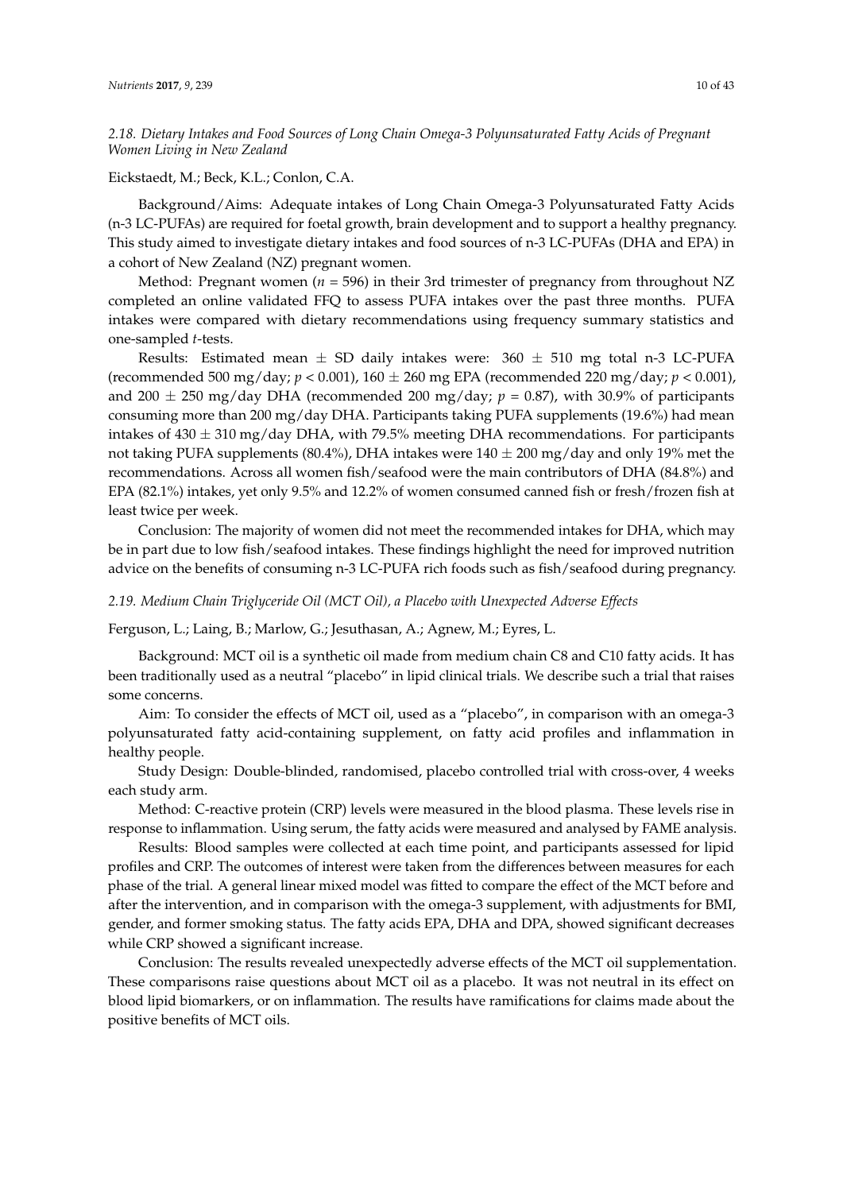### *2.18. Dietary Intakes and Food Sources of Long Chain Omega-3 Polyunsaturated Fatty Acids of Pregnant Women Living in New Zealand*

Eickstaedt, M.; Beck, K.L.; Conlon, C.A.

Background/Aims: Adequate intakes of Long Chain Omega-3 Polyunsaturated Fatty Acids (n-3 LC-PUFAs) are required for foetal growth, brain development and to support a healthy pregnancy. This study aimed to investigate dietary intakes and food sources of n-3 LC-PUFAs (DHA and EPA) in a cohort of New Zealand (NZ) pregnant women.

Method: Pregnant women ($n = 596$) in their 3rd trimester of pregnancy from throughout NZ completed an online validated FFQ to assess PUFA intakes over the past three months. PUFA intakes were compared with dietary recommendations using frequency summary statistics and one-sampled *t*-tests.

Results: Estimated mean $\pm$ SD daily intakes were: 360 $\pm$ 510 mg total n-3 LC-PUFA (recommended 500 mg/day; $p < 0.001$), 160 $\pm$ 260 mg EPA (recommended 220 mg/day; $p < 0.001$), and 200 $\pm$ 250 mg/day DHA (recommended 200 mg/day; $p = 0.87$), with 30.9% of participants consuming more than 200 mg/day DHA. Participants taking PUFA supplements (19.6%) had mean intakes of 430 $\pm$ 310 mg/day DHA, with 79.5% meeting DHA recommendations. For participants not taking PUFA supplements (80.4%), DHA intakes were 140 $\pm$ 200 mg/day and only 19% met the recommendations. Across all women fish/seafood were the main contributors of DHA (84.8%) and EPA (82.1%) intakes, yet only 9.5% and 12.2% of women consumed canned fish or fresh/frozen fish at least twice per week.

Conclusion: The majority of women did not meet the recommended intakes for DHA, which may be in part due to low fish/seafood intakes. These findings highlight the need for improved nutrition advice on the benefits of consuming n-3 LC-PUFA rich foods such as fish/seafood during pregnancy.

### *2.19. Medium Chain Triglyceride Oil (MCT Oil), a Placebo with Unexpected Adverse Effects*

Ferguson, L.; Laing, B.; Marlow, G.; Jesuthasan, A.; Agnew, M.; Eyres, L.

Background: MCT oil is a synthetic oil made from medium chain C8 and C10 fatty acids. It has been traditionally used as a neutral "placebo" in lipid clinical trials. We describe such a trial that raises some concerns.

Aim: To consider the effects of MCT oil, used as a "placebo", in comparison with an omega-3 polyunsaturated fatty acid-containing supplement, on fatty acid profiles and inflammation in healthy people.

Study Design: Double-blinded, randomised, placebo controlled trial with cross-over, 4 weeks each study arm.

Method: C-reactive protein (CRP) levels were measured in the blood plasma. These levels rise in response to inflammation. Using serum, the fatty acids were measured and analysed by FAME analysis.

Results: Blood samples were collected at each time point, and participants assessed for lipid profiles and CRP. The outcomes of interest were taken from the differences between measures for each phase of the trial. A general linear mixed model was fitted to compare the effect of the MCT before and after the intervention, and in comparison with the omega-3 supplement, with adjustments for BMI, gender, and former smoking status. The fatty acids EPA, DHA and DPA, showed significant decreases while CRP showed a significant increase.

Conclusion: The results revealed unexpectedly adverse effects of the MCT oil supplementation. These comparisons raise questions about MCT oil as a placebo. It was not neutral in its effect on blood lipid biomarkers, or on inflammation. The results have ramifications for claims made about the positive benefits of MCT oils.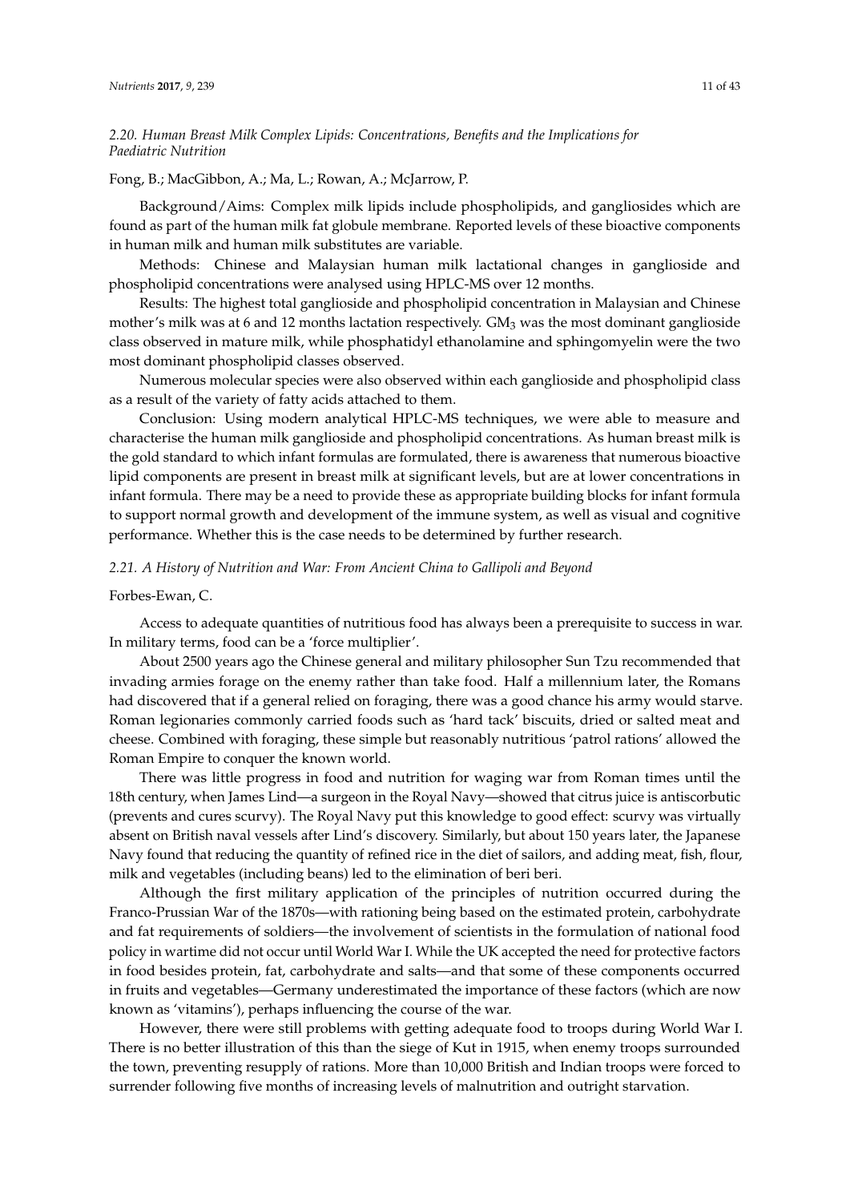### *2.20. Human Breast Milk Complex Lipids: Concentrations, Benefits and the Implications for Paediatric Nutrition*

Fong, B.; MacGibbon, A.; Ma, L.; Rowan, A.; McJarrow, P.

Background/Aims: Complex milk lipids include phospholipids, and gangliosides which are found as part of the human milk fat globule membrane. Reported levels of these bioactive components in human milk and human milk substitutes are variable.

Methods: Chinese and Malaysian human milk lactational changes in ganglioside and phospholipid concentrations were analysed using HPLC-MS over 12 months.

Results: The highest total ganglioside and phospholipid concentration in Malaysian and Chinese mother's milk was at 6 and 12 months lactation respectively. $GM_3$ was the most dominant ganglioside class observed in mature milk, while phosphatidyl ethanolamine and sphingomyelin were the two most dominant phospholipid classes observed.

Numerous molecular species were also observed within each ganglioside and phospholipid class as a result of the variety of fatty acids attached to them.

Conclusion: Using modern analytical HPLC-MS techniques, we were able to measure and characterise the human milk ganglioside and phospholipid concentrations. As human breast milk is the gold standard to which infant formulas are formulated, there is awareness that numerous bioactive lipid components are present in breast milk at significant levels, but are at lower concentrations in infant formula. There may be a need to provide these as appropriate building blocks for infant formula to support normal growth and development of the immune system, as well as visual and cognitive performance. Whether this is the case needs to be determined by further research.

### *2.21. A History of Nutrition and War: From Ancient China to Gallipoli and Beyond*

Forbes-Ewan, C.

Access to adequate quantities of nutritious food has always been a prerequisite to success in war. In military terms, food can be a 'force multiplier'.

About 2500 years ago the Chinese general and military philosopher Sun Tzu recommended that invading armies forage on the enemy rather than take food. Half a millennium later, the Romans had discovered that if a general relied on foraging, there was a good chance his army would starve. Roman legionaries commonly carried foods such as 'hard tack' biscuits, dried or salted meat and cheese. Combined with foraging, these simple but reasonably nutritious 'patrol rations' allowed the Roman Empire to conquer the known world.

There was little progress in food and nutrition for waging war from Roman times until the 18th century, when James Lind—a surgeon in the Royal Navy—showed that citrus juice is antiscorbutic (prevents and cures scurvy). The Royal Navy put this knowledge to good effect: scurvy was virtually absent on British naval vessels after Lind's discovery. Similarly, but about 150 years later, the Japanese Navy found that reducing the quantity of refined rice in the diet of sailors, and adding meat, fish, flour, milk and vegetables (including beans) led to the elimination of beri beri.

Although the first military application of the principles of nutrition occurred during the Franco-Prussian War of the 1870s—with rationing being based on the estimated protein, carbohydrate and fat requirements of soldiers—the involvement of scientists in the formulation of national food policy in wartime did not occur until World War I. While the UK accepted the need for protective factors in food besides protein, fat, carbohydrate and salts—and that some of these components occurred in fruits and vegetables—Germany underestimated the importance of these factors (which are now known as 'vitamins'), perhaps influencing the course of the war.

However, there were still problems with getting adequate food to troops during World War I. There is no better illustration of this than the siege of Kut in 1915, when enemy troops surrounded the town, preventing resupply of rations. More than 10,000 British and Indian troops were forced to surrender following five months of increasing levels of malnutrition and outright starvation.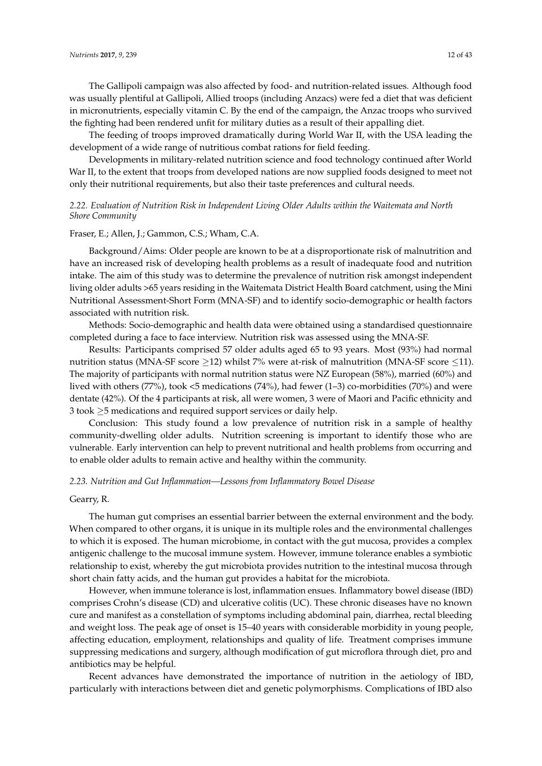The Gallipoli campaign was also affected by food- and nutrition-related issues. Although food was usually plentiful at Gallipoli, Allied troops (including Anzacs) were fed a diet that was deficient in micronutrients, especially vitamin C. By the end of the campaign, the Anzac troops who survived the fighting had been rendered unfit for military duties as a result of their appalling diet.

The feeding of troops improved dramatically during World War II, with the USA leading the development of a wide range of nutritious combat rations for field feeding.

Developments in military-related nutrition science and food technology continued after World War II, to the extent that troops from developed nations are now supplied foods designed to meet not only their nutritional requirements, but also their taste preferences and cultural needs.

### *2.22. Evaluation of Nutrition Risk in Independent Living Older Adults within the Waitemata and North Shore Community*

Fraser, E.; Allen, J.; Gammon, C.S.; Wham, C.A.

Background/Aims: Older people are known to be at a disproportionate risk of malnutrition and have an increased risk of developing health problems as a result of inadequate food and nutrition intake. The aim of this study was to determine the prevalence of nutrition risk amongst independent living older adults >65 years residing in the Waitemata District Health Board catchment, using the Mini Nutritional Assessment-Short Form (MNA-SF) and to identify socio-demographic or health factors associated with nutrition risk.

Methods: Socio-demographic and health data were obtained using a standardised questionnaire completed during a face to face interview. Nutrition risk was assessed using the MNA-SF.

Results: Participants comprised 57 older adults aged 65 to 93 years. Most (93%) had normal nutrition status (MNA-SF score $\geq$12) whilst 7% were at-risk of malnutrition (MNA-SF score $\leq$11). The majority of participants with normal nutrition status were NZ European (58%), married (60%) and lived with others (77%), took <5 medications (74%), had fewer (1–3) co-morbidities (70%) and were dentate (42%). Of the 4 participants at risk, all were women, 3 were of Maori and Pacific ethnicity and 3 took $\geq$5 medications and required support services or daily help.

Conclusion: This study found a low prevalence of nutrition risk in a sample of healthy community-dwelling older adults. Nutrition screening is important to identify those who are vulnerable. Early intervention can help to prevent nutritional and health problems from occurring and to enable older adults to remain active and healthy within the community.

### *2.23. Nutrition and Gut Inflammation—Lessons from Inflammatory Bowel Disease*

Gearry, R.

The human gut comprises an essential barrier between the external environment and the body. When compared to other organs, it is unique in its multiple roles and the environmental challenges to which it is exposed. The human microbiome, in contact with the gut mucosa, provides a complex antigenic challenge to the mucosal immune system. However, immune tolerance enables a symbiotic relationship to exist, whereby the gut microbiota provides nutrition to the intestinal mucosa through short chain fatty acids, and the human gut provides a habitat for the microbiota.

However, when immune tolerance is lost, inflammation ensues. Inflammatory bowel disease (IBD) comprises Crohn's disease (CD) and ulcerative colitis (UC). These chronic diseases have no known cure and manifest as a constellation of symptoms including abdominal pain, diarrhea, rectal bleeding and weight loss. The peak age of onset is 15–40 years with considerable morbidity in young people, affecting education, employment, relationships and quality of life. Treatment comprises immune suppressing medications and surgery, although modification of gut microflora through diet, pro and antibiotics may be helpful.

Recent advances have demonstrated the importance of nutrition in the aetiology of IBD, particularly with interactions between diet and genetic polymorphisms. Complications of IBD also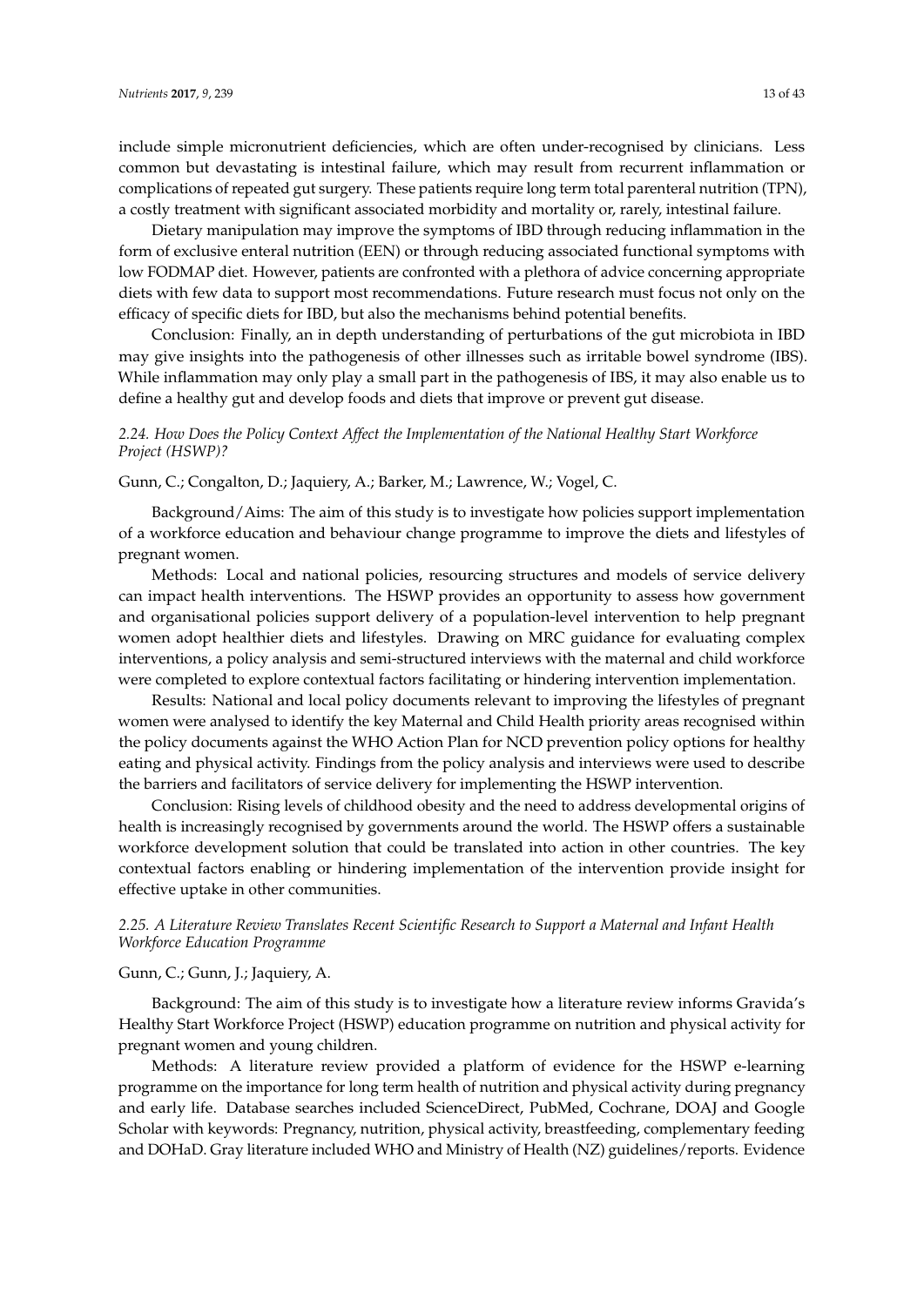include simple micronutrient deficiencies, which are often under-recognised by clinicians. Less common but devastating is intestinal failure, which may result from recurrent inflammation or complications of repeated gut surgery. These patients require long term total parenteral nutrition (TPN), a costly treatment with significant associated morbidity and mortality or, rarely, intestinal failure.

Dietary manipulation may improve the symptoms of IBD through reducing inflammation in the form of exclusive enteral nutrition (EEN) or through reducing associated functional symptoms with low FODMAP diet. However, patients are confronted with a plethora of advice concerning appropriate diets with few data to support most recommendations. Future research must focus not only on the efficacy of specific diets for IBD, but also the mechanisms behind potential benefits.

Conclusion: Finally, an in depth understanding of perturbations of the gut microbiota in IBD may give insights into the pathogenesis of other illnesses such as irritable bowel syndrome (IBS). While inflammation may only play a small part in the pathogenesis of IBS, it may also enable us to define a healthy gut and develop foods and diets that improve or prevent gut disease.

### *2.24. How Does the Policy Context Affect the Implementation of the National Healthy Start Workforce Project (HSWP)?*

Gunn, C.; Congalton, D.; Jaquiery, A.; Barker, M.; Lawrence, W.; Vogel, C.

Background/Aims: The aim of this study is to investigate how policies support implementation of a workforce education and behaviour change programme to improve the diets and lifestyles of pregnant women.

Methods: Local and national policies, resourcing structures and models of service delivery can impact health interventions. The HSWP provides an opportunity to assess how government and organisational policies support delivery of a population-level intervention to help pregnant women adopt healthier diets and lifestyles. Drawing on MRC guidance for evaluating complex interventions, a policy analysis and semi-structured interviews with the maternal and child workforce were completed to explore contextual factors facilitating or hindering intervention implementation.

Results: National and local policy documents relevant to improving the lifestyles of pregnant women were analysed to identify the key Maternal and Child Health priority areas recognised within the policy documents against the WHO Action Plan for NCD prevention policy options for healthy eating and physical activity. Findings from the policy analysis and interviews were used to describe the barriers and facilitators of service delivery for implementing the HSWP intervention.

Conclusion: Rising levels of childhood obesity and the need to address developmental origins of health is increasingly recognised by governments around the world. The HSWP offers a sustainable workforce development solution that could be translated into action in other countries. The key contextual factors enabling or hindering implementation of the intervention provide insight for effective uptake in other communities.

### *2.25. A Literature Review Translates Recent Scientific Research to Support a Maternal and Infant Health Workforce Education Programme*

Gunn, C.; Gunn, J.; Jaquiery, A.

Background: The aim of this study is to investigate how a literature review informs Gravida's Healthy Start Workforce Project (HSWP) education programme on nutrition and physical activity for pregnant women and young children.

Methods: A literature review provided a platform of evidence for the HSWP e-learning programme on the importance for long term health of nutrition and physical activity during pregnancy and early life. Database searches included ScienceDirect, PubMed, Cochrane, DOAJ and Google Scholar with keywords: Pregnancy, nutrition, physical activity, breastfeeding, complementary feeding and DOHaD. Gray literature included WHO and Ministry of Health (NZ) guidelines/reports. Evidence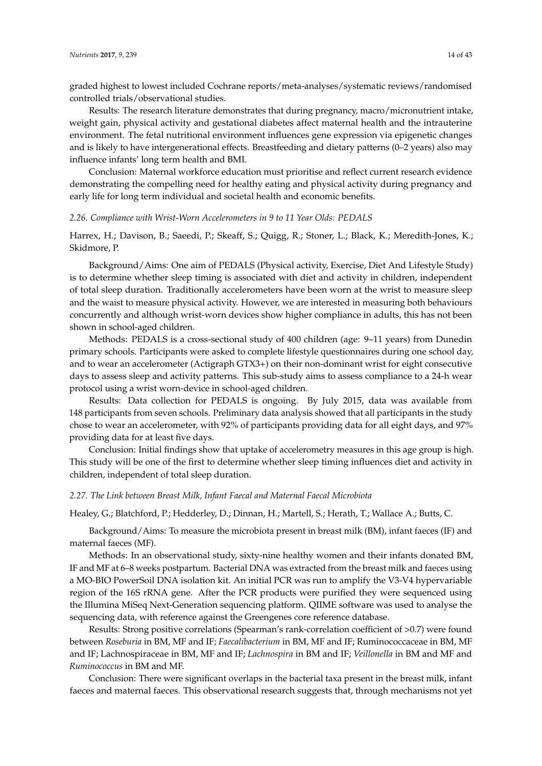graded highest to lowest included Cochrane reports/meta-analyses/systematic reviews/randomised controlled trials/observational studies.

Results: The research literature demonstrates that during pregnancy, macro/micronutrient intake, weight gain, physical activity and gestational diabetes affect maternal health and the intrauterine environment. The fetal nutritional environment influences gene expression via epigenetic changes and is likely to have intergenerational effects. Breastfeeding and dietary patterns (0–2 years) also may influence infants' long term health and BMI.

Conclusion: Maternal workforce education must prioritise and reflect current research evidence demonstrating the compelling need for healthy eating and physical activity during pregnancy and early life for long term individual and societal health and economic benefits.

### *2.26. Compliance with Wrist-Worn Accelerometers in 9 to 11 Year Olds: PEDALS*

Harrex, H.; Davison, B.; Saeedi, P.; Skeaff, S.; Quigg, R.; Stoner, L.; Black, K.; Meredith-Jones, K.; Skidmore, P.

Background/Aims: One aim of PEDALS (Physical activity, Exercise, Diet And Lifestyle Study) is to determine whether sleep timing is associated with diet and activity in children, independent of total sleep duration. Traditionally accelerometers have been worn at the wrist to measure sleep and the waist to measure physical activity. However, we are interested in measuring both behaviours concurrently and although wrist-worn devices show higher compliance in adults, this has not been shown in school-aged children.

Methods: PEDALS is a cross-sectional study of 400 children (age: 9–11 years) from Dunedin primary schools. Participants were asked to complete lifestyle questionnaires during one school day, and to wear an accelerometer (Actigraph GTX3+) on their non-dominant wrist for eight consecutive days to assess sleep and activity patterns. This sub-study aims to assess compliance to a 24-h wear protocol using a wrist worn-device in school-aged children.

Results: Data collection for PEDALS is ongoing. By July 2015, data was available from 148 participants from seven schools. Preliminary data analysis showed that all participants in the study chose to wear an accelerometer, with 92% of participants providing data for all eight days, and 97% providing data for at least five days.

Conclusion: Initial findings show that uptake of accelerometry measures in this age group is high. This study will be one of the first to determine whether sleep timing influences diet and activity in children, independent of total sleep duration.

### *2.27. The Link between Breast Milk, Infant Faecal and Maternal Faecal Microbiota*

Healey, G.; Blatchford, P.; Hedderley, D.; Dinnan, H.; Martell, S.; Herath, T.; Wallace A.; Butts, C.

Background/Aims: To measure the microbiota present in breast milk (BM), infant faeces (IF) and maternal faeces (MF).

Methods: In an observational study, sixty-nine healthy women and their infants donated BM, IF and MF at 6–8 weeks postpartum. Bacterial DNA was extracted from the breast milk and faeces using a MO-BIO PowerSoil DNA isolation kit. An initial PCR was run to amplify the V3-V4 hypervariable region of the 16S rRNA gene. After the PCR products were purified they were sequenced using the Illumina MiSeq Next-Generation sequencing platform. QIIME software was used to analyse the sequencing data, with reference against the Greengenes core reference database.

Results: Strong positive correlations (Spearman's rank-correlation coefficient of >0.7) were found between *Roseburia* in BM, MF and IF; *Faecalibacterium* in BM, MF and IF; Ruminococcaceae in BM, MF and IF; Lachnospiraceae in BM, MF and IF; *Lachnospira* in BM and IF; *Veillonella* in BM and MF and *Ruminococcus* in BM and MF.

Conclusion: There were significant overlaps in the bacterial taxa present in the breast milk, infant faeces and maternal faeces. This observational research suggests that, through mechanisms not yet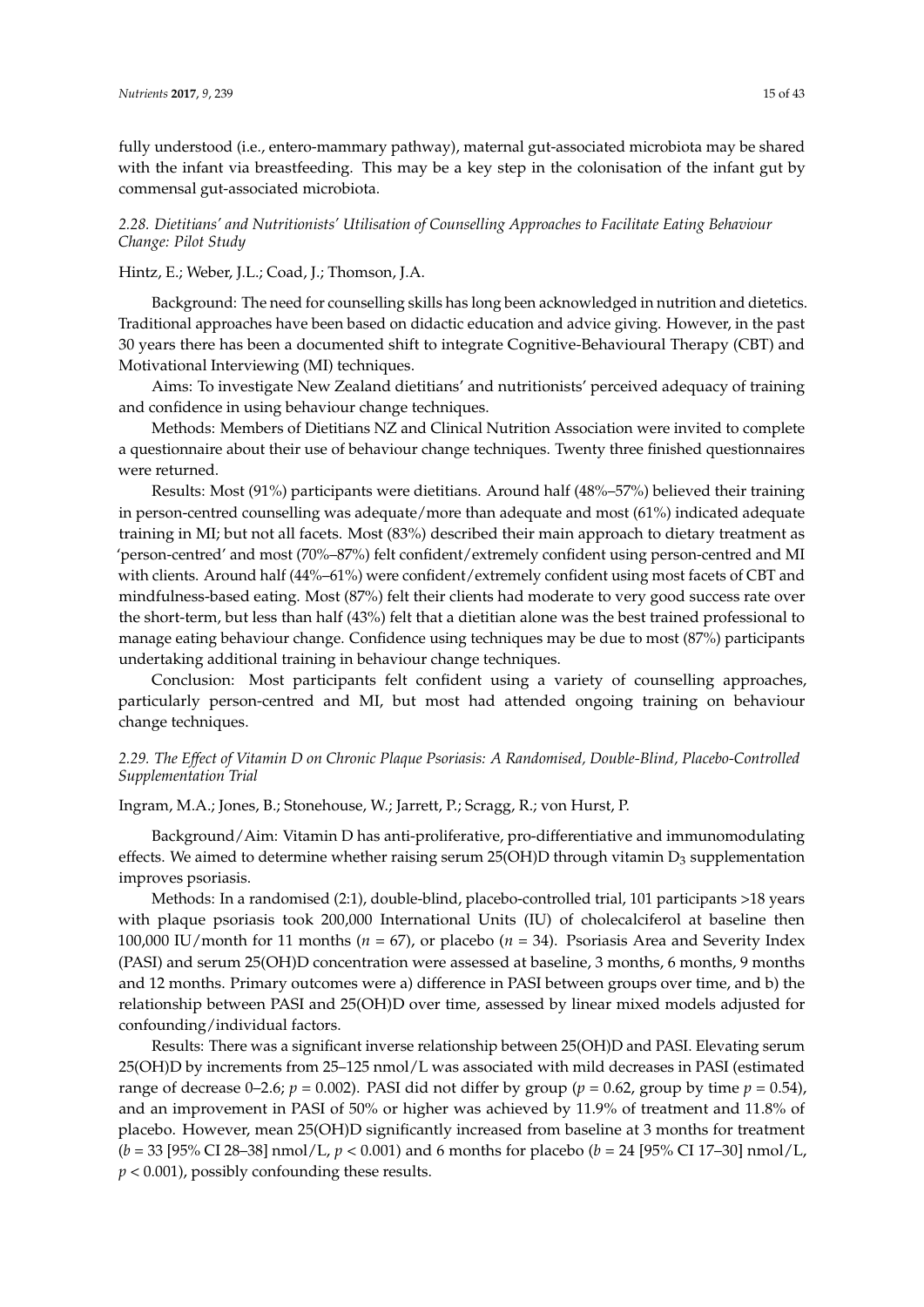fully understood (i.e., entero-mammary pathway), maternal gut-associated microbiota may be shared with the infant via breastfeeding. This may be a key step in the colonisation of the infant gut by commensal gut-associated microbiota.

### *2.28. Dietitians' and Nutritionists' Utilisation of Counselling Approaches to Facilitate Eating Behaviour Change: Pilot Study*

Hintz, E.; Weber, J.L.; Coad, J.; Thomson, J.A.

Background: The need for counselling skills has long been acknowledged in nutrition and dietetics. Traditional approaches have been based on didactic education and advice giving. However, in the past 30 years there has been a documented shift to integrate Cognitive-Behavioural Therapy (CBT) and Motivational Interviewing (MI) techniques.

Aims: To investigate New Zealand dietitians' and nutritionists' perceived adequacy of training and confidence in using behaviour change techniques.

Methods: Members of Dietitians NZ and Clinical Nutrition Association were invited to complete a questionnaire about their use of behaviour change techniques. Twenty three finished questionnaires were returned.

Results: Most (91%) participants were dietitians. Around half (48%–57%) believed their training in person-centred counselling was adequate/more than adequate and most (61%) indicated adequate training in MI; but not all facets. Most (83%) described their main approach to dietary treatment as 'person-centred' and most (70%–87%) felt confident/extremely confident using person-centred and MI with clients. Around half (44%–61%) were confident/extremely confident using most facets of CBT and mindfulness-based eating. Most (87%) felt their clients had moderate to very good success rate over the short-term, but less than half (43%) felt that a dietitian alone was the best trained professional to manage eating behaviour change. Confidence using techniques may be due to most (87%) participants undertaking additional training in behaviour change techniques.

Conclusion: Most participants felt confident using a variety of counselling approaches, particularly person-centred and MI, but most had attended ongoing training on behaviour change techniques.

### *2.29. The Effect of Vitamin D on Chronic Plaque Psoriasis: A Randomised, Double-Blind, Placebo-Controlled Supplementation Trial*

Ingram, M.A.; Jones, B.; Stonehouse, W.; Jarrett, P.; Scragg, R.; von Hurst, P.

Background/Aim: Vitamin D has anti-proliferative, pro-differentiative and immunomodulating effects. We aimed to determine whether raising serum 25(OH)D through vitamin $D_3$ supplementation improves psoriasis.

Methods: In a randomised (2:1), double-blind, placebo-controlled trial, 101 participants >18 years with plaque psoriasis took 200,000 International Units (IU) of cholecalciferol at baseline then 100,000 IU/month for 11 months ($n$ = 67), or placebo ($n$ = 34). Psoriasis Area and Severity Index (PASI) and serum 25(OH)D concentration were assessed at baseline, 3 months, 6 months, 9 months and 12 months. Primary outcomes were a) difference in PASI between groups over time, and b) the relationship between PASI and 25(OH)D over time, assessed by linear mixed models adjusted for confounding/individual factors.

Results: There was a significant inverse relationship between 25(OH)D and PASI. Elevating serum 25(OH)D by increments from 25–125 nmol/L was associated with mild decreases in PASI (estimated range of decrease 0–2.6; $p$ = 0.002). PASI did not differ by group ($p$ = 0.62, group by time $p$ = 0.54), and an improvement in PASI of 50% or higher was achieved by 11.9% of treatment and 11.8% of placebo. However, mean 25(OH)D significantly increased from baseline at 3 months for treatment ($b$ = 33 [95% CI 28–38] nmol/L, $p$ < 0.001) and 6 months for placebo ($b$ = 24 [95% CI 17–30] nmol/L, $p$ < 0.001), possibly confounding these results.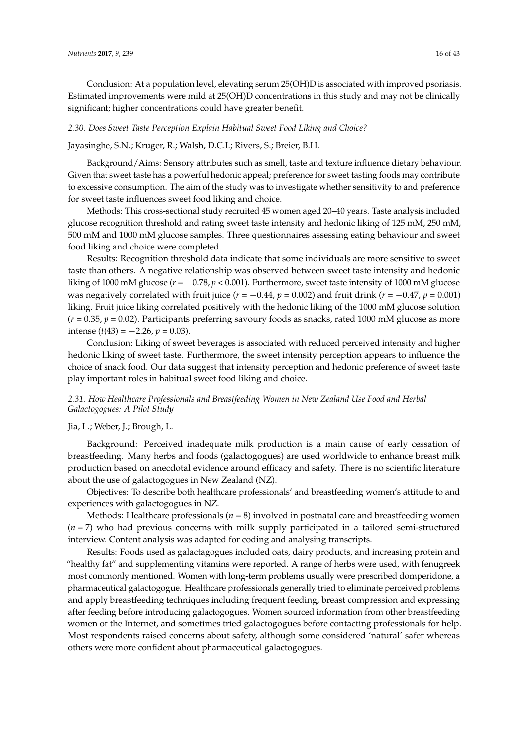Conclusion: At a population level, elevating serum 25(OH)D is associated with improved psoriasis. Estimated improvements were mild at 25(OH)D concentrations in this study and may not be clinically significant; higher concentrations could have greater benefit.

### *2.30. Does Sweet Taste Perception Explain Habitual Sweet Food Liking and Choice?*

Jayasinghe, S.N.; Kruger, R.; Walsh, D.C.I.; Rivers, S.; Breier, B.H.

Background/Aims: Sensory attributes such as smell, taste and texture influence dietary behaviour. Given that sweet taste has a powerful hedonic appeal; preference for sweet tasting foods may contribute to excessive consumption. The aim of the study was to investigate whether sensitivity to and preference for sweet taste influences sweet food liking and choice.

Methods: This cross-sectional study recruited 45 women aged 20–40 years. Taste analysis included glucose recognition threshold and rating sweet taste intensity and hedonic liking of 125 mM, 250 mM, 500 mM and 1000 mM glucose samples. Three questionnaires assessing eating behaviour and sweet food liking and choice were completed.

Results: Recognition threshold data indicate that some individuals are more sensitive to sweet taste than others. A negative relationship was observed between sweet taste intensity and hedonic liking of 1000 mM glucose ($r = -0.78$, $p < 0.001$). Furthermore, sweet taste intensity of 1000 mM glucose was negatively correlated with fruit juice ($r = -0.44$, $p = 0.002$) and fruit drink ($r = -0.47$, $p = 0.001$) liking. Fruit juice liking correlated positively with the hedonic liking of the 1000 mM glucose solution ($r = 0.35$, $p = 0.02$). Participants preferring savoury foods as snacks, rated 1000 mM glucose as more intense ($t(43) = -2.26$, $p = 0.03$).

Conclusion: Liking of sweet beverages is associated with reduced perceived intensity and higher hedonic liking of sweet taste. Furthermore, the sweet intensity perception appears to influence the choice of snack food. Our data suggest that intensity perception and hedonic preference of sweet taste play important roles in habitual sweet food liking and choice.

### *2.31. How Healthcare Professionals and Breastfeeding Women in New Zealand Use Food and Herbal Galactogogues: A Pilot Study*

Jia, L.; Weber, J.; Brough, L.

Background: Perceived inadequate milk production is a main cause of early cessation of breastfeeding. Many herbs and foods (galactogogues) are used worldwide to enhance breast milk production based on anecdotal evidence around efficacy and safety. There is no scientific literature about the use of galactogogues in New Zealand (NZ).

Objectives: To describe both healthcare professionals' and breastfeeding women's attitude to and experiences with galactogogues in NZ.

Methods: Healthcare professionals ($n = 8$) involved in postnatal care and breastfeeding women ($n = 7$) who had previous concerns with milk supply participated in a tailored semi-structured interview. Content analysis was adapted for coding and analysing transcripts.

Results: Foods used as galactagogues included oats, dairy products, and increasing protein and "healthy fat" and supplementing vitamins were reported. A range of herbs were used, with fenugreek most commonly mentioned. Women with long-term problems usually were prescribed domperidone, a pharmaceutical galactogogue. Healthcare professionals generally tried to eliminate perceived problems and apply breastfeeding techniques including frequent feeding, breast compression and expressing after feeding before introducing galactogogues. Women sourced information from other breastfeeding women or the Internet, and sometimes tried galactogogues before contacting professionals for help. Most respondents raised concerns about safety, although some considered 'natural' safer whereas others were more confident about pharmaceutical galactogogues.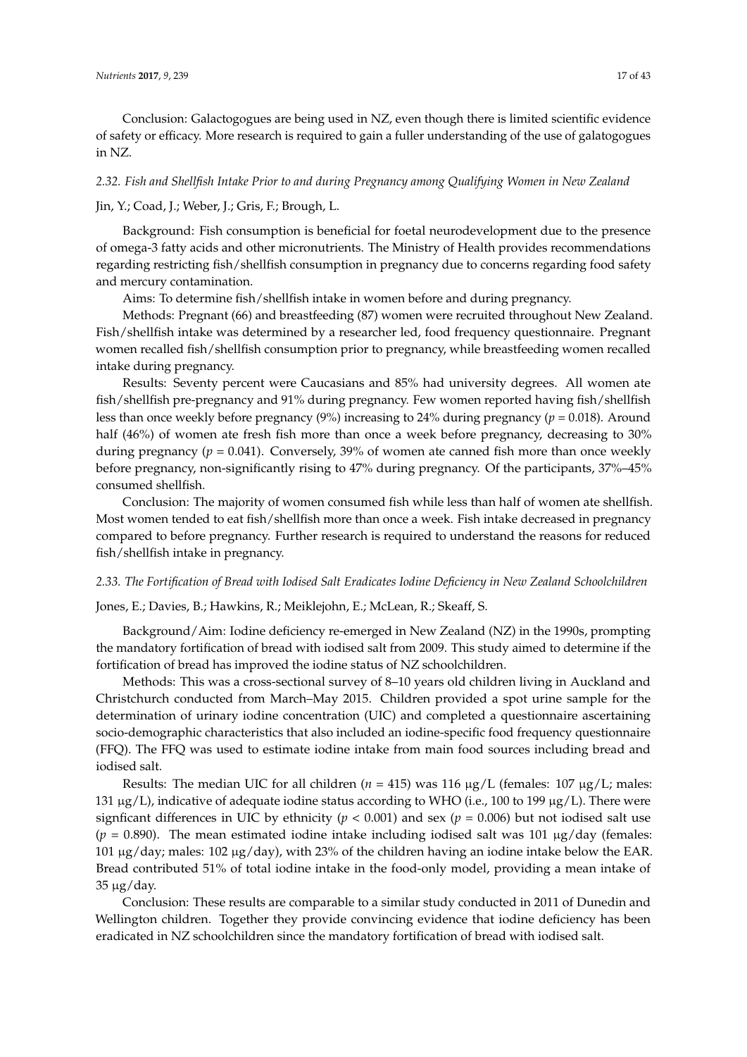Conclusion: Galactogogues are being used in NZ, even though there is limited scientific evidence of safety or efficacy. More research is required to gain a fuller understanding of the use of galatogogues in NZ.

### *2.32. Fish and Shellfish Intake Prior to and during Pregnancy among Qualifying Women in New Zealand*

Jin, Y.; Coad, J.; Weber, J.; Gris, F.; Brough, L.

Background: Fish consumption is beneficial for foetal neurodevelopment due to the presence of omega-3 fatty acids and other micronutrients. The Ministry of Health provides recommendations regarding restricting fish/shellfish consumption in pregnancy due to concerns regarding food safety and mercury contamination.

Aims: To determine fish/shellfish intake in women before and during pregnancy.

Methods: Pregnant (66) and breastfeeding (87) women were recruited throughout New Zealand. Fish/shellfish intake was determined by a researcher led, food frequency questionnaire. Pregnant women recalled fish/shellfish consumption prior to pregnancy, while breastfeeding women recalled intake during pregnancy.

Results: Seventy percent were Caucasians and 85% had university degrees. All women ate fish/shellfish pre-pregnancy and 91% during pregnancy. Few women reported having fish/shellfish less than once weekly before pregnancy (9%) increasing to 24% during pregnancy ($p = 0.018$). Around half (46%) of women ate fresh fish more than once a week before pregnancy, decreasing to 30% during pregnancy ($p = 0.041$). Conversely, 39% of women ate canned fish more than once weekly before pregnancy, non-significantly rising to 47% during pregnancy. Of the participants, 37%–45% consumed shellfish.

Conclusion: The majority of women consumed fish while less than half of women ate shellfish. Most women tended to eat fish/shellfish more than once a week. Fish intake decreased in pregnancy compared to before pregnancy. Further research is required to understand the reasons for reduced fish/shellfish intake in pregnancy.

### *2.33. The Fortification of Bread with Iodised Salt Eradicates Iodine Deficiency in New Zealand Schoolchildren*

Jones, E.; Davies, B.; Hawkins, R.; Meiklejohn, E.; McLean, R.; Skeaff, S.

Background/Aim: Iodine deficiency re-emerged in New Zealand (NZ) in the 1990s, prompting the mandatory fortification of bread with iodised salt from 2009. This study aimed to determine if the fortification of bread has improved the iodine status of NZ schoolchildren.

Methods: This was a cross-sectional survey of 8–10 years old children living in Auckland and Christchurch conducted from March–May 2015. Children provided a spot urine sample for the determination of urinary iodine concentration (UIC) and completed a questionnaire ascertaining socio-demographic characteristics that also included an iodine-specific food frequency questionnaire (FFQ). The FFQ was used to estimate iodine intake from main food sources including bread and iodised salt.

Results: The median UIC for all children ($n = 415$) was 116 μg/L (females: 107 μg/L; males: 131 μg/L), indicative of adequate iodine status according to WHO (i.e., 100 to 199 μg/L). There were signficant differences in UIC by ethnicity ($p < 0.001$) and sex ($p = 0.006$) but not iodised salt use ($p = 0.890$). The mean estimated iodine intake including iodised salt was 101 μg/day (females: 101 μg/day; males: 102 μg/day), with 23% of the children having an iodine intake below the EAR. Bread contributed 51% of total iodine intake in the food-only model, providing a mean intake of 35 μg/day.

Conclusion: These results are comparable to a similar study conducted in 2011 of Dunedin and Wellington children. Together they provide convincing evidence that iodine deficiency has been eradicated in NZ schoolchildren since the mandatory fortification of bread with iodised salt.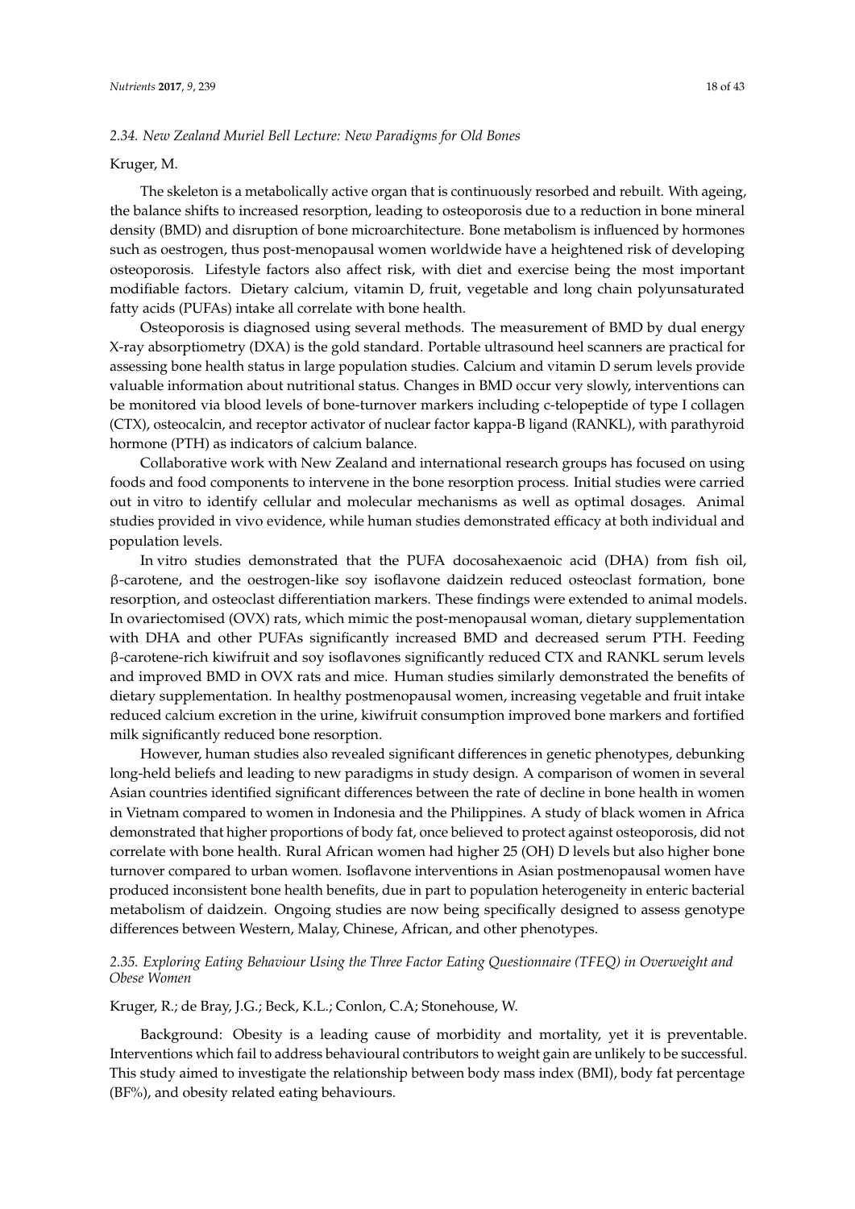### 2.34. New Zealand Muriel Bell Lecture: New Paradigms for Old Bones

Kruger, M.

The skeleton is a metabolically active organ that is continuously resorbed and rebuilt. With ageing, the balance shifts to increased resorption, leading to osteoporosis due to a reduction in bone mineral density (BMD) and disruption of bone microarchitecture. Bone metabolism is influenced by hormones such as oestrogen, thus post-menopausal women worldwide have a heightened risk of developing osteoporosis. Lifestyle factors also affect risk, with diet and exercise being the most important modifiable factors. Dietary calcium, vitamin D, fruit, vegetable and long chain polyunsaturated fatty acids (PUFAs) intake all correlate with bone health.

Osteoporosis is diagnosed using several methods. The measurement of BMD by dual energy X-ray absorptiometry (DXA) is the gold standard. Portable ultrasound heel scanners are practical for assessing bone health status in large population studies. Calcium and vitamin D serum levels provide valuable information about nutritional status. Changes in BMD occur very slowly, interventions can be monitored via blood levels of bone-turnover markers including c-telopeptide of type I collagen (CTX), osteocalcin, and receptor activator of nuclear factor kappa-B ligand (RANKL), with parathyroid hormone (PTH) as indicators of calcium balance.

Collaborative work with New Zealand and international research groups has focused on using foods and food components to intervene in the bone resorption process. Initial studies were carried out in vitro to identify cellular and molecular mechanisms as well as optimal dosages. Animal studies provided in vivo evidence, while human studies demonstrated efficacy at both individual and population levels.

In vitro studies demonstrated that the PUFA docosahexaenoic acid (DHA) from fish oil, β-carotene, and the oestrogen-like soy isoflavone daidzein reduced osteoclast formation, bone resorption, and osteoclast differentiation markers. These findings were extended to animal models. In ovariectomised (OVX) rats, which mimic the post-menopausal woman, dietary supplementation with DHA and other PUFAs significantly increased BMD and decreased serum PTH. Feeding β-carotene-rich kiwifruit and soy isoflavones significantly reduced CTX and RANKL serum levels and improved BMD in OVX rats and mice. Human studies similarly demonstrated the benefits of dietary supplementation. In healthy postmenopausal women, increasing vegetable and fruit intake reduced calcium excretion in the urine, kiwifruit consumption improved bone markers and fortified milk significantly reduced bone resorption.

However, human studies also revealed significant differences in genetic phenotypes, debunking long-held beliefs and leading to new paradigms in study design. A comparison of women in several Asian countries identified significant differences between the rate of decline in bone health in women in Vietnam compared to women in Indonesia and the Philippines. A study of black women in Africa demonstrated that higher proportions of body fat, once believed to protect against osteoporosis, did not correlate with bone health. Rural African women had higher 25 (OH) D levels but also higher bone turnover compared to urban women. Isoflavone interventions in Asian postmenopausal women have produced inconsistent bone health benefits, due in part to population heterogeneity in enteric bacterial metabolism of daidzein. Ongoing studies are now being specifically designed to assess genotype differences between Western, Malay, Chinese, African, and other phenotypes.

### 2.35. Exploring Eating Behaviour Using the Three Factor Eating Questionnaire (TFEQ) in Overweight and Obese Women

Kruger, R.; de Bray, J.G.; Beck, K.L.; Conlon, C.A; Stonehouse, W.

Background: Obesity is a leading cause of morbidity and mortality, yet it is preventable. Interventions which fail to address behavioural contributors to weight gain are unlikely to be successful. This study aimed to investigate the relationship between body mass index (BMI), body fat percentage (BF%), and obesity related eating behaviours.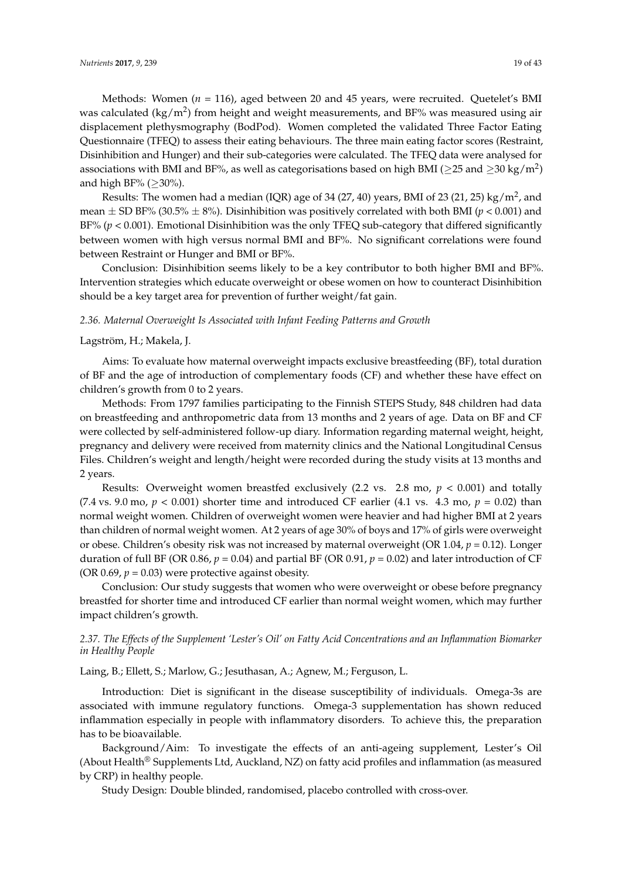Methods: Women ($n$ = 116), aged between 20 and 45 years, were recruited. Quetelet's BMI was calculated (kg/$m^2$) from height and weight measurements, and BF% was measured using air displacement plethysmography (BodPod). Women completed the validated Three Factor Eating Questionnaire (TFEQ) to assess their eating behaviours. The three main eating factor scores (Restraint, Disinhibition and Hunger) and their sub-categories were calculated. The TFEQ data were analysed for associations with BMI and BF%, as well as categorisations based on high BMI ($\geq$25 and $\geq$30 kg/$m^2$) and high BF% ($\geq$30%).

Results: The women had a median (IQR) age of 34 (27, 40) years, BMI of 23 (21, 25) kg/$m^2$, and mean $\pm$ SD BF% (30.5% $\pm$ 8%). Disinhibition was positively correlated with both BMI ($p < 0.001$) and BF% ($p < 0.001$). Emotional Disinhibition was the only TFEQ sub-category that differed significantly between women with high versus normal BMI and BF%. No significant correlations were found between Restraint or Hunger and BMI or BF%.

Conclusion: Disinhibition seems likely to be a key contributor to both higher BMI and BF%. Intervention strategies which educate overweight or obese women on how to counteract Disinhibition should be a key target area for prevention of further weight/fat gain.

### *2.36. Maternal Overweight Is Associated with Infant Feeding Patterns and Growth*

Lagström, H.; Makela, J.

Aims: To evaluate how maternal overweight impacts exclusive breastfeeding (BF), total duration of BF and the age of introduction of complementary foods (CF) and whether these have effect on children's growth from 0 to 2 years.

Methods: From 1797 families participating to the Finnish STEPS Study, 848 children had data on breastfeeding and anthropometric data from 13 months and 2 years of age. Data on BF and CF were collected by self-administered follow-up diary. Information regarding maternal weight, height, pregnancy and delivery were received from maternity clinics and the National Longitudinal Census Files. Children's weight and length/height were recorded during the study visits at 13 months and 2 years.

Results: Overweight women breastfed exclusively (2.2 vs. 2.8 mo, $p < 0.001$) and totally (7.4 vs. 9.0 mo, $p < 0.001$) shorter time and introduced CF earlier (4.1 vs. 4.3 mo, $p = 0.02$) than normal weight women. Children of overweight women were heavier and had higher BMI at 2 years than children of normal weight women. At 2 years of age 30% of boys and 17% of girls were overweight or obese. Children's obesity risk was not increased by maternal overweight (OR 1.04, $p = 0.12$). Longer duration of full BF (OR 0.86, $p = 0.04$) and partial BF (OR 0.91, $p = 0.02$) and later introduction of CF (OR 0.69, $p = 0.03$) were protective against obesity.

Conclusion: Our study suggests that women who were overweight or obese before pregnancy breastfed for shorter time and introduced CF earlier than normal weight women, which may further impact children's growth.

### *2.37. The Effects of the Supplement 'Lester's Oil' on Fatty Acid Concentrations and an Inflammation Biomarker in Healthy People*

Laing, B.; Ellett, S.; Marlow, G.; Jesuthasan, A.; Agnew, M.; Ferguson, L.

Introduction: Diet is significant in the disease susceptibility of individuals. Omega-3s are associated with immune regulatory functions. Omega-3 supplementation has shown reduced inflammation especially in people with inflammatory disorders. To achieve this, the preparation has to be bioavailable.

Background/Aim: To investigate the effects of an anti-ageing supplement, Lester's Oil (About Health® Supplements Ltd, Auckland, NZ) on fatty acid profiles and inflammation (as measured by CRP) in healthy people.

Study Design: Double blinded, randomised, placebo controlled with cross-over.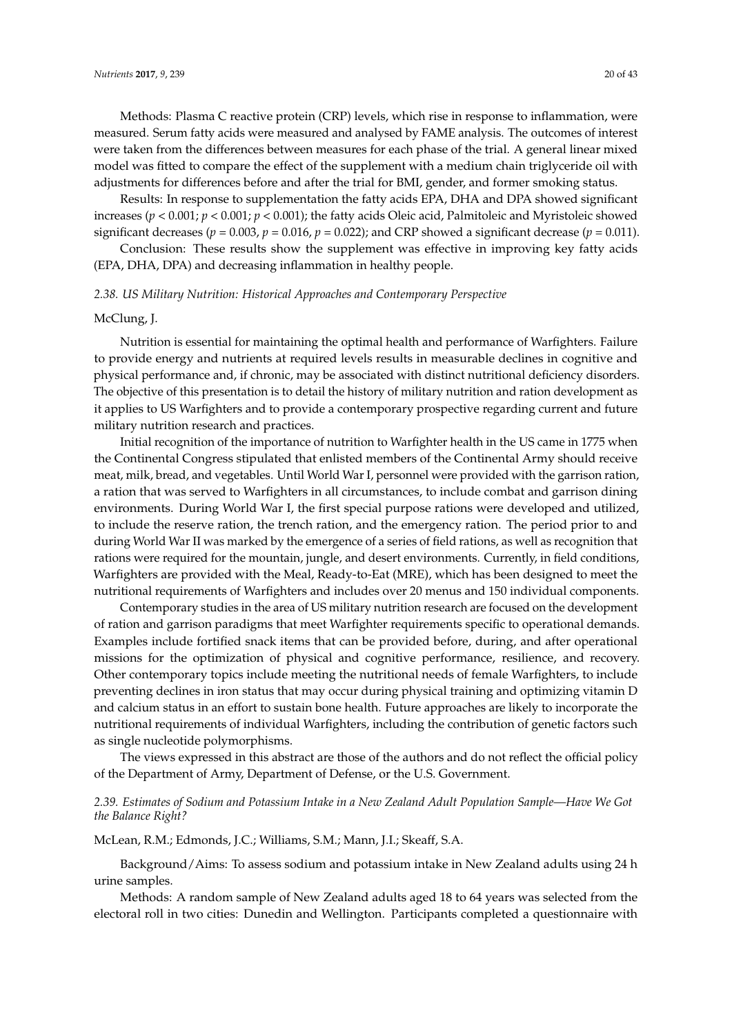Methods: Plasma C reactive protein (CRP) levels, which rise in response to inflammation, were measured. Serum fatty acids were measured and analysed by FAME analysis. The outcomes of interest were taken from the differences between measures for each phase of the trial. A general linear mixed model was fitted to compare the effect of the supplement with a medium chain triglyceride oil with adjustments for differences before and after the trial for BMI, gender, and former smoking status.

Results: In response to supplementation the fatty acids EPA, DHA and DPA showed significant increases ($p < 0.001$; $p < 0.001$; $p < 0.001$); the fatty acids Oleic acid, Palmitoleic and Myristoleic showed significant decreases ($p = 0.003$, $p = 0.016$, $p = 0.022$); and CRP showed a significant decrease ($p = 0.011$).

Conclusion: These results show the supplement was effective in improving key fatty acids (EPA, DHA, DPA) and decreasing inflammation in healthy people.

### *2.38. US Military Nutrition: Historical Approaches and Contemporary Perspective*

McClung, J.

Nutrition is essential for maintaining the optimal health and performance of Warfighters. Failure to provide energy and nutrients at required levels results in measurable declines in cognitive and physical performance and, if chronic, may be associated with distinct nutritional deficiency disorders. The objective of this presentation is to detail the history of military nutrition and ration development as it applies to US Warfighters and to provide a contemporary prospective regarding current and future military nutrition research and practices.

Initial recognition of the importance of nutrition to Warfighter health in the US came in 1775 when the Continental Congress stipulated that enlisted members of the Continental Army should receive meat, milk, bread, and vegetables. Until World War I, personnel were provided with the garrison ration, a ration that was served to Warfighters in all circumstances, to include combat and garrison dining environments. During World War I, the first special purpose rations were developed and utilized, to include the reserve ration, the trench ration, and the emergency ration. The period prior to and during World War II was marked by the emergence of a series of field rations, as well as recognition that rations were required for the mountain, jungle, and desert environments. Currently, in field conditions, Warfighters are provided with the Meal, Ready-to-Eat (MRE), which has been designed to meet the nutritional requirements of Warfighters and includes over 20 menus and 150 individual components.

Contemporary studies in the area of US military nutrition research are focused on the development of ration and garrison paradigms that meet Warfighter requirements specific to operational demands. Examples include fortified snack items that can be provided before, during, and after operational missions for the optimization of physical and cognitive performance, resilience, and recovery. Other contemporary topics include meeting the nutritional needs of female Warfighters, to include preventing declines in iron status that may occur during physical training and optimizing vitamin D and calcium status in an effort to sustain bone health. Future approaches are likely to incorporate the nutritional requirements of individual Warfighters, including the contribution of genetic factors such as single nucleotide polymorphisms.

The views expressed in this abstract are those of the authors and do not reflect the official policy of the Department of Army, Department of Defense, or the U.S. Government.

### *2.39. Estimates of Sodium and Potassium Intake in a New Zealand Adult Population Sample—Have We Got the Balance Right?*

McLean, R.M.; Edmonds, J.C.; Williams, S.M.; Mann, J.I.; Skeaff, S.A.

Background/Aims: To assess sodium and potassium intake in New Zealand adults using 24 h urine samples.

Methods: A random sample of New Zealand adults aged 18 to 64 years was selected from the electoral roll in two cities: Dunedin and Wellington. Participants completed a questionnaire with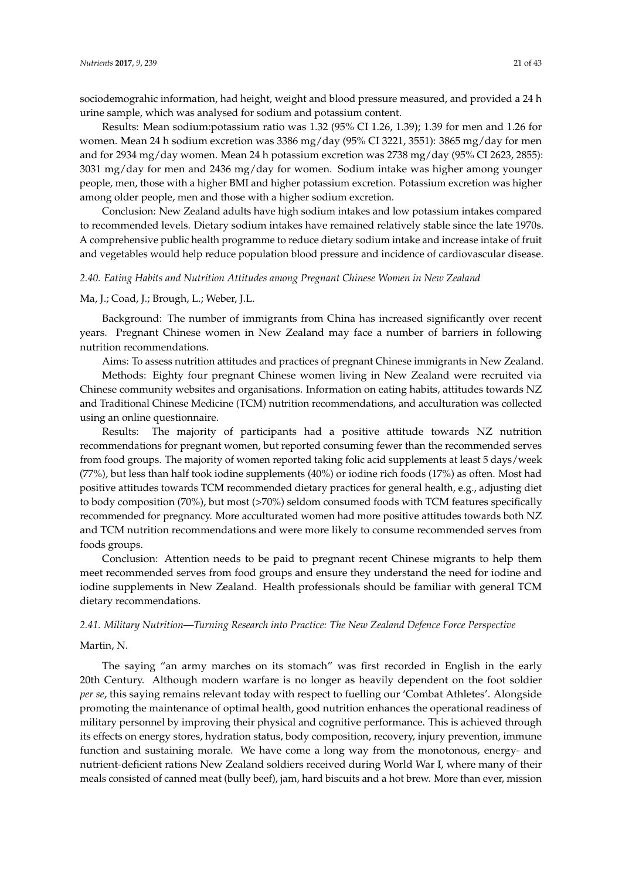sociodemograhic information, had height, weight and blood pressure measured, and provided a 24 h urine sample, which was analysed for sodium and potassium content.

Results: Mean sodium:potassium ratio was 1.32 (95% CI 1.26, 1.39); 1.39 for men and 1.26 for women. Mean 24 h sodium excretion was 3386 mg/day (95% CI 3221, 3551): 3865 mg/day for men and for 2934 mg/day women. Mean 24 h potassium excretion was 2738 mg/day (95% CI 2623, 2855): 3031 mg/day for men and 2436 mg/day for women. Sodium intake was higher among younger people, men, those with a higher BMI and higher potassium excretion. Potassium excretion was higher among older people, men and those with a higher sodium excretion.

Conclusion: New Zealand adults have high sodium intakes and low potassium intakes compared to recommended levels. Dietary sodium intakes have remained relatively stable since the late 1970s. A comprehensive public health programme to reduce dietary sodium intake and increase intake of fruit and vegetables would help reduce population blood pressure and incidence of cardiovascular disease.

### *2.40. Eating Habits and Nutrition Attitudes among Pregnant Chinese Women in New Zealand*

Ma, J.; Coad, J.; Brough, L.; Weber, J.L.

Background: The number of immigrants from China has increased significantly over recent years. Pregnant Chinese women in New Zealand may face a number of barriers in following nutrition recommendations.

Aims: To assess nutrition attitudes and practices of pregnant Chinese immigrants in New Zealand.

Methods: Eighty four pregnant Chinese women living in New Zealand were recruited via Chinese community websites and organisations. Information on eating habits, attitudes towards NZ and Traditional Chinese Medicine (TCM) nutrition recommendations, and acculturation was collected using an online questionnaire.

Results: The majority of participants had a positive attitude towards NZ nutrition recommendations for pregnant women, but reported consuming fewer than the recommended serves from food groups. The majority of women reported taking folic acid supplements at least 5 days/week (77%), but less than half took iodine supplements (40%) or iodine rich foods (17%) as often. Most had positive attitudes towards TCM recommended dietary practices for general health, e.g., adjusting diet to body composition (70%), but most (>70%) seldom consumed foods with TCM features specifically recommended for pregnancy. More acculturated women had more positive attitudes towards both NZ and TCM nutrition recommendations and were more likely to consume recommended serves from foods groups.

Conclusion: Attention needs to be paid to pregnant recent Chinese migrants to help them meet recommended serves from food groups and ensure they understand the need for iodine and iodine supplements in New Zealand. Health professionals should be familiar with general TCM dietary recommendations.

### *2.41. Military Nutrition—Turning Research into Practice: The New Zealand Defence Force Perspective*

Martin, N.

The saying "an army marches on its stomach" was first recorded in English in the early 20th Century. Although modern warfare is no longer as heavily dependent on the foot soldier *per se*, this saying remains relevant today with respect to fuelling our 'Combat Athletes'. Alongside promoting the maintenance of optimal health, good nutrition enhances the operational readiness of military personnel by improving their physical and cognitive performance. This is achieved through its effects on energy stores, hydration status, body composition, recovery, injury prevention, immune function and sustaining morale. We have come a long way from the monotonous, energy- and nutrient-deficient rations New Zealand soldiers received during World War I, where many of their meals consisted of canned meat (bully beef), jam, hard biscuits and a hot brew. More than ever, mission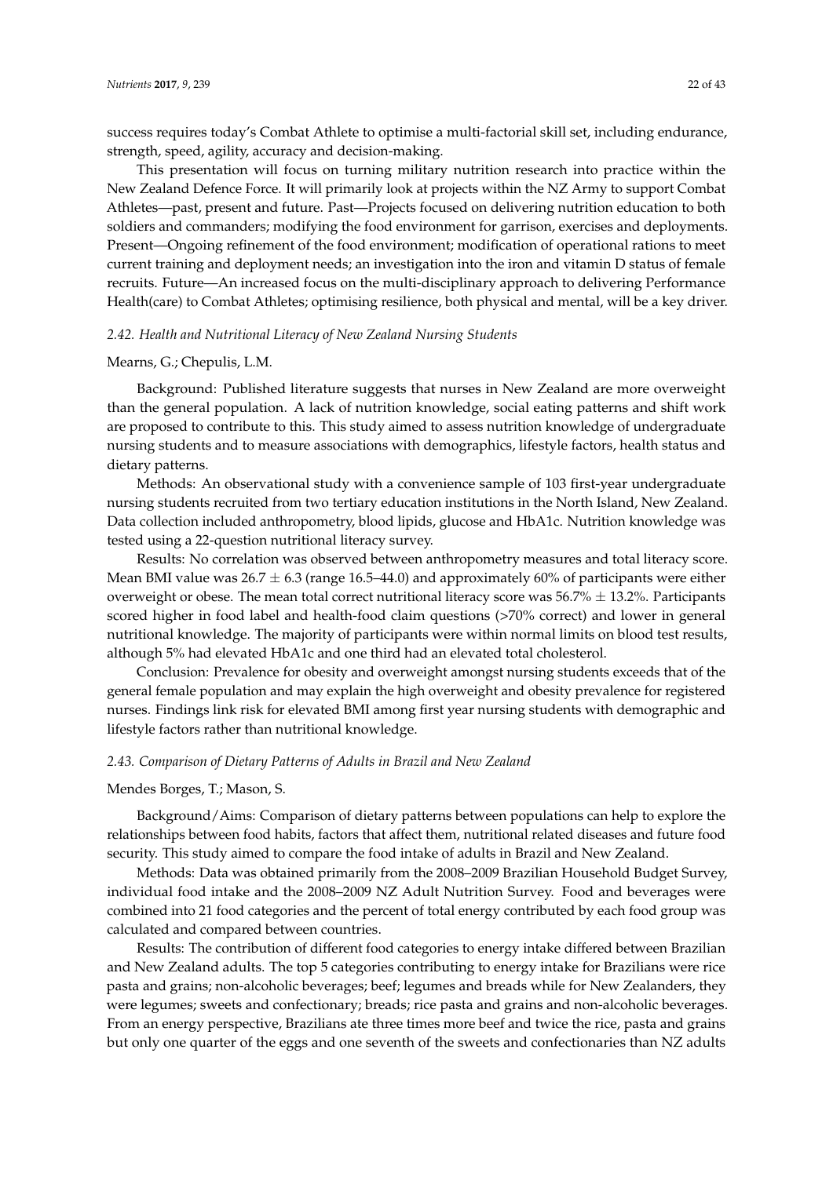success requires today's Combat Athlete to optimise a multi-factorial skill set, including endurance, strength, speed, agility, accuracy and decision-making.

This presentation will focus on turning military nutrition research into practice within the New Zealand Defence Force. It will primarily look at projects within the NZ Army to support Combat Athletes—past, present and future. Past—Projects focused on delivering nutrition education to both soldiers and commanders; modifying the food environment for garrison, exercises and deployments. Present—Ongoing refinement of the food environment; modification of operational rations to meet current training and deployment needs; an investigation into the iron and vitamin D status of female recruits. Future—An increased focus on the multi-disciplinary approach to delivering Performance Health(care) to Combat Athletes; optimising resilience, both physical and mental, will be a key driver.

### *2.42. Health and Nutritional Literacy of New Zealand Nursing Students*

Mearns, G.; Chepulis, L.M.

Background: Published literature suggests that nurses in New Zealand are more overweight than the general population. A lack of nutrition knowledge, social eating patterns and shift work are proposed to contribute to this. This study aimed to assess nutrition knowledge of undergraduate nursing students and to measure associations with demographics, lifestyle factors, health status and dietary patterns.

Methods: An observational study with a convenience sample of 103 first-year undergraduate nursing students recruited from two tertiary education institutions in the North Island, New Zealand. Data collection included anthropometry, blood lipids, glucose and HbA1c. Nutrition knowledge was tested using a 22-question nutritional literacy survey.

Results: No correlation was observed between anthropometry measures and total literacy score. Mean BMI value was $26.7 \pm 6.3$ (range 16.5–44.0) and approximately 60% of participants were either overweight or obese. The mean total correct nutritional literacy score was $56.7\% \pm 13.2\%$. Participants scored higher in food label and health-food claim questions (>70% correct) and lower in general nutritional knowledge. The majority of participants were within normal limits on blood test results, although 5% had elevated HbA1c and one third had an elevated total cholesterol.

Conclusion: Prevalence for obesity and overweight amongst nursing students exceeds that of the general female population and may explain the high overweight and obesity prevalence for registered nurses. Findings link risk for elevated BMI among first year nursing students with demographic and lifestyle factors rather than nutritional knowledge.

### *2.43. Comparison of Dietary Patterns of Adults in Brazil and New Zealand*

Mendes Borges, T.; Mason, S.

Background/Aims: Comparison of dietary patterns between populations can help to explore the relationships between food habits, factors that affect them, nutritional related diseases and future food security. This study aimed to compare the food intake of adults in Brazil and New Zealand.

Methods: Data was obtained primarily from the 2008–2009 Brazilian Household Budget Survey, individual food intake and the 2008–2009 NZ Adult Nutrition Survey. Food and beverages were combined into 21 food categories and the percent of total energy contributed by each food group was calculated and compared between countries.

Results: The contribution of different food categories to energy intake differed between Brazilian and New Zealand adults. The top 5 categories contributing to energy intake for Brazilians were rice pasta and grains; non-alcoholic beverages; beef; legumes and breads while for New Zealanders, they were legumes; sweets and confectionary; breads; rice pasta and grains and non-alcoholic beverages. From an energy perspective, Brazilians ate three times more beef and twice the rice, pasta and grains but only one quarter of the eggs and one seventh of the sweets and confectionaries than NZ adults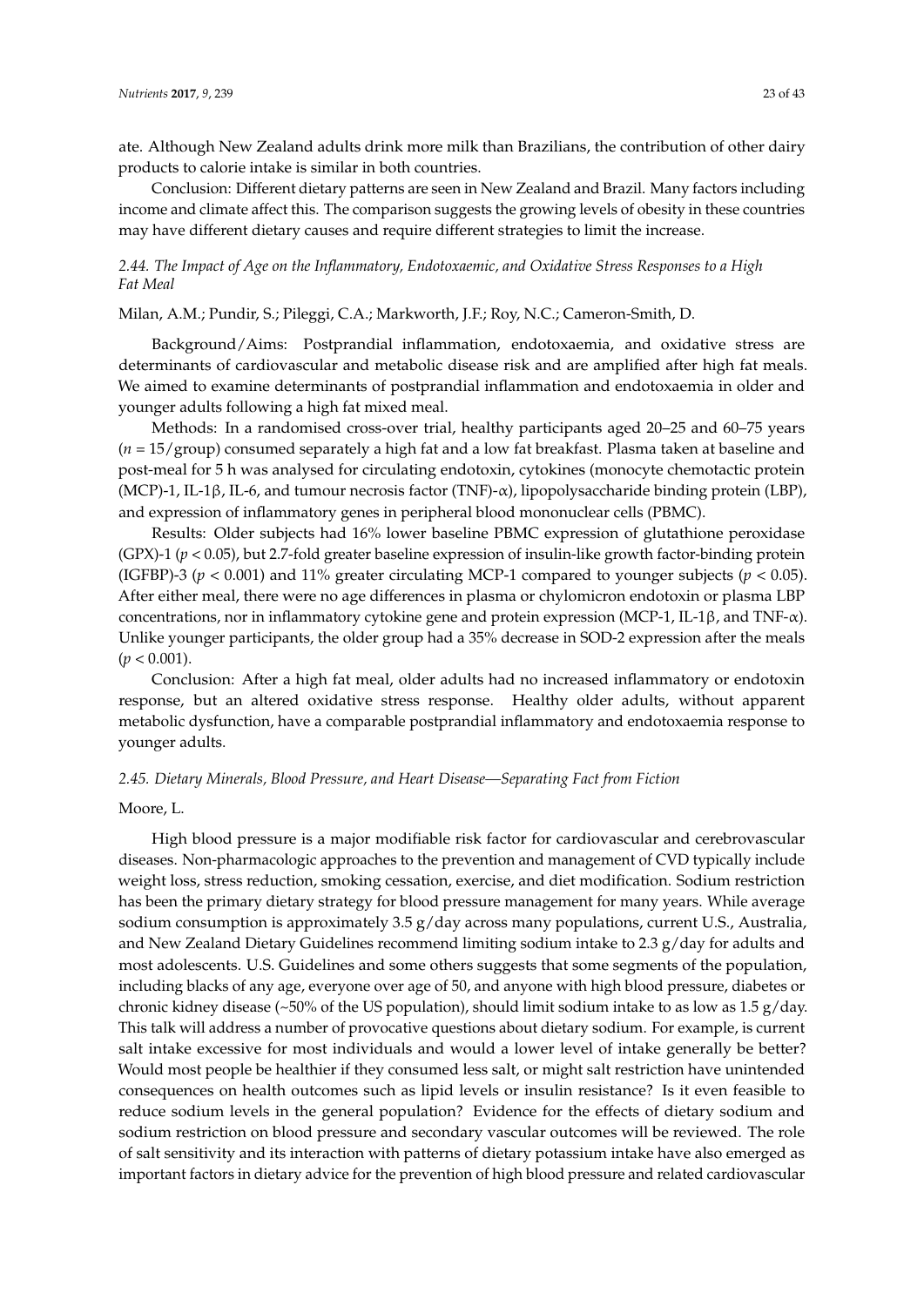ate. Although New Zealand adults drink more milk than Brazilians, the contribution of other dairy products to calorie intake is similar in both countries.

Conclusion: Different dietary patterns are seen in New Zealand and Brazil. Many factors including income and climate affect this. The comparison suggests the growing levels of obesity in these countries may have different dietary causes and require different strategies to limit the increase.

### *2.44. The Impact of Age on the Inflammatory, Endotoxaemic, and Oxidative Stress Responses to a High Fat Meal*

Milan, A.M.; Pundir, S.; Pileggi, C.A.; Markworth, J.F.; Roy, N.C.; Cameron-Smith, D.

Background/Aims: Postprandial inflammation, endotoxaemia, and oxidative stress are determinants of cardiovascular and metabolic disease risk and are amplified after high fat meals. We aimed to examine determinants of postprandial inflammation and endotoxaemia in older and younger adults following a high fat mixed meal.

Methods: In a randomised cross-over trial, healthy participants aged 20–25 and 60–75 years ($n$ = 15/group) consumed separately a high fat and a low fat breakfast. Plasma taken at baseline and post-meal for 5 h was analysed for circulating endotoxin, cytokines (monocyte chemotactic protein (MCP)-1, IL-1β, IL-6, and tumour necrosis factor (TNF)-α), lipopolysaccharide binding protein (LBP), and expression of inflammatory genes in peripheral blood mononuclear cells (PBMC).

Results: Older subjects had 16% lower baseline PBMC expression of glutathione peroxidase (GPX)-1 ($p < 0.05$), but 2.7-fold greater baseline expression of insulin-like growth factor-binding protein (IGFBP)-3 ($p < 0.001$) and 11% greater circulating MCP-1 compared to younger subjects ($p < 0.05$). After either meal, there were no age differences in plasma or chylomicron endotoxin or plasma LBP concentrations, nor in inflammatory cytokine gene and protein expression (MCP-1, IL-1β, and TNF-α). Unlike younger participants, the older group had a 35% decrease in SOD-2 expression after the meals ($p < 0.001$).

Conclusion: After a high fat meal, older adults had no increased inflammatory or endotoxin response, but an altered oxidative stress response. Healthy older adults, without apparent metabolic dysfunction, have a comparable postprandial inflammatory and endotoxaemia response to younger adults.

### *2.45. Dietary Minerals, Blood Pressure, and Heart Disease—Separating Fact from Fiction*

Moore, L.

High blood pressure is a major modifiable risk factor for cardiovascular and cerebrovascular diseases. Non-pharmacologic approaches to the prevention and management of CVD typically include weight loss, stress reduction, smoking cessation, exercise, and diet modification. Sodium restriction has been the primary dietary strategy for blood pressure management for many years. While average sodium consumption is approximately 3.5 g/day across many populations, current U.S., Australia, and New Zealand Dietary Guidelines recommend limiting sodium intake to 2.3 g/day for adults and most adolescents. U.S. Guidelines and some others suggests that some segments of the population, including blacks of any age, everyone over age of 50, and anyone with high blood pressure, diabetes or chronic kidney disease (~50% of the US population), should limit sodium intake to as low as 1.5 g/day. This talk will address a number of provocative questions about dietary sodium. For example, is current salt intake excessive for most individuals and would a lower level of intake generally be better? Would most people be healthier if they consumed less salt, or might salt restriction have unintended consequences on health outcomes such as lipid levels or insulin resistance? Is it even feasible to reduce sodium levels in the general population? Evidence for the effects of dietary sodium and sodium restriction on blood pressure and secondary vascular outcomes will be reviewed. The role of salt sensitivity and its interaction with patterns of dietary potassium intake have also emerged as important factors in dietary advice for the prevention of high blood pressure and related cardiovascular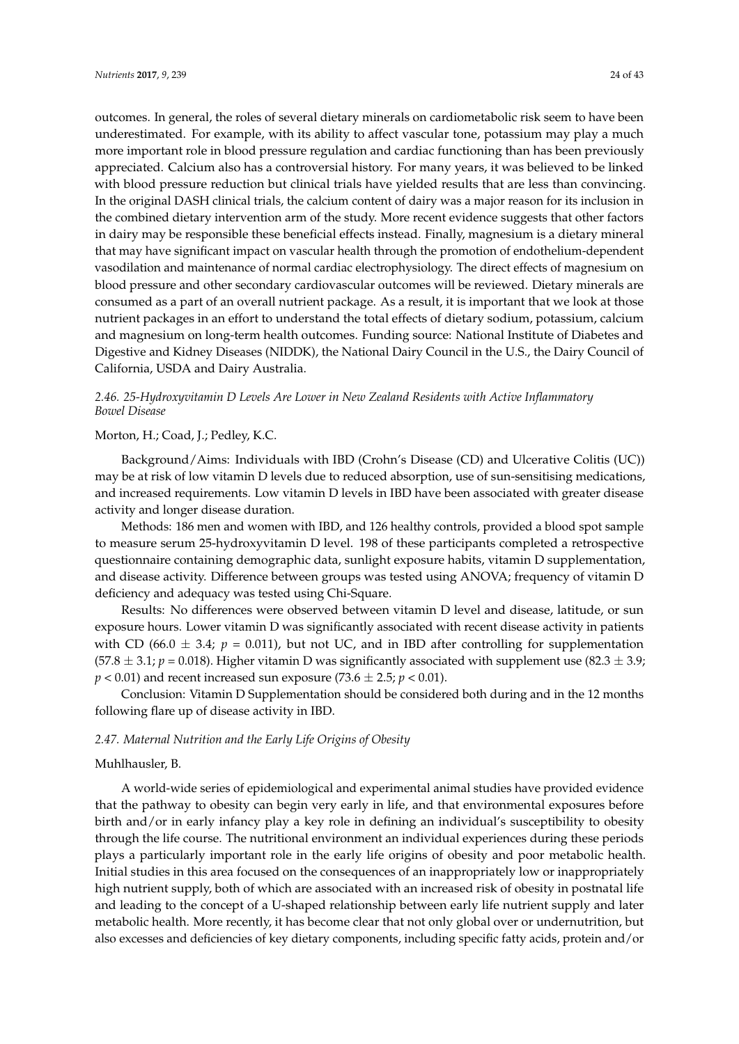outcomes. In general, the roles of several dietary minerals on cardiometabolic risk seem to have been underestimated. For example, with its ability to affect vascular tone, potassium may play a much more important role in blood pressure regulation and cardiac functioning than has been previously appreciated. Calcium also has a controversial history. For many years, it was believed to be linked with blood pressure reduction but clinical trials have yielded results that are less than convincing. In the original DASH clinical trials, the calcium content of dairy was a major reason for its inclusion in the combined dietary intervention arm of the study. More recent evidence suggests that other factors in dairy may be responsible these beneficial effects instead. Finally, magnesium is a dietary mineral that may have significant impact on vascular health through the promotion of endothelium-dependent vasodilation and maintenance of normal cardiac electrophysiology. The direct effects of magnesium on blood pressure and other secondary cardiovascular outcomes will be reviewed. Dietary minerals are consumed as a part of an overall nutrient package. As a result, it is important that we look at those nutrient packages in an effort to understand the total effects of dietary sodium, potassium, calcium and magnesium on long-term health outcomes. Funding source: National Institute of Diabetes and Digestive and Kidney Diseases (NIDDK), the National Dairy Council in the U.S., the Dairy Council of California, USDA and Dairy Australia.

### *2.46. 25-Hydroxyvitamin D Levels Are Lower in New Zealand Residents with Active Inflammatory Bowel Disease*

Morton, H.; Coad, J.; Pedley, K.C.

Background/Aims: Individuals with IBD (Crohn's Disease (CD) and Ulcerative Colitis (UC)) may be at risk of low vitamin D levels due to reduced absorption, use of sun-sensitising medications, and increased requirements. Low vitamin D levels in IBD have been associated with greater disease activity and longer disease duration.

Methods: 186 men and women with IBD, and 126 healthy controls, provided a blood spot sample to measure serum 25-hydroxyvitamin D level. 198 of these participants completed a retrospective questionnaire containing demographic data, sunlight exposure habits, vitamin D supplementation, and disease activity. Difference between groups was tested using ANOVA; frequency of vitamin D deficiency and adequacy was tested using Chi-Square.

Results: No differences were observed between vitamin D level and disease, latitude, or sun exposure hours. Lower vitamin D was significantly associated with recent disease activity in patients with CD ($66.0 \pm 3.4$; $p = 0.011$), but not UC, and in IBD after controlling for supplementation ($57.8 \pm 3.1$; $p = 0.018$). Higher vitamin D was significantly associated with supplement use ($82.3 \pm 3.9$; $p < 0.01$) and recent increased sun exposure ($73.6 \pm 2.5$; $p < 0.01$).

Conclusion: Vitamin D Supplementation should be considered both during and in the 12 months following flare up of disease activity in IBD.

### *2.47. Maternal Nutrition and the Early Life Origins of Obesity*

Muhlhausler, B.

A world-wide series of epidemiological and experimental animal studies have provided evidence that the pathway to obesity can begin very early in life, and that environmental exposures before birth and/or in early infancy play a key role in defining an individual's susceptibility to obesity through the life course. The nutritional environment an individual experiences during these periods plays a particularly important role in the early life origins of obesity and poor metabolic health. Initial studies in this area focused on the consequences of an inappropriately low or inappropriately high nutrient supply, both of which are associated with an increased risk of obesity in postnatal life and leading to the concept of a U-shaped relationship between early life nutrient supply and later metabolic health. More recently, it has become clear that not only global over or undernutrition, but also excesses and deficiencies of key dietary components, including specific fatty acids, protein and/or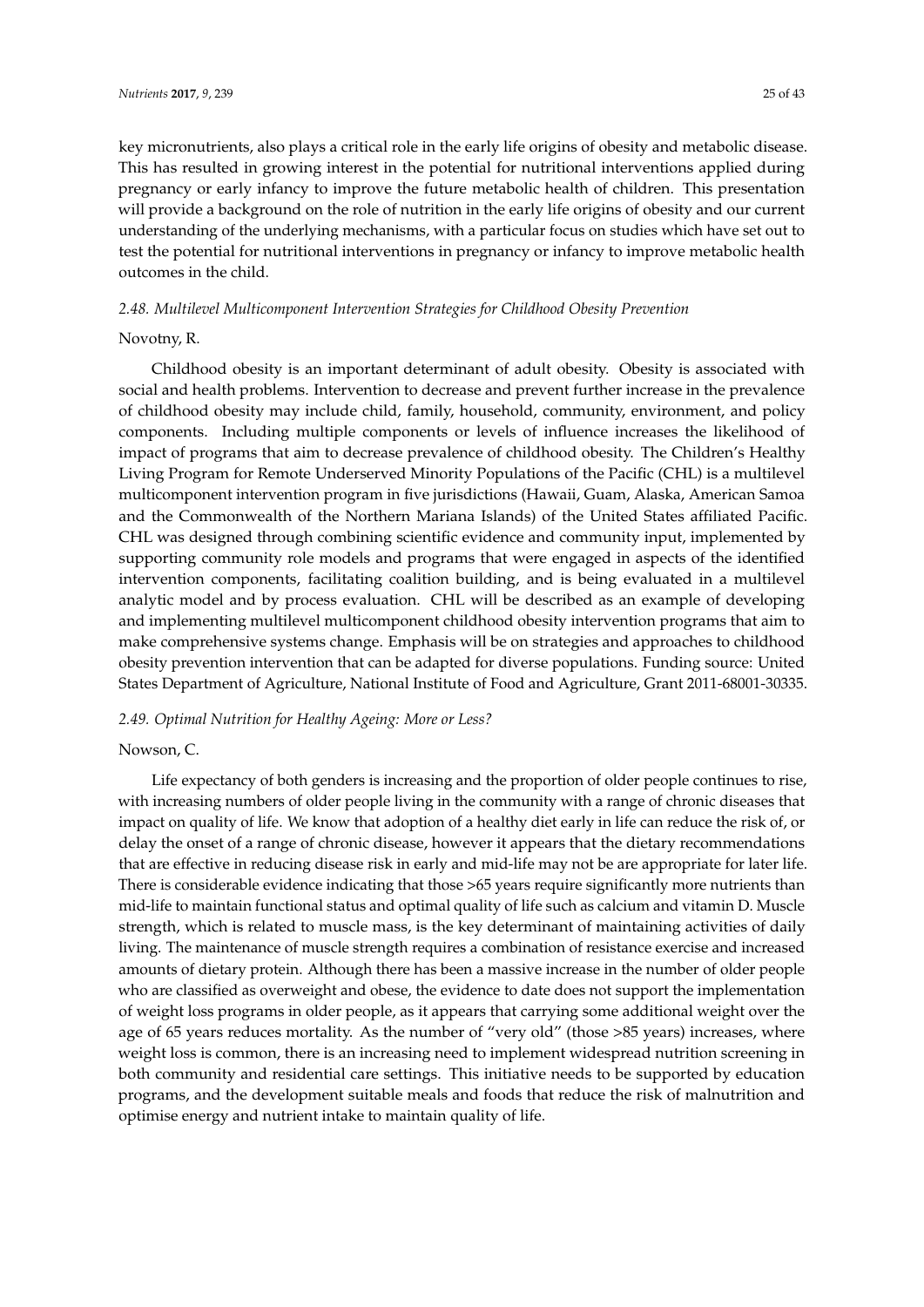key micronutrients, also plays a critical role in the early life origins of obesity and metabolic disease. This has resulted in growing interest in the potential for nutritional interventions applied during pregnancy or early infancy to improve the future metabolic health of children. This presentation will provide a background on the role of nutrition in the early life origins of obesity and our current understanding of the underlying mechanisms, with a particular focus on studies which have set out to test the potential for nutritional interventions in pregnancy or infancy to improve metabolic health outcomes in the child.

### *2.48. Multilevel Multicomponent Intervention Strategies for Childhood Obesity Prevention*

Novotny, R.

Childhood obesity is an important determinant of adult obesity. Obesity is associated with social and health problems. Intervention to decrease and prevent further increase in the prevalence of childhood obesity may include child, family, household, community, environment, and policy components. Including multiple components or levels of influence increases the likelihood of impact of programs that aim to decrease prevalence of childhood obesity. The Children's Healthy Living Program for Remote Underserved Minority Populations of the Pacific (CHL) is a multilevel multicomponent intervention program in five jurisdictions (Hawaii, Guam, Alaska, American Samoa and the Commonwealth of the Northern Mariana Islands) of the United States affiliated Pacific. CHL was designed through combining scientific evidence and community input, implemented by supporting community role models and programs that were engaged in aspects of the identified intervention components, facilitating coalition building, and is being evaluated in a multilevel analytic model and by process evaluation. CHL will be described as an example of developing and implementing multilevel multicomponent childhood obesity intervention programs that aim to make comprehensive systems change. Emphasis will be on strategies and approaches to childhood obesity prevention intervention that can be adapted for diverse populations. Funding source: United States Department of Agriculture, National Institute of Food and Agriculture, Grant 2011-68001-30335.

### *2.49. Optimal Nutrition for Healthy Ageing: More or Less?*

Nowson, C.

Life expectancy of both genders is increasing and the proportion of older people continues to rise, with increasing numbers of older people living in the community with a range of chronic diseases that impact on quality of life. We know that adoption of a healthy diet early in life can reduce the risk of, or delay the onset of a range of chronic disease, however it appears that the dietary recommendations that are effective in reducing disease risk in early and mid-life may not be are appropriate for later life. There is considerable evidence indicating that those >65 years require significantly more nutrients than mid-life to maintain functional status and optimal quality of life such as calcium and vitamin D. Muscle strength, which is related to muscle mass, is the key determinant of maintaining activities of daily living. The maintenance of muscle strength requires a combination of resistance exercise and increased amounts of dietary protein. Although there has been a massive increase in the number of older people who are classified as overweight and obese, the evidence to date does not support the implementation of weight loss programs in older people, as it appears that carrying some additional weight over the age of 65 years reduces mortality. As the number of "very old" (those >85 years) increases, where weight loss is common, there is an increasing need to implement widespread nutrition screening in both community and residential care settings. This initiative needs to be supported by education programs, and the development suitable meals and foods that reduce the risk of malnutrition and optimise energy and nutrient intake to maintain quality of life.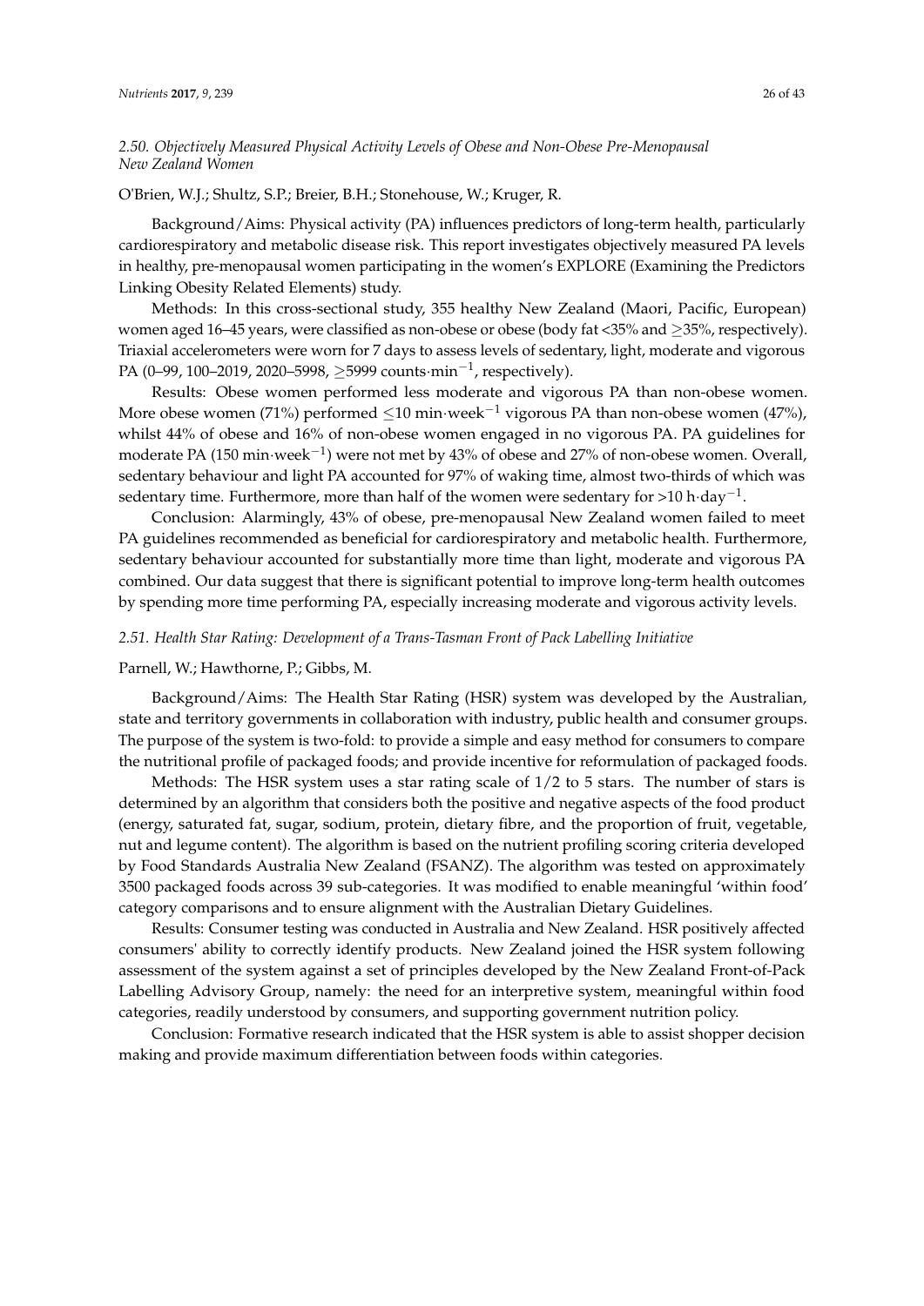### *2.50. Objectively Measured Physical Activity Levels of Obese and Non-Obese Pre-Menopausal New Zealand Women*

O'Brien, W.J.; Shultz, S.P.; Breier, B.H.; Stonehouse, W.; Kruger, R.

Background/Aims: Physical activity (PA) influences predictors of long-term health, particularly cardiorespiratory and metabolic disease risk. This report investigates objectively measured PA levels in healthy, pre-menopausal women participating in the women's EXPLORE (Examining the Predictors Linking Obesity Related Elements) study.

Methods: In this cross-sectional study, 355 healthy New Zealand (Maori, Pacific, European) women aged 16–45 years, were classified as non-obese or obese (body fat <35% and ≥35%, respectively). Triaxial accelerometers were worn for 7 days to assess levels of sedentary, light, moderate and vigorous PA (0–99, 100–2019, 2020–5998, ≥5999 counts·min$^{-1}$, respectively).

Results: Obese women performed less moderate and vigorous PA than non-obese women. More obese women (71%) performed ≤10 min·week$^{-1}$ vigorous PA than non-obese women (47%), whilst 44% of obese and 16% of non-obese women engaged in no vigorous PA. PA guidelines for moderate PA (150 min·week$^{-1}$) were not met by 43% of obese and 27% of non-obese women. Overall, sedentary behaviour and light PA accounted for 97% of waking time, almost two-thirds of which was sedentary time. Furthermore, more than half of the women were sedentary for >10 h·day$^{-1}$.

Conclusion: Alarmingly, 43% of obese, pre-menopausal New Zealand women failed to meet PA guidelines recommended as beneficial for cardiorespiratory and metabolic health. Furthermore, sedentary behaviour accounted for substantially more time than light, moderate and vigorous PA combined. Our data suggest that there is significant potential to improve long-term health outcomes by spending more time performing PA, especially increasing moderate and vigorous activity levels.

### *2.51. Health Star Rating: Development of a Trans-Tasman Front of Pack Labelling Initiative*

Parnell, W.; Hawthorne, P.; Gibbs, M.

Background/Aims: The Health Star Rating (HSR) system was developed by the Australian, state and territory governments in collaboration with industry, public health and consumer groups. The purpose of the system is two-fold: to provide a simple and easy method for consumers to compare the nutritional profile of packaged foods; and provide incentive for reformulation of packaged foods.

Methods: The HSR system uses a star rating scale of 1/2 to 5 stars. The number of stars is determined by an algorithm that considers both the positive and negative aspects of the food product (energy, saturated fat, sugar, sodium, protein, dietary fibre, and the proportion of fruit, vegetable, nut and legume content). The algorithm is based on the nutrient profiling scoring criteria developed by Food Standards Australia New Zealand (FSANZ). The algorithm was tested on approximately 3500 packaged foods across 39 sub-categories. It was modified to enable meaningful 'within food' category comparisons and to ensure alignment with the Australian Dietary Guidelines.

Results: Consumer testing was conducted in Australia and New Zealand. HSR positively affected consumers' ability to correctly identify products. New Zealand joined the HSR system following assessment of the system against a set of principles developed by the New Zealand Front-of-Pack Labelling Advisory Group, namely: the need for an interpretive system, meaningful within food categories, readily understood by consumers, and supporting government nutrition policy.

Conclusion: Formative research indicated that the HSR system is able to assist shopper decision making and provide maximum differentiation between foods within categories.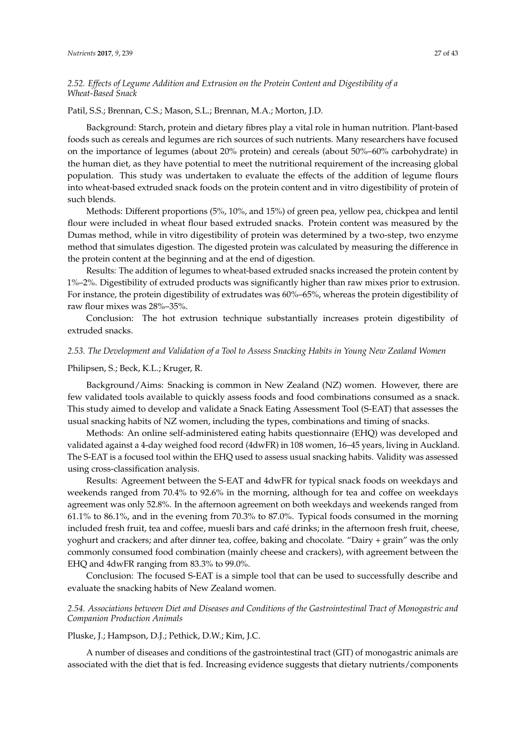### *2.52. Effects of Legume Addition and Extrusion on the Protein Content and Digestibility of a Wheat-Based Snack*

Patil, S.S.; Brennan, C.S.; Mason, S.L.; Brennan, M.A.; Morton, J.D.

Background: Starch, protein and dietary fibres play a vital role in human nutrition. Plant-based foods such as cereals and legumes are rich sources of such nutrients. Many researchers have focused on the importance of legumes (about 20% protein) and cereals (about 50%–60% carbohydrate) in the human diet, as they have potential to meet the nutritional requirement of the increasing global population. This study was undertaken to evaluate the effects of the addition of legume flours into wheat-based extruded snack foods on the protein content and in vitro digestibility of protein of such blends.

Methods: Different proportions (5%, 10%, and 15%) of green pea, yellow pea, chickpea and lentil flour were included in wheat flour based extruded snacks. Protein content was measured by the Dumas method, while in vitro digestibility of protein was determined by a two-step, two enzyme method that simulates digestion. The digested protein was calculated by measuring the difference in the protein content at the beginning and at the end of digestion.

Results: The addition of legumes to wheat-based extruded snacks increased the protein content by 1%–2%. Digestibility of extruded products was significantly higher than raw mixes prior to extrusion. For instance, the protein digestibility of extrudates was 60%–65%, whereas the protein digestibility of raw flour mixes was 28%–35%.

Conclusion: The hot extrusion technique substantially increases protein digestibility of extruded snacks.

### *2.53. The Development and Validation of a Tool to Assess Snacking Habits in Young New Zealand Women*

Philipsen, S.; Beck, K.L.; Kruger, R.

Background/Aims: Snacking is common in New Zealand (NZ) women. However, there are few validated tools available to quickly assess foods and food combinations consumed as a snack. This study aimed to develop and validate a Snack Eating Assessment Tool (S-EAT) that assesses the usual snacking habits of NZ women, including the types, combinations and timing of snacks.

Methods: An online self-administered eating habits questionnaire (EHQ) was developed and validated against a 4-day weighed food record (4dwFR) in 108 women, 16–45 years, living in Auckland. The S-EAT is a focused tool within the EHQ used to assess usual snacking habits. Validity was assessed using cross-classification analysis.

Results: Agreement between the S-EAT and 4dwFR for typical snack foods on weekdays and weekends ranged from 70.4% to 92.6% in the morning, although for tea and coffee on weekdays agreement was only 52.8%. In the afternoon agreement on both weekdays and weekends ranged from 61.1% to 86.1%, and in the evening from 70.3% to 87.0%. Typical foods consumed in the morning included fresh fruit, tea and coffee, muesli bars and café drinks; in the afternoon fresh fruit, cheese, yoghurt and crackers; and after dinner tea, coffee, baking and chocolate. "Dairy + grain" was the only commonly consumed food combination (mainly cheese and crackers), with agreement between the EHQ and 4dwFR ranging from 83.3% to 99.0%.

Conclusion: The focused S-EAT is a simple tool that can be used to successfully describe and evaluate the snacking habits of New Zealand women.

### *2.54. Associations between Diet and Diseases and Conditions of the Gastrointestinal Tract of Monogastric and Companion Production Animals*

Pluske, J.; Hampson, D.J.; Pethick, D.W.; Kim, J.C.

A number of diseases and conditions of the gastrointestinal tract (GIT) of monogastric animals are associated with the diet that is fed. Increasing evidence suggests that dietary nutrients/components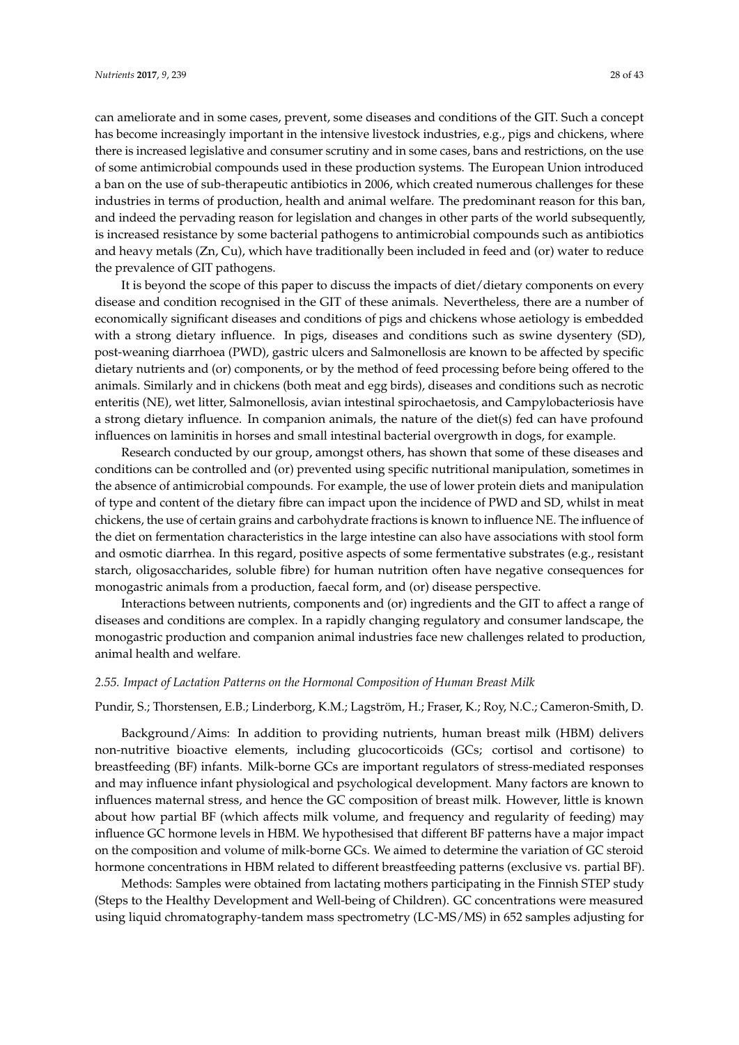can ameliorate and in some cases, prevent, some diseases and conditions of the GIT. Such a concept has become increasingly important in the intensive livestock industries, e.g., pigs and chickens, where there is increased legislative and consumer scrutiny and in some cases, bans and restrictions, on the use of some antimicrobial compounds used in these production systems. The European Union introduced a ban on the use of sub-therapeutic antibiotics in 2006, which created numerous challenges for these industries in terms of production, health and animal welfare. The predominant reason for this ban, and indeed the pervading reason for legislation and changes in other parts of the world subsequently, is increased resistance by some bacterial pathogens to antimicrobial compounds such as antibiotics and heavy metals (Zn, Cu), which have traditionally been included in feed and (or) water to reduce the prevalence of GIT pathogens.

It is beyond the scope of this paper to discuss the impacts of diet/dietary components on every disease and condition recognised in the GIT of these animals. Nevertheless, there are a number of economically significant diseases and conditions of pigs and chickens whose aetiology is embedded with a strong dietary influence. In pigs, diseases and conditions such as swine dysentery (SD), post-weaning diarrhoea (PWD), gastric ulcers and Salmonellosis are known to be affected by specific dietary nutrients and (or) components, or by the method of feed processing before being offered to the animals. Similarly and in chickens (both meat and egg birds), diseases and conditions such as necrotic enteritis (NE), wet litter, Salmonellosis, avian intestinal spirochaetosis, and Campylobacteriosis have a strong dietary influence. In companion animals, the nature of the diet(s) fed can have profound influences on laminitis in horses and small intestinal bacterial overgrowth in dogs, for example.

Research conducted by our group, amongst others, has shown that some of these diseases and conditions can be controlled and (or) prevented using specific nutritional manipulation, sometimes in the absence of antimicrobial compounds. For example, the use of lower protein diets and manipulation of type and content of the dietary fibre can impact upon the incidence of PWD and SD, whilst in meat chickens, the use of certain grains and carbohydrate fractions is known to influence NE. The influence of the diet on fermentation characteristics in the large intestine can also have associations with stool form and osmotic diarrhea. In this regard, positive aspects of some fermentative substrates (e.g., resistant starch, oligosaccharides, soluble fibre) for human nutrition often have negative consequences for monogastric animals from a production, faecal form, and (or) disease perspective.

Interactions between nutrients, components and (or) ingredients and the GIT to affect a range of diseases and conditions are complex. In a rapidly changing regulatory and consumer landscape, the monogastric production and companion animal industries face new challenges related to production, animal health and welfare.

### *2.55. Impact of Lactation Patterns on the Hormonal Composition of Human Breast Milk*

Pundir, S.; Thorstensen, E.B.; Linderborg, K.M.; Lagström, H.; Fraser, K.; Roy, N.C.; Cameron-Smith, D.

Background/Aims: In addition to providing nutrients, human breast milk (HBM) delivers non-nutritive bioactive elements, including glucocorticoids (GCs; cortisol and cortisone) to breastfeeding (BF) infants. Milk-borne GCs are important regulators of stress-mediated responses and may influence infant physiological and psychological development. Many factors are known to influences maternal stress, and hence the GC composition of breast milk. However, little is known about how partial BF (which affects milk volume, and frequency and regularity of feeding) may influence GC hormone levels in HBM. We hypothesised that different BF patterns have a major impact on the composition and volume of milk-borne GCs. We aimed to determine the variation of GC steroid hormone concentrations in HBM related to different breastfeeding patterns (exclusive vs. partial BF).

Methods: Samples were obtained from lactating mothers participating in the Finnish STEP study (Steps to the Healthy Development and Well-being of Children). GC concentrations were measured using liquid chromatography-tandem mass spectrometry (LC-MS/MS) in 652 samples adjusting for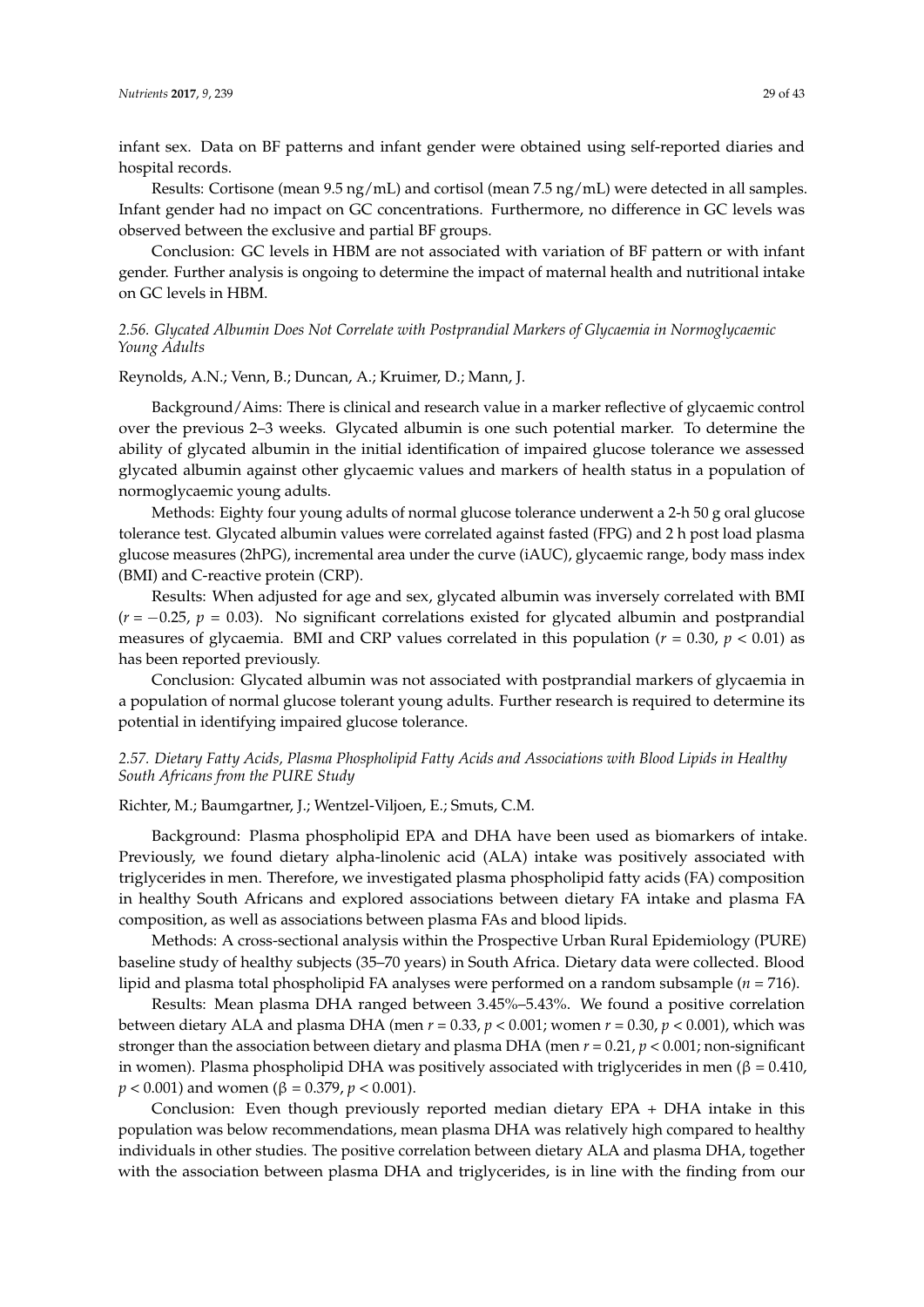infant sex. Data on BF patterns and infant gender were obtained using self-reported diaries and hospital records.

Results: Cortisone (mean 9.5 ng/mL) and cortisol (mean 7.5 ng/mL) were detected in all samples. Infant gender had no impact on GC concentrations. Furthermore, no difference in GC levels was observed between the exclusive and partial BF groups.

Conclusion: GC levels in HBM are not associated with variation of BF pattern or with infant gender. Further analysis is ongoing to determine the impact of maternal health and nutritional intake on GC levels in HBM.

### *2.56. Glycated Albumin Does Not Correlate with Postprandial Markers of Glycaemia in Normoglycaemic Young Adults*

Reynolds, A.N.; Venn, B.; Duncan, A.; Kruimer, D.; Mann, J.

Background/Aims: There is clinical and research value in a marker reflective of glycaemic control over the previous 2–3 weeks. Glycated albumin is one such potential marker. To determine the ability of glycated albumin in the initial identification of impaired glucose tolerance we assessed glycated albumin against other glycaemic values and markers of health status in a population of normoglycaemic young adults.

Methods: Eighty four young adults of normal glucose tolerance underwent a 2-h 50 g oral glucose tolerance test. Glycated albumin values were correlated against fasted (FPG) and 2 h post load plasma glucose measures (2hPG), incremental area under the curve (iAUC), glycaemic range, body mass index (BMI) and C-reactive protein (CRP).

Results: When adjusted for age and sex, glycated albumin was inversely correlated with BMI ($r = -0.25$, $p = 0.03$). No significant correlations existed for glycated albumin and postprandial measures of glycaemia. BMI and CRP values correlated in this population ($r = 0.30$, $p < 0.01$) as has been reported previously.

Conclusion: Glycated albumin was not associated with postprandial markers of glycaemia in a population of normal glucose tolerant young adults. Further research is required to determine its potential in identifying impaired glucose tolerance.

### *2.57. Dietary Fatty Acids, Plasma Phospholipid Fatty Acids and Associations with Blood Lipids in Healthy South Africans from the PURE Study*

Richter, M.; Baumgartner, J.; Wentzel-Viljoen, E.; Smuts, C.M.

Background: Plasma phospholipid EPA and DHA have been used as biomarkers of intake. Previously, we found dietary alpha-linolenic acid (ALA) intake was positively associated with triglycerides in men. Therefore, we investigated plasma phospholipid fatty acids (FA) composition in healthy South Africans and explored associations between dietary FA intake and plasma FA composition, as well as associations between plasma FAs and blood lipids.

Methods: A cross-sectional analysis within the Prospective Urban Rural Epidemiology (PURE) baseline study of healthy subjects (35–70 years) in South Africa. Dietary data were collected. Blood lipid and plasma total phospholipid FA analyses were performed on a random subsample ($n = 716$).

Results: Mean plasma DHA ranged between 3.45%–5.43%. We found a positive correlation between dietary ALA and plasma DHA (men $r = 0.33$, $p < 0.001$; women $r = 0.30$, $p < 0.001$), which was stronger than the association between dietary and plasma DHA (men $r = 0.21$, $p < 0.001$; non-significant in women). Plasma phospholipid DHA was positively associated with triglycerides in men ($\beta = 0.410$, $p < 0.001$) and women ($\beta = 0.379$, $p < 0.001$).

Conclusion: Even though previously reported median dietary EPA + DHA intake in this population was below recommendations, mean plasma DHA was relatively high compared to healthy individuals in other studies. The positive correlation between dietary ALA and plasma DHA, together with the association between plasma DHA and triglycerides, is in line with the finding from our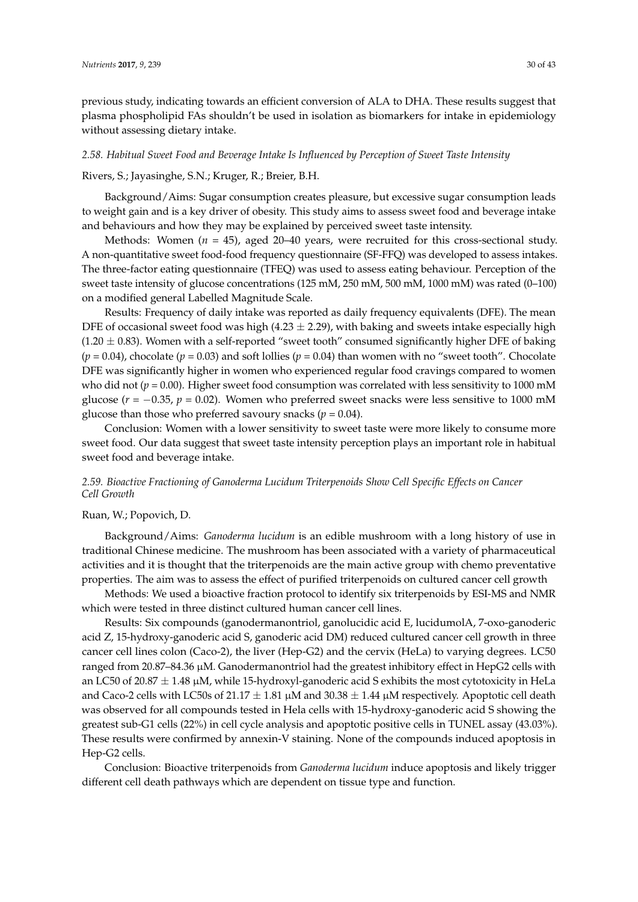previous study, indicating towards an efficient conversion of ALA to DHA. These results suggest that plasma phospholipid FAs shouldn't be used in isolation as biomarkers for intake in epidemiology without assessing dietary intake.

### *2.58. Habitual Sweet Food and Beverage Intake Is Influenced by Perception of Sweet Taste Intensity*

Rivers, S.; Jayasinghe, S.N.; Kruger, R.; Breier, B.H.

Background/Aims: Sugar consumption creates pleasure, but excessive sugar consumption leads to weight gain and is a key driver of obesity. This study aims to assess sweet food and beverage intake and behaviours and how they may be explained by perceived sweet taste intensity.

Methods: Women ($n$ = 45), aged 20–40 years, were recruited for this cross-sectional study. A non-quantitative sweet food-food frequency questionnaire (SF-FFQ) was developed to assess intakes. The three-factor eating questionnaire (TFEQ) was used to assess eating behaviour. Perception of the sweet taste intensity of glucose concentrations (125 mM, 250 mM, 500 mM, 1000 mM) was rated (0–100) on a modified general Labelled Magnitude Scale.

Results: Frequency of daily intake was reported as daily frequency equivalents (DFE). The mean DFE of occasional sweet food was high ($4.23 \pm 2.29$), with baking and sweets intake especially high ($1.20 \pm 0.83$). Women with a self-reported "sweet tooth" consumed significantly higher DFE of baking ($p = 0.04$), chocolate ($p = 0.03$) and soft lollies ($p = 0.04$) than women with no "sweet tooth". Chocolate DFE was significantly higher in women who experienced regular food cravings compared to women who did not ($p = 0.00$). Higher sweet food consumption was correlated with less sensitivity to 1000 mM glucose ($r = -0.35$, $p = 0.02$). Women who preferred sweet snacks were less sensitive to 1000 mM glucose than those who preferred savoury snacks ($p = 0.04$).

Conclusion: Women with a lower sensitivity to sweet taste were more likely to consume more sweet food. Our data suggest that sweet taste intensity perception plays an important role in habitual sweet food and beverage intake.

### *2.59. Bioactive Fractioning of Ganoderma Lucidum Triterpenoids Show Cell Specific Effects on Cancer Cell Growth*

Ruan, W.; Popovich, D.

Background/Aims: *Ganoderma lucidum* is an edible mushroom with a long history of use in traditional Chinese medicine. The mushroom has been associated with a variety of pharmaceutical activities and it is thought that the triterpenoids are the main active group with chemo preventative properties. The aim was to assess the effect of purified triterpenoids on cultured cancer cell growth

Methods: We used a bioactive fraction protocol to identify six triterpenoids by ESI-MS and NMR which were tested in three distinct cultured human cancer cell lines.

Results: Six compounds (ganodermanontriol, ganolucidic acid E, lucidumolA, 7-oxo-ganoderic acid Z, 15-hydroxy-ganoderic acid S, ganoderic acid DM) reduced cultured cancer cell growth in three cancer cell lines colon (Caco-2), the liver (Hep-G2) and the cervix (HeLa) to varying degrees. LC50 ranged from 20.87–84.36 μM. Ganodermanontriol had the greatest inhibitory effect in HepG2 cells with an LC50 of $20.87 \pm 1.48$ μM, while 15-hydroxyl-ganoderic acid S exhibits the most cytotoxicity in HeLa and Caco-2 cells with LC50s of $21.17 \pm 1.81$ μM and $30.38 \pm 1.44$ μM respectively. Apoptotic cell death was observed for all compounds tested in Hela cells with 15-hydroxy-ganoderic acid S showing the greatest sub-G1 cells (22%) in cell cycle analysis and apoptotic positive cells in TUNEL assay (43.03%). These results were confirmed by annexin-V staining. None of the compounds induced apoptosis in Hep-G2 cells.

Conclusion: Bioactive triterpenoids from *Ganoderma lucidum* induce apoptosis and likely trigger different cell death pathways which are dependent on tissue type and function.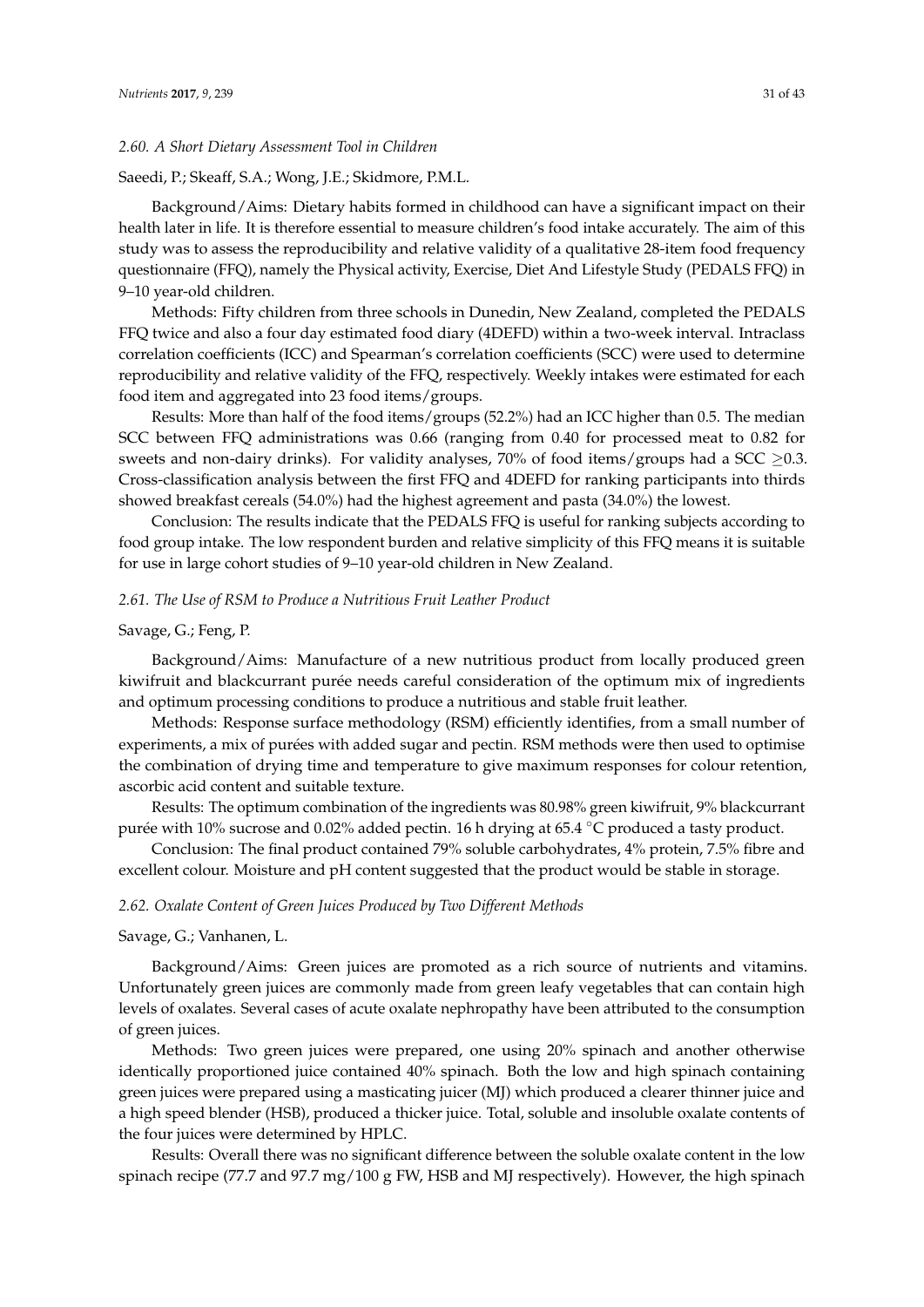### *2.60. A Short Dietary Assessment Tool in Children*

Saeedi, P.; Skeaff, S.A.; Wong, J.E.; Skidmore, P.M.L.

Background/Aims: Dietary habits formed in childhood can have a significant impact on their health later in life. It is therefore essential to measure children's food intake accurately. The aim of this study was to assess the reproducibility and relative validity of a qualitative 28-item food frequency questionnaire (FFQ), namely the Physical activity, Exercise, Diet And Lifestyle Study (PEDALS FFQ) in 9–10 year-old children.

Methods: Fifty children from three schools in Dunedin, New Zealand, completed the PEDALS FFQ twice and also a four day estimated food diary (4DEFD) within a two-week interval. Intraclass correlation coefficients (ICC) and Spearman's correlation coefficients (SCC) were used to determine reproducibility and relative validity of the FFQ, respectively. Weekly intakes were estimated for each food item and aggregated into 23 food items/groups.

Results: More than half of the food items/groups (52.2%) had an ICC higher than 0.5. The median SCC between FFQ administrations was 0.66 (ranging from 0.40 for processed meat to 0.82 for sweets and non-dairy drinks). For validity analyses, 70% of food items/groups had a SCC $\geq$0.3. Cross-classification analysis between the first FFQ and 4DEFD for ranking participants into thirds showed breakfast cereals (54.0%) had the highest agreement and pasta (34.0%) the lowest.

Conclusion: The results indicate that the PEDALS FFQ is useful for ranking subjects according to food group intake. The low respondent burden and relative simplicity of this FFQ means it is suitable for use in large cohort studies of 9–10 year-old children in New Zealand.

### *2.61. The Use of RSM to Produce a Nutritious Fruit Leather Product*

Savage, G.; Feng, P.

Background/Aims: Manufacture of a new nutritious product from locally produced green kiwifruit and blackcurrant purée needs careful consideration of the optimum mix of ingredients and optimum processing conditions to produce a nutritious and stable fruit leather.

Methods: Response surface methodology (RSM) efficiently identifies, from a small number of experiments, a mix of purées with added sugar and pectin. RSM methods were then used to optimise the combination of drying time and temperature to give maximum responses for colour retention, ascorbic acid content and suitable texture.

Results: The optimum combination of the ingredients was 80.98% green kiwifruit, 9% blackcurrant purée with 10% sucrose and 0.02% added pectin. 16 h drying at 65.4 °C produced a tasty product.

Conclusion: The final product contained 79% soluble carbohydrates, 4% protein, 7.5% fibre and excellent colour. Moisture and pH content suggested that the product would be stable in storage.

### *2.62. Oxalate Content of Green Juices Produced by Two Different Methods*

Savage, G.; Vanhanen, L.

Background/Aims: Green juices are promoted as a rich source of nutrients and vitamins. Unfortunately green juices are commonly made from green leafy vegetables that can contain high levels of oxalates. Several cases of acute oxalate nephropathy have been attributed to the consumption of green juices.

Methods: Two green juices were prepared, one using 20% spinach and another otherwise identically proportioned juice contained 40% spinach. Both the low and high spinach containing green juices were prepared using a masticating juicer (MJ) which produced a clearer thinner juice and a high speed blender (HSB), produced a thicker juice. Total, soluble and insoluble oxalate contents of the four juices were determined by HPLC.

Results: Overall there was no significant difference between the soluble oxalate content in the low spinach recipe (77.7 and 97.7 mg/100 g FW, HSB and MJ respectively). However, the high spinach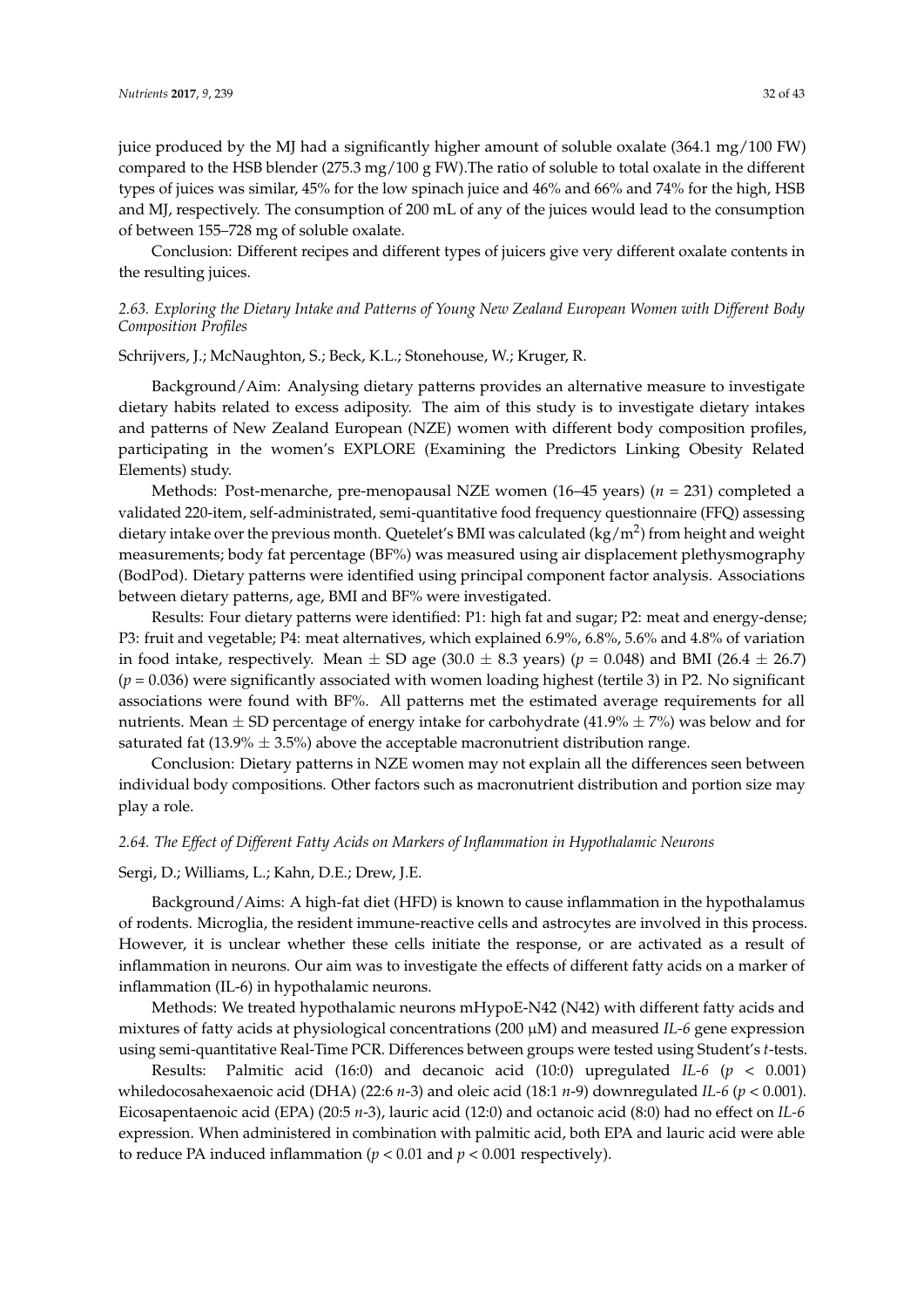juice produced by the MJ had a significantly higher amount of soluble oxalate (364.1 mg/100 FW) compared to the HSB blender (275.3 mg/100 g FW).The ratio of soluble to total oxalate in the different types of juices was similar, 45% for the low spinach juice and 46% and 66% and 74% for the high, HSB and MJ, respectively. The consumption of 200 mL of any of the juices would lead to the consumption of between 155–728 mg of soluble oxalate.

Conclusion: Different recipes and different types of juicers give very different oxalate contents in the resulting juices.

### *2.63. Exploring the Dietary Intake and Patterns of Young New Zealand European Women with Different Body Composition Profiles*

Schrijvers, J.; McNaughton, S.; Beck, K.L.; Stonehouse, W.; Kruger, R.

Background/Aim: Analysing dietary patterns provides an alternative measure to investigate dietary habits related to excess adiposity. The aim of this study is to investigate dietary intakes and patterns of New Zealand European (NZE) women with different body composition profiles, participating in the women's EXPLORE (Examining the Predictors Linking Obesity Related Elements) study.

Methods: Post-menarche, pre-menopausal NZE women (16–45 years) ($n$ = 231) completed a validated 220-item, self-administrated, semi-quantitative food frequency questionnaire (FFQ) assessing dietary intake over the previous month. Quetelet's BMI was calculated ($kg/m^2$) from height and weight measurements; body fat percentage (BF%) was measured using air displacement plethysmography (BodPod). Dietary patterns were identified using principal component factor analysis. Associations between dietary patterns, age, BMI and BF% were investigated.

Results: Four dietary patterns were identified: P1: high fat and sugar; P2: meat and energy-dense; P3: fruit and vegetable; P4: meat alternatives, which explained 6.9%, 6.8%, 5.6% and 4.8% of variation in food intake, respectively. Mean $\pm$ SD age (30.0 $\pm$ 8.3 years) ($p$ = 0.048) and BMI (26.4 $\pm$ 26.7) ($p$ = 0.036) were significantly associated with women loading highest (tertile 3) in P2. No significant associations were found with BF%. All patterns met the estimated average requirements for all nutrients. Mean $\pm$ SD percentage of energy intake for carbohydrate (41.9% $\pm$ 7%) was below and for saturated fat (13.9% $\pm$ 3.5%) above the acceptable macronutrient distribution range.

Conclusion: Dietary patterns in NZE women may not explain all the differences seen between individual body compositions. Other factors such as macronutrient distribution and portion size may play a role.

### *2.64. The Effect of Different Fatty Acids on Markers of Inflammation in Hypothalamic Neurons*

Sergi, D.; Williams, L.; Kahn, D.E.; Drew, J.E.

Background/Aims: A high-fat diet (HFD) is known to cause inflammation in the hypothalamus of rodents. Microglia, the resident immune-reactive cells and astrocytes are involved in this process. However, it is unclear whether these cells initiate the response, or are activated as a result of inflammation in neurons. Our aim was to investigate the effects of different fatty acids on a marker of inflammation (IL-6) in hypothalamic neurons.

Methods: We treated hypothalamic neurons mHypoE-N42 (N42) with different fatty acids and mixtures of fatty acids at physiological concentrations (200 μM) and measured *IL-6* gene expression using semi-quantitative Real-Time PCR. Differences between groups were tested using Student's $t$-tests.

Results: Palmitic acid (16:0) and decanoic acid (10:0) upregulated *IL-6* ($p$ < 0.001) whiledocosahexaenoic acid (DHA) (22:6 $n$-3) and oleic acid (18:1 $n$-9) downregulated *IL-6* ($p$ < 0.001). Eicosapentaenoic acid (EPA) (20:5 $n$-3), lauric acid (12:0) and octanoic acid (8:0) had no effect on *IL-6* expression. When administered in combination with palmitic acid, both EPA and lauric acid were able to reduce PA induced inflammation ($p$ < 0.01 and $p$ < 0.001 respectively).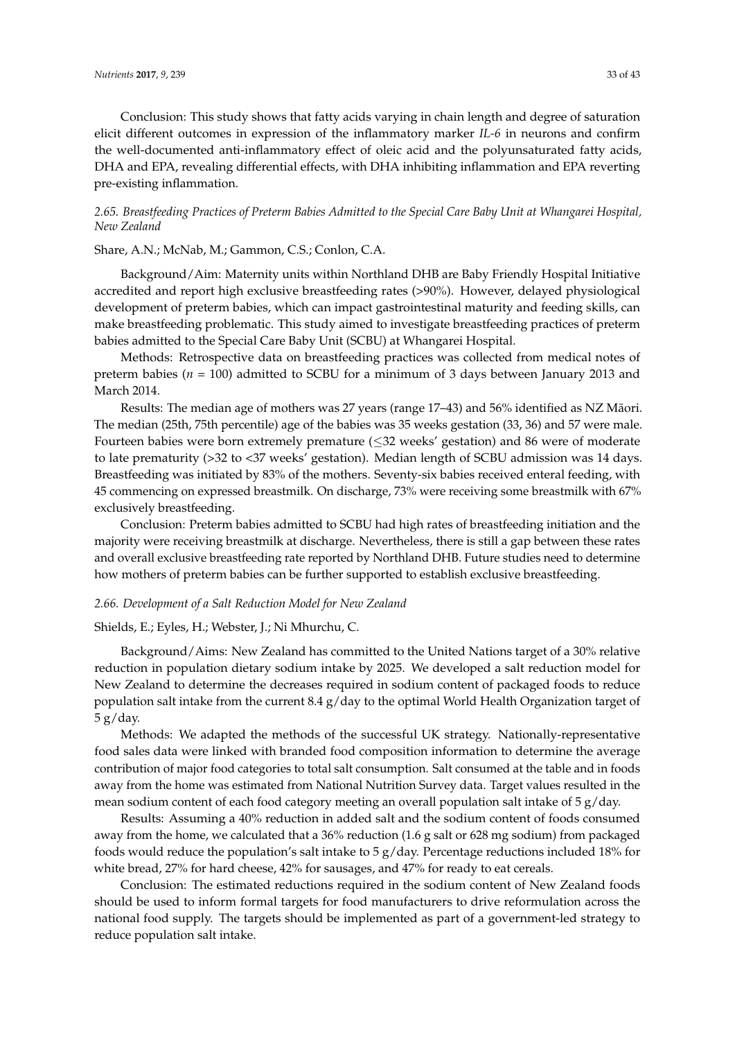Conclusion: This study shows that fatty acids varying in chain length and degree of saturation elicit different outcomes in expression of the inflammatory marker *IL-6* in neurons and confirm the well-documented anti-inflammatory effect of oleic acid and the polyunsaturated fatty acids, DHA and EPA, revealing differential effects, with DHA inhibiting inflammation and EPA reverting pre-existing inflammation.

### *2.65. Breastfeeding Practices of Preterm Babies Admitted to the Special Care Baby Unit at Whangarei Hospital, New Zealand*

Share, A.N.; McNab, M.; Gammon, C.S.; Conlon, C.A.

Background/Aim: Maternity units within Northland DHB are Baby Friendly Hospital Initiative accredited and report high exclusive breastfeeding rates (>90%). However, delayed physiological development of preterm babies, which can impact gastrointestinal maturity and feeding skills, can make breastfeeding problematic. This study aimed to investigate breastfeeding practices of preterm babies admitted to the Special Care Baby Unit (SCBU) at Whangarei Hospital.

Methods: Retrospective data on breastfeeding practices was collected from medical notes of preterm babies ($n$ = 100) admitted to SCBU for a minimum of 3 days between January 2013 and March 2014.

Results: The median age of mothers was 27 years (range 17–43) and 56% identified as NZ Māori. The median (25th, 75th percentile) age of the babies was 35 weeks gestation (33, 36) and 57 were male. Fourteen babies were born extremely premature (≤32 weeks' gestation) and 86 were of moderate to late prematurity (>32 to <37 weeks' gestation). Median length of SCBU admission was 14 days. Breastfeeding was initiated by 83% of the mothers. Seventy-six babies received enteral feeding, with 45 commencing on expressed breastmilk. On discharge, 73% were receiving some breastmilk with 67% exclusively breastfeeding.

Conclusion: Preterm babies admitted to SCBU had high rates of breastfeeding initiation and the majority were receiving breastmilk at discharge. Nevertheless, there is still a gap between these rates and overall exclusive breastfeeding rate reported by Northland DHB. Future studies need to determine how mothers of preterm babies can be further supported to establish exclusive breastfeeding.

### *2.66. Development of a Salt Reduction Model for New Zealand*

Shields, E.; Eyles, H.; Webster, J.; Ni Mhurchu, C.

Background/Aims: New Zealand has committed to the United Nations target of a 30% relative reduction in population dietary sodium intake by 2025. We developed a salt reduction model for New Zealand to determine the decreases required in sodium content of packaged foods to reduce population salt intake from the current 8.4 g/day to the optimal World Health Organization target of 5 g/day.

Methods: We adapted the methods of the successful UK strategy. Nationally-representative food sales data were linked with branded food composition information to determine the average contribution of major food categories to total salt consumption. Salt consumed at the table and in foods away from the home was estimated from National Nutrition Survey data. Target values resulted in the mean sodium content of each food category meeting an overall population salt intake of 5 g/day.

Results: Assuming a 40% reduction in added salt and the sodium content of foods consumed away from the home, we calculated that a 36% reduction (1.6 g salt or 628 mg sodium) from packaged foods would reduce the population's salt intake to 5 g/day. Percentage reductions included 18% for white bread, 27% for hard cheese, 42% for sausages, and 47% for ready to eat cereals.

Conclusion: The estimated reductions required in the sodium content of New Zealand foods should be used to inform formal targets for food manufacturers to drive reformulation across the national food supply. The targets should be implemented as part of a government-led strategy to reduce population salt intake.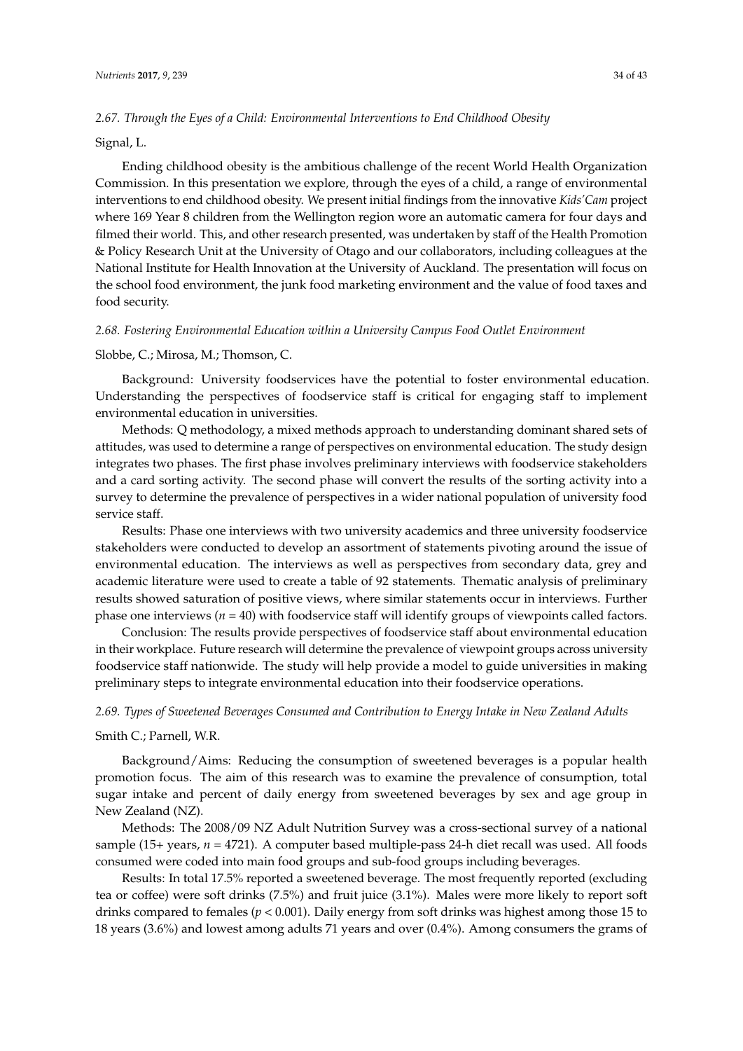### *2.67. Through the Eyes of a Child: Environmental Interventions to End Childhood Obesity*

Signal, L.

Ending childhood obesity is the ambitious challenge of the recent World Health Organization Commission. In this presentation we explore, through the eyes of a child, a range of environmental interventions to end childhood obesity. We present initial findings from the innovative *Kids'Cam* project where 169 Year 8 children from the Wellington region wore an automatic camera for four days and filmed their world. This, and other research presented, was undertaken by staff of the Health Promotion & Policy Research Unit at the University of Otago and our collaborators, including colleagues at the National Institute for Health Innovation at the University of Auckland. The presentation will focus on the school food environment, the junk food marketing environment and the value of food taxes and food security.

### *2.68. Fostering Environmental Education within a University Campus Food Outlet Environment*

Slobbe, C.; Mirosa, M.; Thomson, C.

Background: University foodservices have the potential to foster environmental education. Understanding the perspectives of foodservice staff is critical for engaging staff to implement environmental education in universities.

Methods: Q methodology, a mixed methods approach to understanding dominant shared sets of attitudes, was used to determine a range of perspectives on environmental education. The study design integrates two phases. The first phase involves preliminary interviews with foodservice stakeholders and a card sorting activity. The second phase will convert the results of the sorting activity into a survey to determine the prevalence of perspectives in a wider national population of university food service staff.

Results: Phase one interviews with two university academics and three university foodservice stakeholders were conducted to develop an assortment of statements pivoting around the issue of environmental education. The interviews as well as perspectives from secondary data, grey and academic literature were used to create a table of 92 statements. Thematic analysis of preliminary results showed saturation of positive views, where similar statements occur in interviews. Further phase one interviews ($n$ = 40) with foodservice staff will identify groups of viewpoints called factors.

Conclusion: The results provide perspectives of foodservice staff about environmental education in their workplace. Future research will determine the prevalence of viewpoint groups across university foodservice staff nationwide. The study will help provide a model to guide universities in making preliminary steps to integrate environmental education into their foodservice operations.

### *2.69. Types of Sweetened Beverages Consumed and Contribution to Energy Intake in New Zealand Adults*

Smith C.; Parnell, W.R.

Background/Aims: Reducing the consumption of sweetened beverages is a popular health promotion focus. The aim of this research was to examine the prevalence of consumption, total sugar intake and percent of daily energy from sweetened beverages by sex and age group in New Zealand (NZ).

Methods: The 2008/09 NZ Adult Nutrition Survey was a cross-sectional survey of a national sample (15+ years, $n$ = 4721). A computer based multiple-pass 24-h diet recall was used. All foods consumed were coded into main food groups and sub-food groups including beverages.

Results: In total 17.5% reported a sweetened beverage. The most frequently reported (excluding tea or coffee) were soft drinks (7.5%) and fruit juice (3.1%). Males were more likely to report soft drinks compared to females ($p < 0.001$). Daily energy from soft drinks was highest among those 15 to 18 years (3.6%) and lowest among adults 71 years and over (0.4%). Among consumers the grams of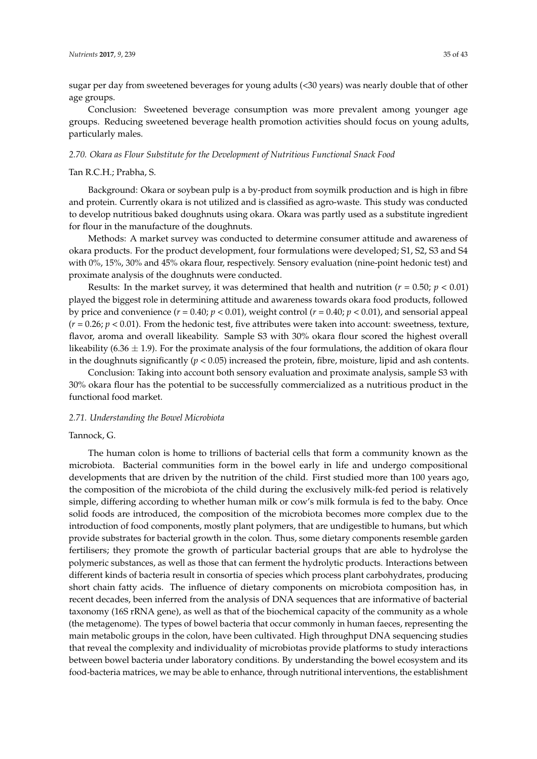sugar per day from sweetened beverages for young adults (<30 years) was nearly double that of other age groups.

Conclusion: Sweetened beverage consumption was more prevalent among younger age groups. Reducing sweetened beverage health promotion activities should focus on young adults, particularly males.

### *2.70. Okara as Flour Substitute for the Development of Nutritious Functional Snack Food*

Tan R.C.H.; Prabha, S.

Background: Okara or soybean pulp is a by-product from soymilk production and is high in fibre and protein. Currently okara is not utilized and is classified as agro-waste. This study was conducted to develop nutritious baked doughnuts using okara. Okara was partly used as a substitute ingredient for flour in the manufacture of the doughnuts.

Methods: A market survey was conducted to determine consumer attitude and awareness of okara products. For the product development, four formulations were developed; S1, S2, S3 and S4 with 0%, 15%, 30% and 45% okara flour, respectively. Sensory evaluation (nine-point hedonic test) and proximate analysis of the doughnuts were conducted.

Results: In the market survey, it was determined that health and nutrition ($r = 0.50$; $p < 0.01$) played the biggest role in determining attitude and awareness towards okara food products, followed by price and convenience ($r = 0.40$; $p < 0.01$), weight control ($r = 0.40$; $p < 0.01$), and sensorial appeal ($r = 0.26$; $p < 0.01$). From the hedonic test, five attributes were taken into account: sweetness, texture, flavor, aroma and overall likeability. Sample S3 with 30% okara flour scored the highest overall likeability ($6.36 \pm 1.9$). For the proximate analysis of the four formulations, the addition of okara flour in the doughnuts significantly ($p < 0.05$) increased the protein, fibre, moisture, lipid and ash contents.

Conclusion: Taking into account both sensory evaluation and proximate analysis, sample S3 with 30% okara flour has the potential to be successfully commercialized as a nutritious product in the functional food market.

### *2.71. Understanding the Bowel Microbiota*

Tannock, G.

The human colon is home to trillions of bacterial cells that form a community known as the microbiota. Bacterial communities form in the bowel early in life and undergo compositional developments that are driven by the nutrition of the child. First studied more than 100 years ago, the composition of the microbiota of the child during the exclusively milk-fed period is relatively simple, differing according to whether human milk or cow's milk formula is fed to the baby. Once solid foods are introduced, the composition of the microbiota becomes more complex due to the introduction of food components, mostly plant polymers, that are undigestible to humans, but which provide substrates for bacterial growth in the colon. Thus, some dietary components resemble garden fertilisers; they promote the growth of particular bacterial groups that are able to hydrolyse the polymeric substances, as well as those that can ferment the hydrolytic products. Interactions between different kinds of bacteria result in consortia of species which process plant carbohydrates, producing short chain fatty acids. The influence of dietary components on microbiota composition has, in recent decades, been inferred from the analysis of DNA sequences that are informative of bacterial taxonomy (16S rRNA gene), as well as that of the biochemical capacity of the community as a whole (the metagenome). The types of bowel bacteria that occur commonly in human faeces, representing the main metabolic groups in the colon, have been cultivated. High throughput DNA sequencing studies that reveal the complexity and individuality of microbiotas provide platforms to study interactions between bowel bacteria under laboratory conditions. By understanding the bowel ecosystem and its food-bacteria matrices, we may be able to enhance, through nutritional interventions, the establishment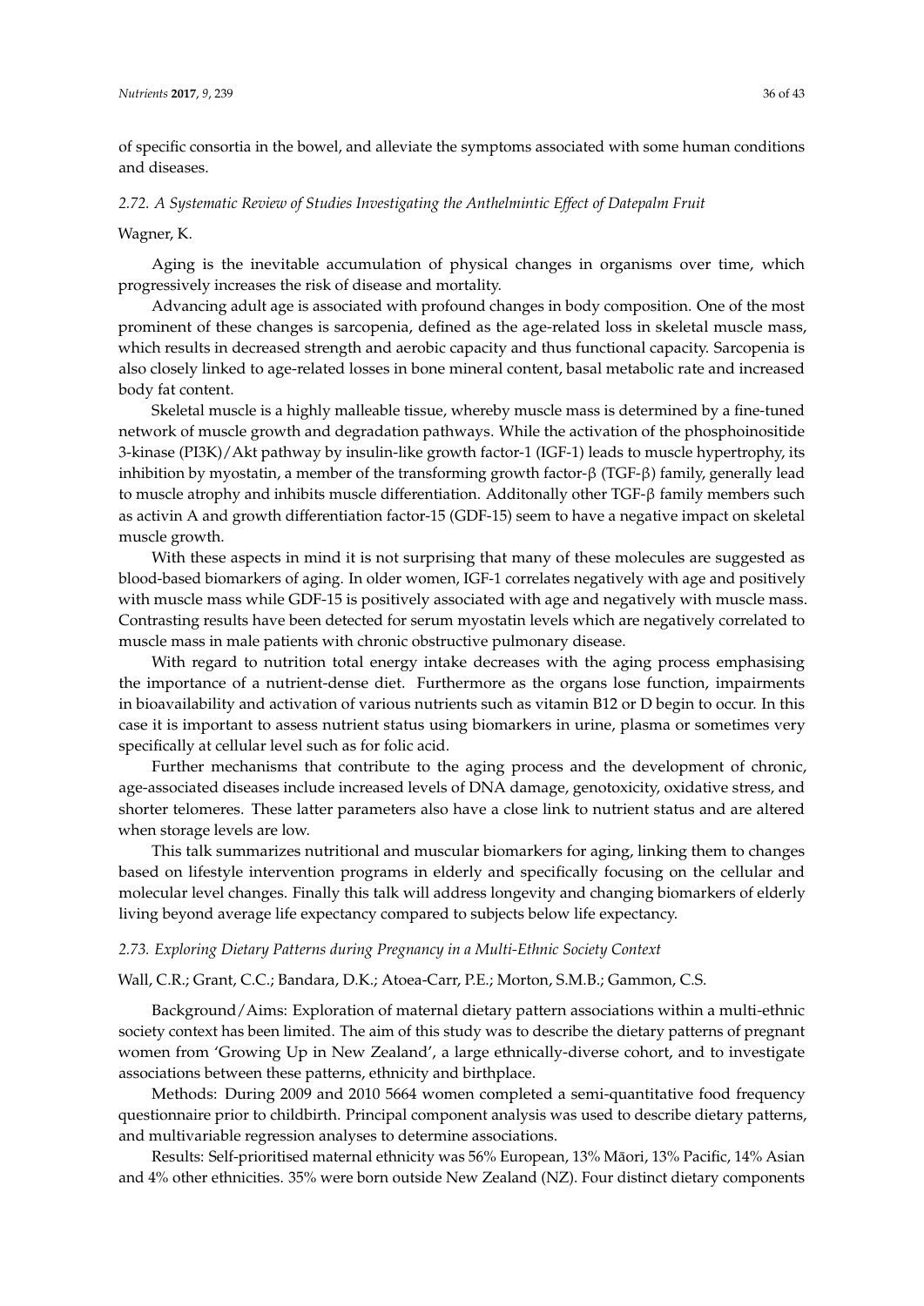of specific consortia in the bowel, and alleviate the symptoms associated with some human conditions and diseases.

### *2.72. A Systematic Review of Studies Investigating the Anthelmintic Effect of Datepalm Fruit*

Wagner, K.

Aging is the inevitable accumulation of physical changes in organisms over time, which progressively increases the risk of disease and mortality.

Advancing adult age is associated with profound changes in body composition. One of the most prominent of these changes is sarcopenia, defined as the age-related loss in skeletal muscle mass, which results in decreased strength and aerobic capacity and thus functional capacity. Sarcopenia is also closely linked to age-related losses in bone mineral content, basal metabolic rate and increased body fat content.

Skeletal muscle is a highly malleable tissue, whereby muscle mass is determined by a fine-tuned network of muscle growth and degradation pathways. While the activation of the phosphoinositide 3-kinase (PI3K)/Akt pathway by insulin-like growth factor-1 (IGF-1) leads to muscle hypertrophy, its inhibition by myostatin, a member of the transforming growth factor-β (TGF-β) family, generally lead to muscle atrophy and inhibits muscle differentiation. Additonally other TGF-β family members such as activin A and growth differentiation factor-15 (GDF-15) seem to have a negative impact on skeletal muscle growth.

With these aspects in mind it is not surprising that many of these molecules are suggested as blood-based biomarkers of aging. In older women, IGF-1 correlates negatively with age and positively with muscle mass while GDF-15 is positively associated with age and negatively with muscle mass. Contrasting results have been detected for serum myostatin levels which are negatively correlated to muscle mass in male patients with chronic obstructive pulmonary disease.

With regard to nutrition total energy intake decreases with the aging process emphasising the importance of a nutrient-dense diet. Furthermore as the organs lose function, impairments in bioavailability and activation of various nutrients such as vitamin B12 or D begin to occur. In this case it is important to assess nutrient status using biomarkers in urine, plasma or sometimes very specifically at cellular level such as for folic acid.

Further mechanisms that contribute to the aging process and the development of chronic, age-associated diseases include increased levels of DNA damage, genotoxicity, oxidative stress, and shorter telomeres. These latter parameters also have a close link to nutrient status and are altered when storage levels are low.

This talk summarizes nutritional and muscular biomarkers for aging, linking them to changes based on lifestyle intervention programs in elderly and specifically focusing on the cellular and molecular level changes. Finally this talk will address longevity and changing biomarkers of elderly living beyond average life expectancy compared to subjects below life expectancy.

### *2.73. Exploring Dietary Patterns during Pregnancy in a Multi-Ethnic Society Context*

Wall, C.R.; Grant, C.C.; Bandara, D.K.; Atoea-Carr, P.E.; Morton, S.M.B.; Gammon, C.S.

Background/Aims: Exploration of maternal dietary pattern associations within a multi-ethnic society context has been limited. The aim of this study was to describe the dietary patterns of pregnant women from 'Growing Up in New Zealand', a large ethnically-diverse cohort, and to investigate associations between these patterns, ethnicity and birthplace.

Methods: During 2009 and 2010 5664 women completed a semi-quantitative food frequency questionnaire prior to childbirth. Principal component analysis was used to describe dietary patterns, and multivariable regression analyses to determine associations.

Results: Self-prioritised maternal ethnicity was 56% European, 13% Māori, 13% Pacific, 14% Asian and 4% other ethnicities. 35% were born outside New Zealand (NZ). Four distinct dietary components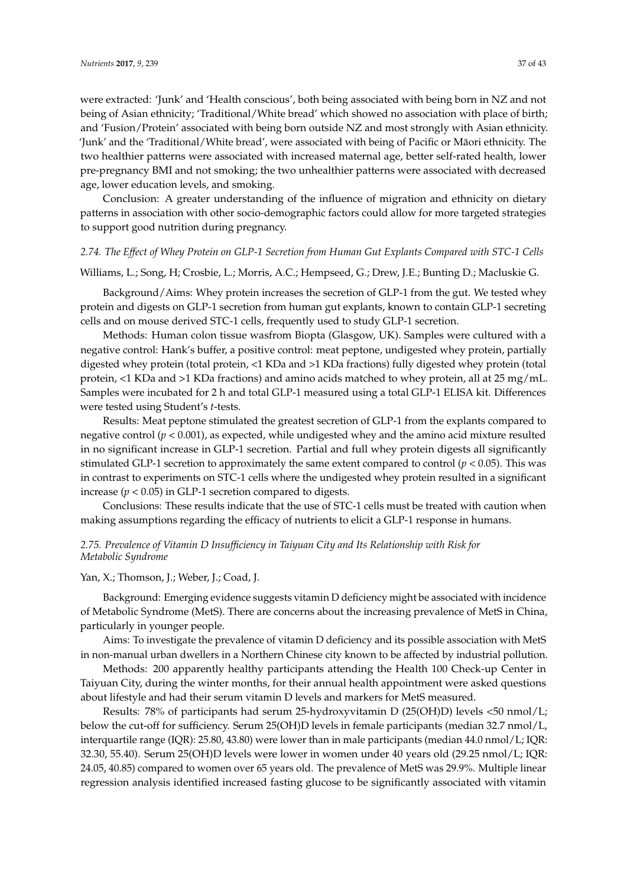were extracted: 'Junk' and 'Health conscious', both being associated with being born in NZ and not being of Asian ethnicity; 'Traditional/White bread' which showed no association with place of birth; and 'Fusion/Protein' associated with being born outside NZ and most strongly with Asian ethnicity. 'Junk' and the 'Traditional/White bread', were associated with being of Pacific or Māori ethnicity. The two healthier patterns were associated with increased maternal age, better self-rated health, lower pre-pregnancy BMI and not smoking; the two unhealthier patterns were associated with decreased age, lower education levels, and smoking.

Conclusion: A greater understanding of the influence of migration and ethnicity on dietary patterns in association with other socio-demographic factors could allow for more targeted strategies to support good nutrition during pregnancy.

### *2.74. The Effect of Whey Protein on GLP-1 Secretion from Human Gut Explants Compared with STC-1 Cells*

Williams, L.; Song, H; Crosbie, L.; Morris, A.C.; Hempseed, G.; Drew, J.E.; Bunting D.; Macluskie G.

Background/Aims: Whey protein increases the secretion of GLP-1 from the gut. We tested whey protein and digests on GLP-1 secretion from human gut explants, known to contain GLP-1 secreting cells and on mouse derived STC-1 cells, frequently used to study GLP-1 secretion.

Methods: Human colon tissue wasfrom Biopta (Glasgow, UK). Samples were cultured with a negative control: Hank's buffer, a positive control: meat peptone, undigested whey protein, partially digested whey protein (total protein, <1 KDa and >1 KDa fractions) fully digested whey protein (total protein, <1 KDa and >1 KDa fractions) and amino acids matched to whey protein, all at 25 mg/mL. Samples were incubated for 2 h and total GLP-1 measured using a total GLP-1 ELISA kit. Differences were tested using Student's *t*-tests.

Results: Meat peptone stimulated the greatest secretion of GLP-1 from the explants compared to negative control ($p < 0.001$), as expected, while undigested whey and the amino acid mixture resulted in no significant increase in GLP-1 secretion. Partial and full whey protein digests all significantly stimulated GLP-1 secretion to approximately the same extent compared to control ($p < 0.05$). This was in contrast to experiments on STC-1 cells where the undigested whey protein resulted in a significant increase ($p < 0.05$) in GLP-1 secretion compared to digests.

Conclusions: These results indicate that the use of STC-1 cells must be treated with caution when making assumptions regarding the efficacy of nutrients to elicit a GLP-1 response in humans.

### *2.75. Prevalence of Vitamin D Insufficiency in Taiyuan City and Its Relationship with Risk for Metabolic Syndrome*

Yan, X.; Thomson, J.; Weber, J.; Coad, J.

Background: Emerging evidence suggests vitamin D deficiency might be associated with incidence of Metabolic Syndrome (MetS). There are concerns about the increasing prevalence of MetS in China, particularly in younger people.

Aims: To investigate the prevalence of vitamin D deficiency and its possible association with MetS in non-manual urban dwellers in a Northern Chinese city known to be affected by industrial pollution.

Methods: 200 apparently healthy participants attending the Health 100 Check-up Center in Taiyuan City, during the winter months, for their annual health appointment were asked questions about lifestyle and had their serum vitamin D levels and markers for MetS measured.

Results: 78% of participants had serum 25-hydroxyvitamin D (25(OH)D) levels <50 nmol/L; below the cut-off for sufficiency. Serum 25(OH)D levels in female participants (median 32.7 nmol/L, interquartile range (IQR): 25.80, 43.80) were lower than in male participants (median 44.0 nmol/L; IQR: 32.30, 55.40). Serum 25(OH)D levels were lower in women under 40 years old (29.25 nmol/L; IQR: 24.05, 40.85) compared to women over 65 years old. The prevalence of MetS was 29.9%. Multiple linear regression analysis identified increased fasting glucose to be significantly associated with vitamin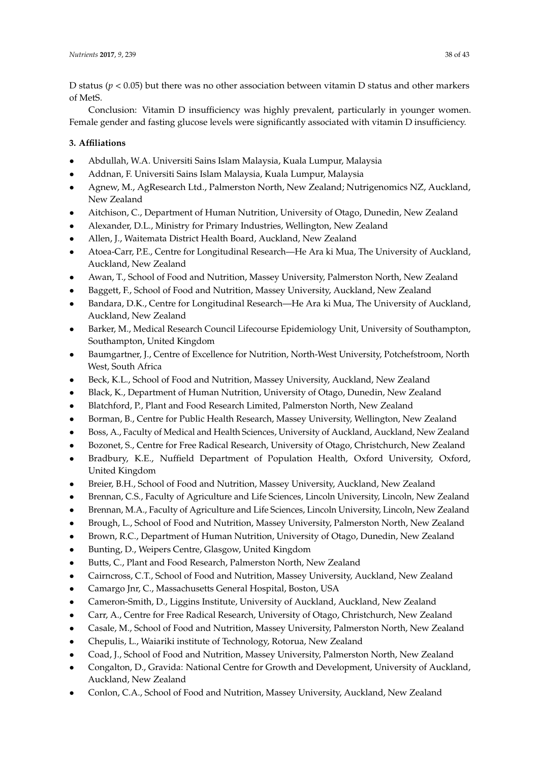D status ($p < 0.05$) but there was no other association between vitamin D status and other markers of MetS.

Conclusion: Vitamin D insufficiency was highly prevalent, particularly in younger women. Female gender and fasting glucose levels were significantly associated with vitamin D insufficiency.

### 3. Affiliations

- Abdullah, W.A. Universiti Sains Islam Malaysia, Kuala Lumpur, Malaysia
- Addnan, F. Universiti Sains Islam Malaysia, Kuala Lumpur, Malaysia
- Agnew, M., AgResearch Ltd., Palmerston North, New Zealand; Nutrigenomics NZ, Auckland, New Zealand
- Aitchison, C., Department of Human Nutrition, University of Otago, Dunedin, New Zealand
- Alexander, D.L., Ministry for Primary Industries, Wellington, New Zealand
- Allen, J., Waitemata District Health Board, Auckland, New Zealand
- Atoea-Carr, P.E., Centre for Longitudinal Research—He Ara ki Mua, The University of Auckland, Auckland, New Zealand
- Awan, T., School of Food and Nutrition, Massey University, Palmerston North, New Zealand
- Baggett, F., School of Food and Nutrition, Massey University, Auckland, New Zealand
- Bandara, D.K., Centre for Longitudinal Research—He Ara ki Mua, The University of Auckland, Auckland, New Zealand
- Barker, M., Medical Research Council Lifecourse Epidemiology Unit, University of Southampton, Southampton, United Kingdom
- Baumgartner, J., Centre of Excellence for Nutrition, North-West University, Potchefstroom, North West, South Africa
- Beck, K.L., School of Food and Nutrition, Massey University, Auckland, New Zealand
- Black, K., Department of Human Nutrition, University of Otago, Dunedin, New Zealand
- Blatchford, P., Plant and Food Research Limited, Palmerston North, New Zealand
- Borman, B., Centre for Public Health Research, Massey University, Wellington, New Zealand
- Boss, A., Faculty of Medical and Health Sciences, University of Auckland, Auckland, New Zealand
- Bozonet, S., Centre for Free Radical Research, University of Otago, Christchurch, New Zealand
- Bradbury, K.E., Nuffield Department of Population Health, Oxford University, Oxford, United Kingdom
- Breier, B.H., School of Food and Nutrition, Massey University, Auckland, New Zealand
- Brennan, C.S., Faculty of Agriculture and Life Sciences, Lincoln University, Lincoln, New Zealand
- Brennan, M.A., Faculty of Agriculture and Life Sciences, Lincoln University, Lincoln, New Zealand
- Brough, L., School of Food and Nutrition, Massey University, Palmerston North, New Zealand
- Brown, R.C., Department of Human Nutrition, University of Otago, Dunedin, New Zealand
- Bunting, D., Weipers Centre, Glasgow, United Kingdom
- Butts, C., Plant and Food Research, Palmerston North, New Zealand
- Cairncross, C.T., School of Food and Nutrition, Massey University, Auckland, New Zealand
- Camargo Jnr, C., Massachusetts General Hospital, Boston, USA
- Cameron-Smith, D., Liggins Institute, University of Auckland, Auckland, New Zealand
- Carr, A., Centre for Free Radical Research, University of Otago, Christchurch, New Zealand
- Casale, M., School of Food and Nutrition, Massey University, Palmerston North, New Zealand
- Chepulis, L., Waiariki institute of Technology, Rotorua, New Zealand
- Coad, J., School of Food and Nutrition, Massey University, Palmerston North, New Zealand
- Congalton, D., Gravida: National Centre for Growth and Development, University of Auckland, Auckland, New Zealand
- Conlon, C.A., School of Food and Nutrition, Massey University, Auckland, New Zealand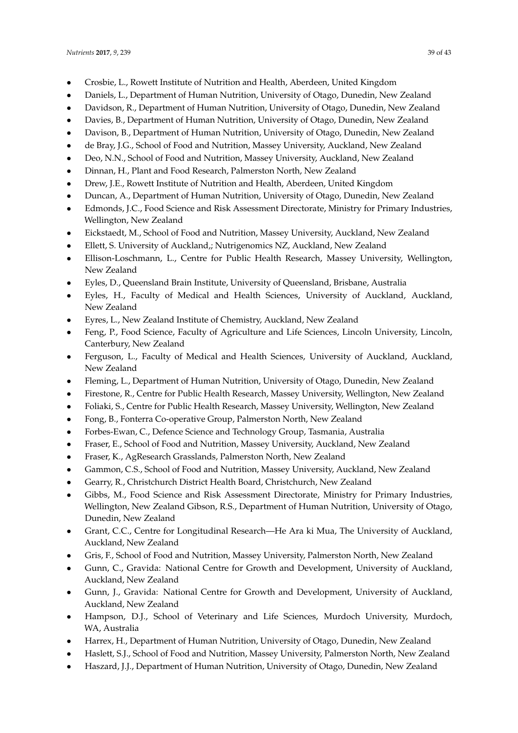- Crosbie, L., Rowett Institute of Nutrition and Health, Aberdeen, United Kingdom
- Daniels, L., Department of Human Nutrition, University of Otago, Dunedin, New Zealand
- Davidson, R., Department of Human Nutrition, University of Otago, Dunedin, New Zealand
- Davies, B., Department of Human Nutrition, University of Otago, Dunedin, New Zealand
- Davison, B., Department of Human Nutrition, University of Otago, Dunedin, New Zealand
- de Bray, J.G., School of Food and Nutrition, Massey University, Auckland, New Zealand
- Deo, N.N., School of Food and Nutrition, Massey University, Auckland, New Zealand
- Dinnan, H., Plant and Food Research, Palmerston North, New Zealand
- Drew, J.E., Rowett Institute of Nutrition and Health, Aberdeen, United Kingdom
- Duncan, A., Department of Human Nutrition, University of Otago, Dunedin, New Zealand
- Edmonds, J.C., Food Science and Risk Assessment Directorate, Ministry for Primary Industries, Wellington, New Zealand
- Eickstaedt, M., School of Food and Nutrition, Massey University, Auckland, New Zealand
- Ellett, S. University of Auckland,; Nutrigenomics NZ, Auckland, New Zealand
- Ellison-Loschmann, L., Centre for Public Health Research, Massey University, Wellington, New Zealand
- Eyles, D., Queensland Brain Institute, University of Queensland, Brisbane, Australia
- Eyles, H., Faculty of Medical and Health Sciences, University of Auckland, Auckland, New Zealand
- Eyres, L., New Zealand Institute of Chemistry, Auckland, New Zealand
- Feng, P., Food Science, Faculty of Agriculture and Life Sciences, Lincoln University, Lincoln, Canterbury, New Zealand
- Ferguson, L., Faculty of Medical and Health Sciences, University of Auckland, Auckland, New Zealand
- Fleming, L., Department of Human Nutrition, University of Otago, Dunedin, New Zealand
- Firestone, R., Centre for Public Health Research, Massey University, Wellington, New Zealand
- Foliaki, S., Centre for Public Health Research, Massey University, Wellington, New Zealand
- Fong, B., Fonterra Co-operative Group, Palmerston North, New Zealand
- Forbes-Ewan, C., Defence Science and Technology Group, Tasmania, Australia
- Fraser, E., School of Food and Nutrition, Massey University, Auckland, New Zealand
- Fraser, K., AgResearch Grasslands, Palmerston North, New Zealand
- Gammon, C.S., School of Food and Nutrition, Massey University, Auckland, New Zealand
- Gearry, R., Christchurch District Health Board, Christchurch, New Zealand
- Gibbs, M., Food Science and Risk Assessment Directorate, Ministry for Primary Industries, Wellington, New Zealand Gibson, R.S., Department of Human Nutrition, University of Otago, Dunedin, New Zealand
- Grant, C.C., Centre for Longitudinal Research—He Ara ki Mua, The University of Auckland, Auckland, New Zealand
- Gris, F., School of Food and Nutrition, Massey University, Palmerston North, New Zealand
- Gunn, C., Gravida: National Centre for Growth and Development, University of Auckland, Auckland, New Zealand
- Gunn, J., Gravida: National Centre for Growth and Development, University of Auckland, Auckland, New Zealand
- Hampson, D.J., School of Veterinary and Life Sciences, Murdoch University, Murdoch, WA, Australia
- Harrex, H., Department of Human Nutrition, University of Otago, Dunedin, New Zealand
- Haslett, S.J., School of Food and Nutrition, Massey University, Palmerston North, New Zealand
- Haszard, J.J., Department of Human Nutrition, University of Otago, Dunedin, New Zealand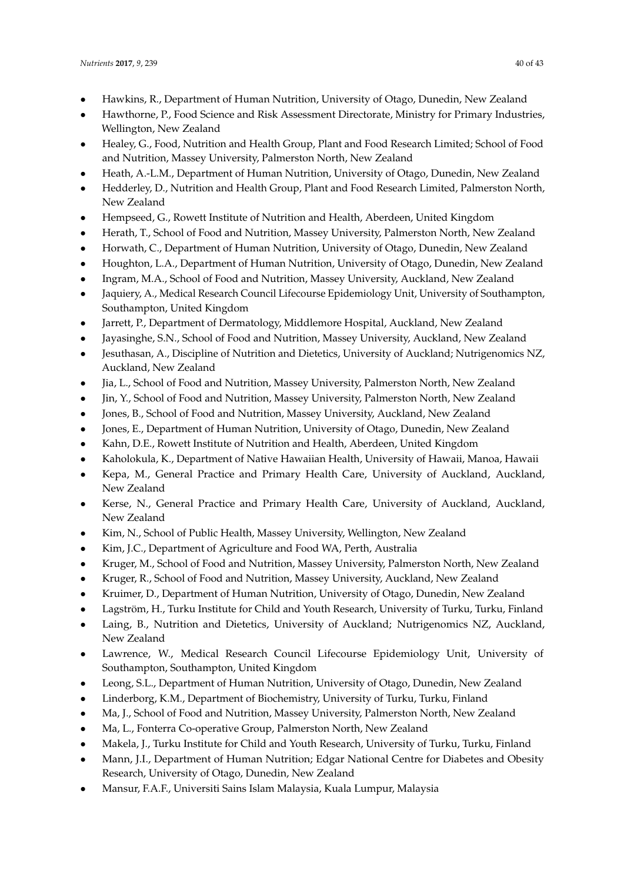- Hawkins, R., Department of Human Nutrition, University of Otago, Dunedin, New Zealand
- Hawthorne, P., Food Science and Risk Assessment Directorate, Ministry for Primary Industries, Wellington, New Zealand
- Healey, G., Food, Nutrition and Health Group, Plant and Food Research Limited; School of Food and Nutrition, Massey University, Palmerston North, New Zealand
- Heath, A.-L.M., Department of Human Nutrition, University of Otago, Dunedin, New Zealand
- Hedderley, D., Nutrition and Health Group, Plant and Food Research Limited, Palmerston North, New Zealand
- Hempseed, G., Rowett Institute of Nutrition and Health, Aberdeen, United Kingdom
- Herath, T., School of Food and Nutrition, Massey University, Palmerston North, New Zealand
- Horwath, C., Department of Human Nutrition, University of Otago, Dunedin, New Zealand
- Houghton, L.A., Department of Human Nutrition, University of Otago, Dunedin, New Zealand
- Ingram, M.A., School of Food and Nutrition, Massey University, Auckland, New Zealand
- Jaquiery, A., Medical Research Council Lifecourse Epidemiology Unit, University of Southampton, Southampton, United Kingdom
- Jarrett, P., Department of Dermatology, Middlemore Hospital, Auckland, New Zealand
- Jayasinghe, S.N., School of Food and Nutrition, Massey University, Auckland, New Zealand
- Jesuthasan, A., Discipline of Nutrition and Dietetics, University of Auckland; Nutrigenomics NZ, Auckland, New Zealand
- Jia, L., School of Food and Nutrition, Massey University, Palmerston North, New Zealand
- Jin, Y., School of Food and Nutrition, Massey University, Palmerston North, New Zealand
- Jones, B., School of Food and Nutrition, Massey University, Auckland, New Zealand
- Jones, E., Department of Human Nutrition, University of Otago, Dunedin, New Zealand
- Kahn, D.E., Rowett Institute of Nutrition and Health, Aberdeen, United Kingdom
- Kaholokula, K., Department of Native Hawaiian Health, University of Hawaii, Manoa, Hawaii
- Kepa, M., General Practice and Primary Health Care, University of Auckland, Auckland, New Zealand
- Kerse, N., General Practice and Primary Health Care, University of Auckland, Auckland, New Zealand
- Kim, N., School of Public Health, Massey University, Wellington, New Zealand
- Kim, J.C., Department of Agriculture and Food WA, Perth, Australia
- Kruger, M., School of Food and Nutrition, Massey University, Palmerston North, New Zealand
- Kruger, R., School of Food and Nutrition, Massey University, Auckland, New Zealand
- Kruimer, D., Department of Human Nutrition, University of Otago, Dunedin, New Zealand
- Lagström, H., Turku Institute for Child and Youth Research, University of Turku, Turku, Finland
- Laing, B., Nutrition and Dietetics, University of Auckland; Nutrigenomics NZ, Auckland, New Zealand
- Lawrence, W., Medical Research Council Lifecourse Epidemiology Unit, University of Southampton, Southampton, United Kingdom
- Leong, S.L., Department of Human Nutrition, University of Otago, Dunedin, New Zealand
- Linderborg, K.M., Department of Biochemistry, University of Turku, Turku, Finland
- Ma, J., School of Food and Nutrition, Massey University, Palmerston North, New Zealand
- Ma, L., Fonterra Co-operative Group, Palmerston North, New Zealand
- Makela, J., Turku Institute for Child and Youth Research, University of Turku, Turku, Finland
- Mann, J.I., Department of Human Nutrition; Edgar National Centre for Diabetes and Obesity Research, University of Otago, Dunedin, New Zealand
- Mansur, F.A.F., Universiti Sains Islam Malaysia, Kuala Lumpur, Malaysia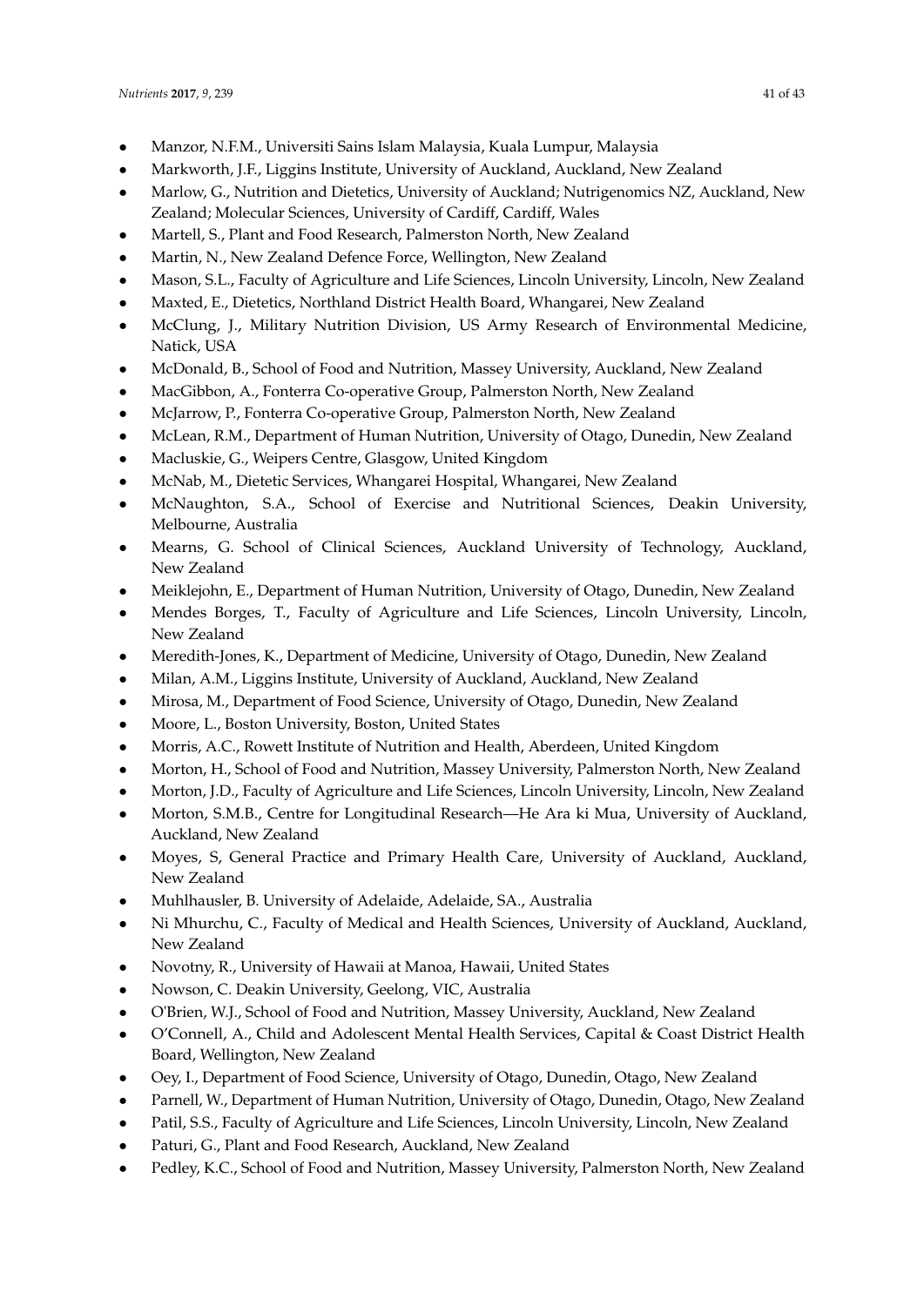- Manzor, N.F.M., Universiti Sains Islam Malaysia, Kuala Lumpur, Malaysia
- Markworth, J.F., Liggins Institute, University of Auckland, Auckland, New Zealand
- Marlow, G., Nutrition and Dietetics, University of Auckland; Nutrigenomics NZ, Auckland, New Zealand; Molecular Sciences, University of Cardiff, Cardiff, Wales
- Martell, S., Plant and Food Research, Palmerston North, New Zealand
- Martin, N., New Zealand Defence Force, Wellington, New Zealand
- Mason, S.L., Faculty of Agriculture and Life Sciences, Lincoln University, Lincoln, New Zealand
- Maxted, E., Dietetics, Northland District Health Board, Whangarei, New Zealand
- McClung, J., Military Nutrition Division, US Army Research of Environmental Medicine, Natick, USA
- McDonald, B., School of Food and Nutrition, Massey University, Auckland, New Zealand
- MacGibbon, A., Fonterra Co-operative Group, Palmerston North, New Zealand
- McJarrow, P., Fonterra Co-operative Group, Palmerston North, New Zealand
- McLean, R.M., Department of Human Nutrition, University of Otago, Dunedin, New Zealand
- Macluskie, G., Weipers Centre, Glasgow, United Kingdom
- McNab, M., Dietetic Services, Whangarei Hospital, Whangarei, New Zealand
- McNaughton, S.A., School of Exercise and Nutritional Sciences, Deakin University, Melbourne, Australia
- Mearns, G. School of Clinical Sciences, Auckland University of Technology, Auckland, New Zealand
- Meiklejohn, E., Department of Human Nutrition, University of Otago, Dunedin, New Zealand
- Mendes Borges, T., Faculty of Agriculture and Life Sciences, Lincoln University, Lincoln, New Zealand
- Meredith-Jones, K., Department of Medicine, University of Otago, Dunedin, New Zealand
- Milan, A.M., Liggins Institute, University of Auckland, Auckland, New Zealand
- Mirosa, M., Department of Food Science, University of Otago, Dunedin, New Zealand
- Moore, L., Boston University, Boston, United States
- Morris, A.C., Rowett Institute of Nutrition and Health, Aberdeen, United Kingdom
- Morton, H., School of Food and Nutrition, Massey University, Palmerston North, New Zealand
- Morton, J.D., Faculty of Agriculture and Life Sciences, Lincoln University, Lincoln, New Zealand
- Morton, S.M.B., Centre for Longitudinal Research—He Ara ki Mua, University of Auckland, Auckland, New Zealand
- Moyes, S, General Practice and Primary Health Care, University of Auckland, Auckland, New Zealand
- Muhlhausler, B. University of Adelaide, Adelaide, SA., Australia
- Ni Mhurchu, C., Faculty of Medical and Health Sciences, University of Auckland, Auckland, New Zealand
- Novotny, R., University of Hawaii at Manoa, Hawaii, United States
- Nowson, C. Deakin University, Geelong, VIC, Australia
- O'Brien, W.J., School of Food and Nutrition, Massey University, Auckland, New Zealand
- O'Connell, A., Child and Adolescent Mental Health Services, Capital & Coast District Health Board, Wellington, New Zealand
- Oey, I., Department of Food Science, University of Otago, Dunedin, Otago, New Zealand
- Parnell, W., Department of Human Nutrition, University of Otago, Dunedin, Otago, New Zealand
- Patil, S.S., Faculty of Agriculture and Life Sciences, Lincoln University, Lincoln, New Zealand
- Paturi, G., Plant and Food Research, Auckland, New Zealand
- Pedley, K.C., School of Food and Nutrition, Massey University, Palmerston North, New Zealand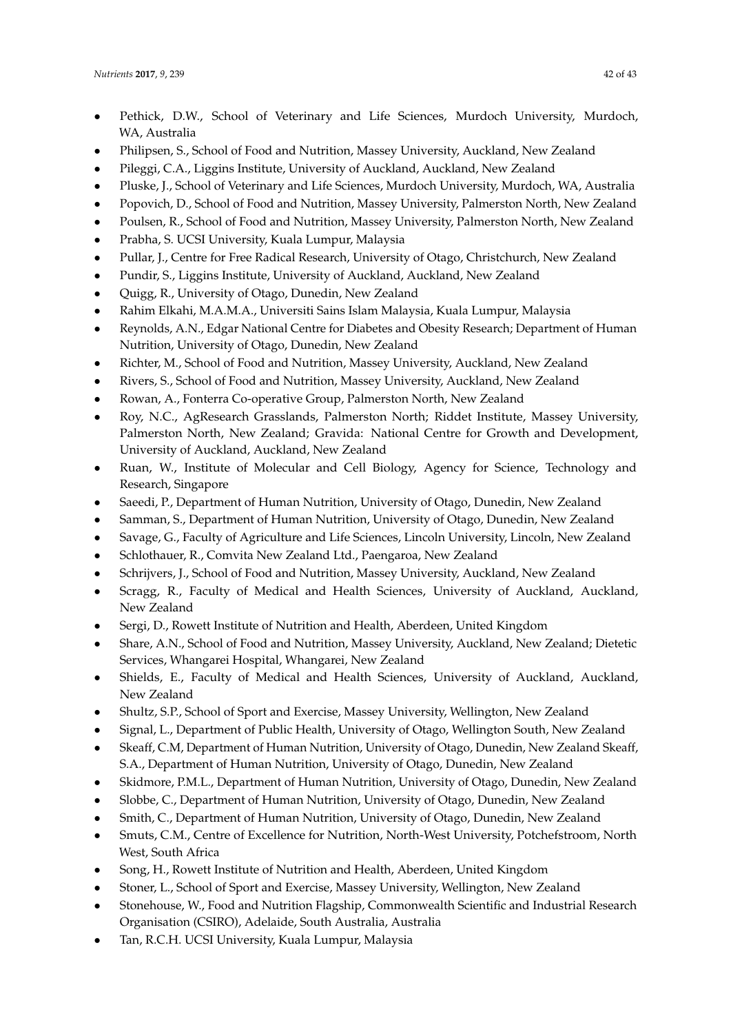- Pethick, D.W., School of Veterinary and Life Sciences, Murdoch University, Murdoch, WA, Australia
- Philipsen, S., School of Food and Nutrition, Massey University, Auckland, New Zealand
- Pileggi, C.A., Liggins Institute, University of Auckland, Auckland, New Zealand
- Pluske, J., School of Veterinary and Life Sciences, Murdoch University, Murdoch, WA, Australia
- Popovich, D., School of Food and Nutrition, Massey University, Palmerston North, New Zealand
- Poulsen, R., School of Food and Nutrition, Massey University, Palmerston North, New Zealand
- Prabha, S. UCSI University, Kuala Lumpur, Malaysia
- Pullar, J., Centre for Free Radical Research, University of Otago, Christchurch, New Zealand
- Pundir, S., Liggins Institute, University of Auckland, Auckland, New Zealand
- Quigg, R., University of Otago, Dunedin, New Zealand
- Rahim Elkahi, M.A.M.A., Universiti Sains Islam Malaysia, Kuala Lumpur, Malaysia
- Reynolds, A.N., Edgar National Centre for Diabetes and Obesity Research; Department of Human Nutrition, University of Otago, Dunedin, New Zealand
- Richter, M., School of Food and Nutrition, Massey University, Auckland, New Zealand
- Rivers, S., School of Food and Nutrition, Massey University, Auckland, New Zealand
- Rowan, A., Fonterra Co-operative Group, Palmerston North, New Zealand
- Roy, N.C., AgResearch Grasslands, Palmerston North; Riddet Institute, Massey University, Palmerston North, New Zealand; Gravida: National Centre for Growth and Development, University of Auckland, Auckland, New Zealand
- Ruan, W., Institute of Molecular and Cell Biology, Agency for Science, Technology and Research, Singapore
- Saeedi, P., Department of Human Nutrition, University of Otago, Dunedin, New Zealand
- Samman, S., Department of Human Nutrition, University of Otago, Dunedin, New Zealand
- Savage, G., Faculty of Agriculture and Life Sciences, Lincoln University, Lincoln, New Zealand
- Schlothauer, R., Comvita New Zealand Ltd., Paengaroa, New Zealand
- Schrijvers, J., School of Food and Nutrition, Massey University, Auckland, New Zealand
- Scragg, R., Faculty of Medical and Health Sciences, University of Auckland, Auckland, New Zealand
- Sergi, D., Rowett Institute of Nutrition and Health, Aberdeen, United Kingdom
- Share, A.N., School of Food and Nutrition, Massey University, Auckland, New Zealand; Dietetic Services, Whangarei Hospital, Whangarei, New Zealand
- Shields, E., Faculty of Medical and Health Sciences, University of Auckland, Auckland, New Zealand
- Shultz, S.P., School of Sport and Exercise, Massey University, Wellington, New Zealand
- Signal, L., Department of Public Health, University of Otago, Wellington South, New Zealand
- Skeaff, C.M, Department of Human Nutrition, University of Otago, Dunedin, New Zealand Skeaff, S.A., Department of Human Nutrition, University of Otago, Dunedin, New Zealand
- Skidmore, P.M.L., Department of Human Nutrition, University of Otago, Dunedin, New Zealand
- Slobbe, C., Department of Human Nutrition, University of Otago, Dunedin, New Zealand
- Smith, C., Department of Human Nutrition, University of Otago, Dunedin, New Zealand
- Smuts, C.M., Centre of Excellence for Nutrition, North-West University, Potchefstroom, North West, South Africa
- Song, H., Rowett Institute of Nutrition and Health, Aberdeen, United Kingdom
- Stoner, L., School of Sport and Exercise, Massey University, Wellington, New Zealand
- Stonehouse, W., Food and Nutrition Flagship, Commonwealth Scientific and Industrial Research Organisation (CSIRO), Adelaide, South Australia, Australia
- Tan, R.C.H. UCSI University, Kuala Lumpur, Malaysia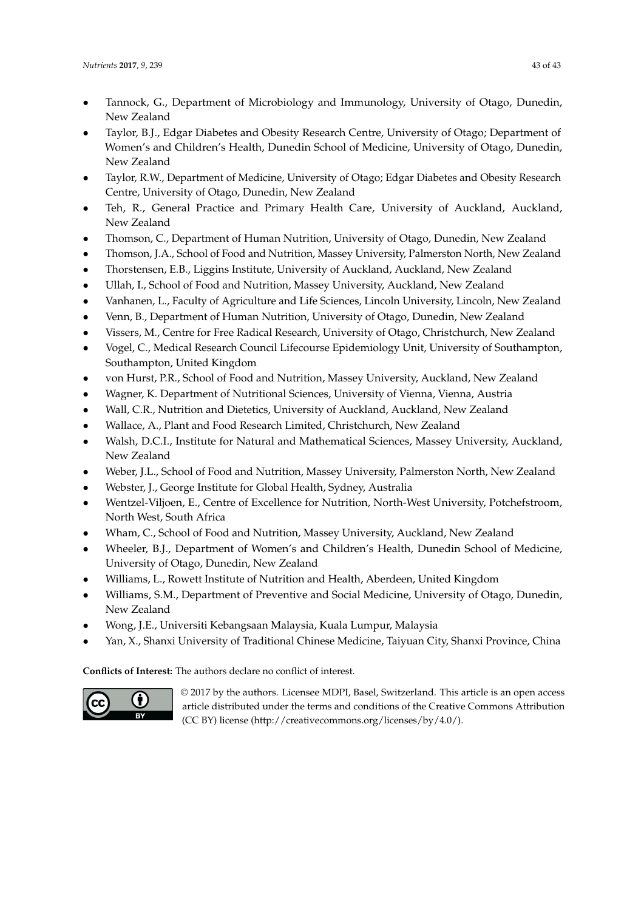- Tannock, G., Department of Microbiology and Immunology, University of Otago, Dunedin, New Zealand
- Taylor, B.J., Edgar Diabetes and Obesity Research Centre, University of Otago; Department of Women's and Children's Health, Dunedin School of Medicine, University of Otago, Dunedin, New Zealand
- Taylor, R.W., Department of Medicine, University of Otago; Edgar Diabetes and Obesity Research Centre, University of Otago, Dunedin, New Zealand
- Teh, R., General Practice and Primary Health Care, University of Auckland, Auckland, New Zealand
- Thomson, C., Department of Human Nutrition, University of Otago, Dunedin, New Zealand
- Thomson, J.A., School of Food and Nutrition, Massey University, Palmerston North, New Zealand
- Thorstensen, E.B., Liggins Institute, University of Auckland, Auckland, New Zealand
- Ullah, I., School of Food and Nutrition, Massey University, Auckland, New Zealand
- Vanhanen, L., Faculty of Agriculture and Life Sciences, Lincoln University, Lincoln, New Zealand
- Venn, B., Department of Human Nutrition, University of Otago, Dunedin, New Zealand
- Vissers, M., Centre for Free Radical Research, University of Otago, Christchurch, New Zealand
- Vogel, C., Medical Research Council Lifecourse Epidemiology Unit, University of Southampton, Southampton, United Kingdom
- von Hurst, P.R., School of Food and Nutrition, Massey University, Auckland, New Zealand
- Wagner, K. Department of Nutritional Sciences, University of Vienna, Vienna, Austria
- Wall, C.R., Nutrition and Dietetics, University of Auckland, Auckland, New Zealand
- Wallace, A., Plant and Food Research Limited, Christchurch, New Zealand
- Walsh, D.C.I., Institute for Natural and Mathematical Sciences, Massey University, Auckland, New Zealand
- Weber, J.L., School of Food and Nutrition, Massey University, Palmerston North, New Zealand
- Webster, J., George Institute for Global Health, Sydney, Australia
- Wentzel-Viljoen, E., Centre of Excellence for Nutrition, North-West University, Potchefstroom, North West, South Africa
- Wham, C., School of Food and Nutrition, Massey University, Auckland, New Zealand
- Wheeler, B.J., Department of Women's and Children's Health, Dunedin School of Medicine, University of Otago, Dunedin, New Zealand
- Williams, L., Rowett Institute of Nutrition and Health, Aberdeen, United Kingdom
- Williams, S.M., Department of Preventive and Social Medicine, University of Otago, Dunedin, New Zealand
- Wong, J.E., Universiti Kebangsaan Malaysia, Kuala Lumpur, Malaysia
- Yan, X., Shanxi University of Traditional Chinese Medicine, Taiyuan City, Shanxi Province, China

**Conflicts of Interest:** The authors declare no conflict of interest.

© 2017 by the authors. Licensee MDPI, Basel, Switzerland. This article is an open access article distributed under the terms and conditions of the Creative Commons Attribution (CC BY) license (http://creativecommons.org/licenses/by/4.0/).